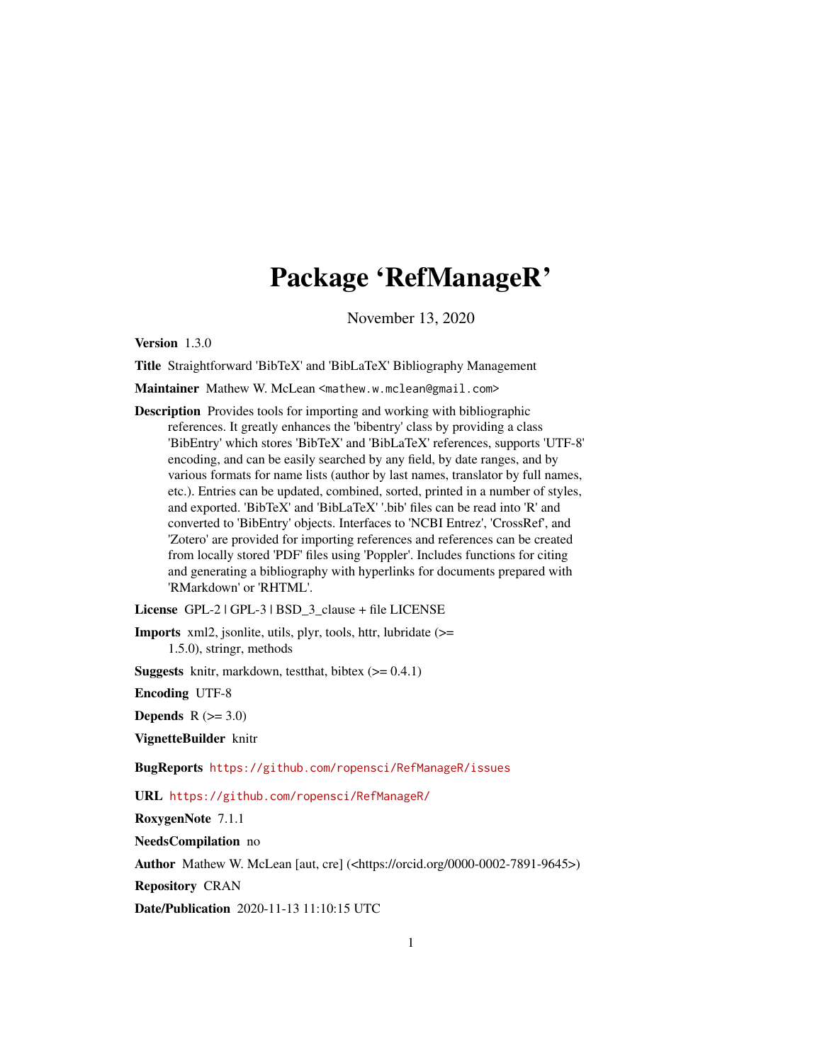# Package 'RefManageR'

November 13, 2020

**Version** 1.3.0

**Title** Straightforward 'BibTeX' and 'BibLaTeX' Bibliography Management

**Maintainer** Mathew W. McLean <mathew.w.mclean@gmail.com>

**Description** Provides tools for importing and working with bibliographic references. It greatly enhances the 'bibentry' class by providing a class 'BibEntry' which stores 'BibTeX' and 'BibLaTeX' references, supports 'UTF-8' encoding, and can be easily searched by any field, by date ranges, and by various formats for name lists (author by last names, translator by full names, etc.). Entries can be updated, combined, sorted, printed in a number of styles, and exported. 'BibTeX' and 'BibLaTeX' '.bib' files can be read into 'R' and converted to 'BibEntry' objects. Interfaces to 'NCBI Entrez', 'CrossRef', and 'Zotero' are provided for importing references and references can be created from locally stored 'PDF' files using 'Poppler'. Includes functions for citing and generating a bibliography with hyperlinks for documents prepared with 'RMarkdown' or 'RHTML'.

**License** GPL-2 | GPL-3 | BSD_3_clause + file LICENSE

**Imports** xml2, jsonlite, utils, plyr, tools, httr, lubridate (>= 1.5.0), stringr, methods

**Suggests** knitr, markdown, testthat, bibtex (>= 0.4.1)

**Encoding** UTF-8

**Depends** R (>= 3.0)

**VignetteBuilder** knitr

**BugReports** https://github.com/ropensci/RefManageR/issues

**URL** https://github.com/ropensci/RefManageR/

**RoxygenNote** 7.1.1

**NeedsCompilation** no

**Author** Mathew W. McLean [aut, cre] (<https://orcid.org/0000-0002-7891-9645>)

**Repository** CRAN

**Date/Publication** 2020-11-13 11:10:15 UTC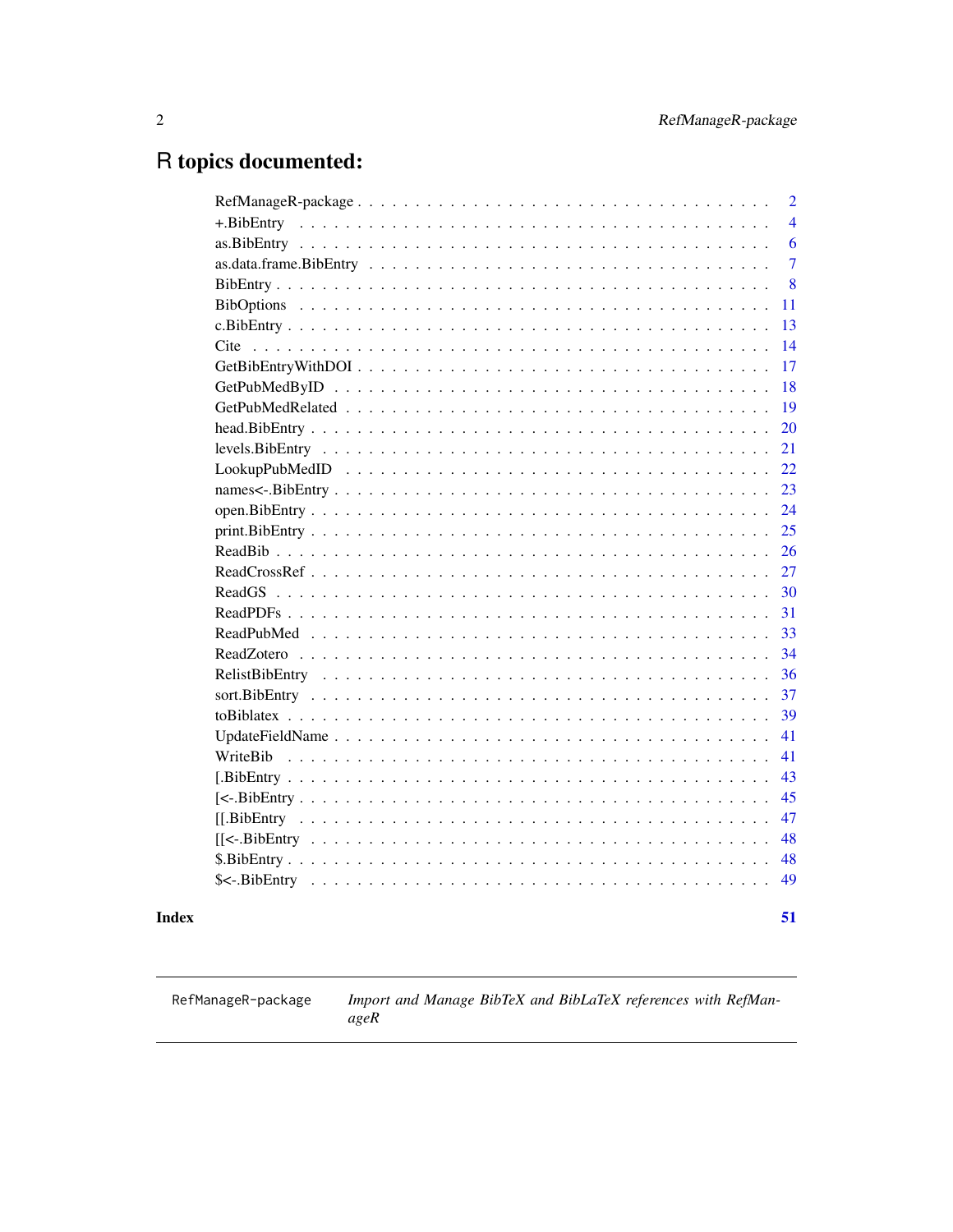# R topics documented:

| | |
|---|---|
| RefManageR-package | 2 |
| +.BibEntry | 4 |
| as.BibEntry | 6 |
| as.data.frame.BibEntry | 7 |
| BibEntry | 8 |
| BibOptions | 11 |
| c.BibEntry | 13 |
| Cite | 14 |
| GetBibEntryWithDOI | 17 |
| GetPubMedByID | 18 |
| GetPubMedRelated | 19 |
| head.BibEntry | 20 |
| levels.BibEntry | 21 |
| LookupPubMedID | 22 |
| names<-.BibEntry | 23 |
| open.BibEntry | 24 |
| print.BibEntry | 25 |
| ReadBib | 26 |
| ReadCrossRef | 27 |
| ReadGS | 30 |
| ReadPDFs | 31 |
| ReadPubMed | 33 |
| ReadZotero | 34 |
| RelistBibEntry | 36 |
| sort.BibEntry | 37 |
| toBiblatex | 39 |
| UpdateFieldName | 41 |
| WriteBib | 41 |
| [.BibEntry | 43 |
| [<-.BibEntry | 45 |
| [[.BibEntry | 47 |
| [[<-.BibEntry | 48 |
| $.BibEntry | 48 |
| $<-.BibEntry | 49 |

**Index** **51**

---

| | |
|---|---|
| `RefManageR-package` | *Import and Manage BibTeX and BibLaTeX references with RefManageR* |

---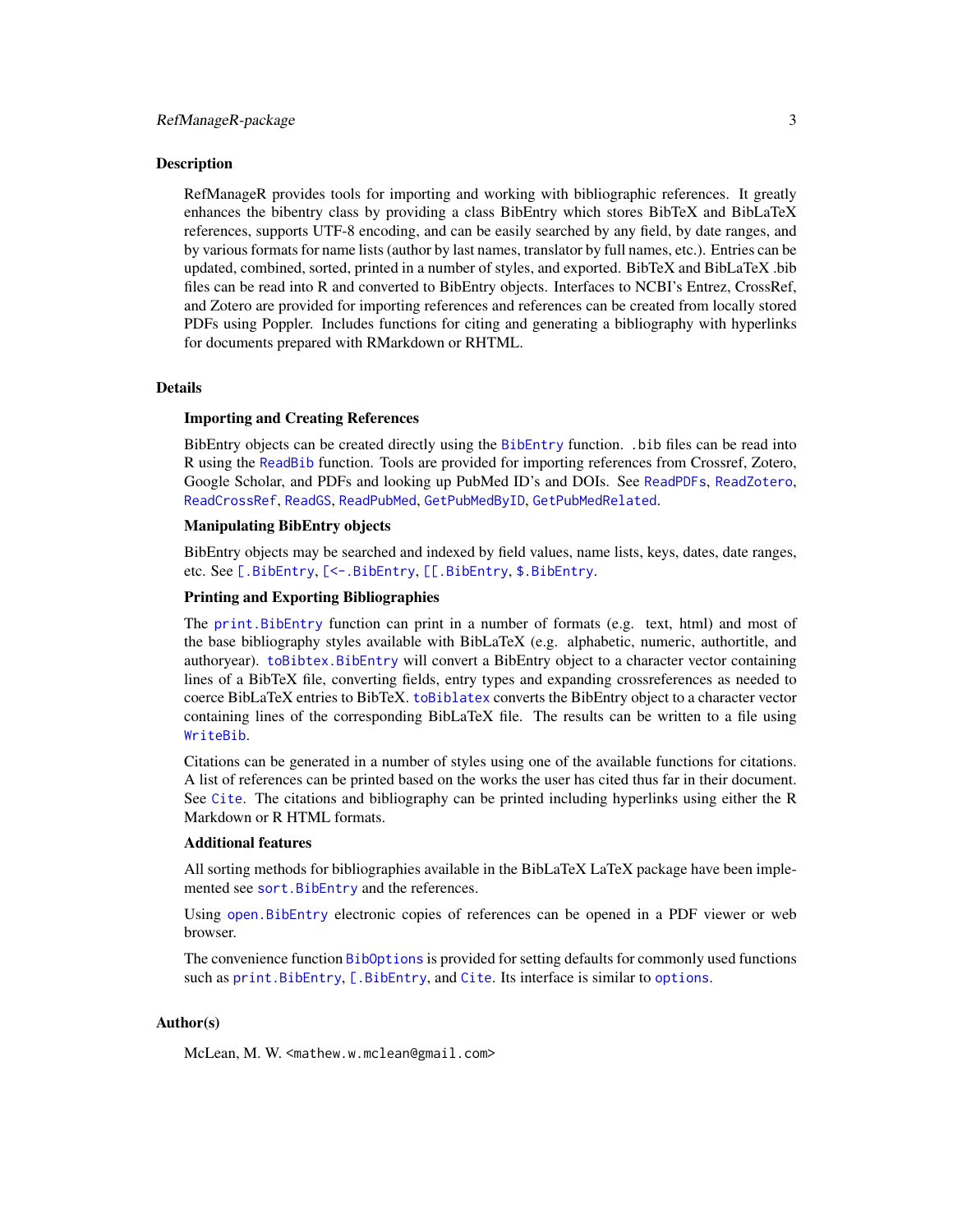## Description

RefManageR provides tools for importing and working with bibliographic references. It greatly enhances the bibentry class by providing a class BibEntry which stores BibTeX and BibLaTeX references, supports UTF-8 encoding, and can be easily searched by any field, by date ranges, and by various formats for name lists (author by last names, translator by full names, etc.). Entries can be updated, combined, sorted, printed in a number of styles, and exported. BibTeX and BibLaTeX .bib files can be read into R and converted to BibEntry objects. Interfaces to NCBI's Entrez, CrossRef, and Zotero are provided for importing references and references can be created from locally stored PDFs using Poppler. Includes functions for citing and generating a bibliography with hyperlinks for documents prepared with RMarkdown or RHTML.

## Details

### Importing and Creating References

BibEntry objects can be created directly using the `BibEntry` function. `.bib` files can be read into R using the `ReadBib` function. Tools are provided for importing references from Crossref, Zotero, Google Scholar, and PDFs and looking up PubMed ID's and DOIs. See `ReadPDFs`, `ReadZotero`, `ReadCrossRef`, `ReadGS`, `ReadPubMed`, `GetPubMedByID`, `GetPubMedRelated`.

### Manipulating BibEntry objects

BibEntry objects may be searched and indexed by field values, name lists, keys, dates, date ranges, etc. See `[.BibEntry`, `[<-.BibEntry`, `[[.BibEntry`, `$.BibEntry`.

### Printing and Exporting Bibliographies

The `print.BibEntry` function can print in a number of formats (e.g. text, html) and most of the base bibliography styles available with BibLaTeX (e.g. alphabetic, numeric, authortitle, and authoryear). `toBibtex.BibEntry` will convert a BibEntry object to a character vector containing lines of a BibTeX file, converting fields, entry types and expanding crossreferences as needed to coerce BibLaTeX entries to BibTeX. `toBiblatex` converts the BibEntry object to a character vector containing lines of the corresponding BibLaTeX file. The results can be written to a file using `WriteBib`.

Citations can be generated in a number of styles using one of the available functions for citations. A list of references can be printed based on the works the user has cited thus far in their document. See `Cite`. The citations and bibliography can be printed including hyperlinks using either the R Markdown or R HTML formats.

### Additional features

All sorting methods for bibliographies available in the BibLaTeX LaTeX package have been implemented see `sort.BibEntry` and the references.

Using `open.BibEntry` electronic copies of references can be opened in a PDF viewer or web browser.

The convenience function `BibOptions` is provided for setting defaults for commonly used functions such as `print.BibEntry`, `[.BibEntry`, and `Cite`. Its interface is similar to `options`.

## Author(s)

McLean, M. W. <mathew.w.mclean@gmail.com>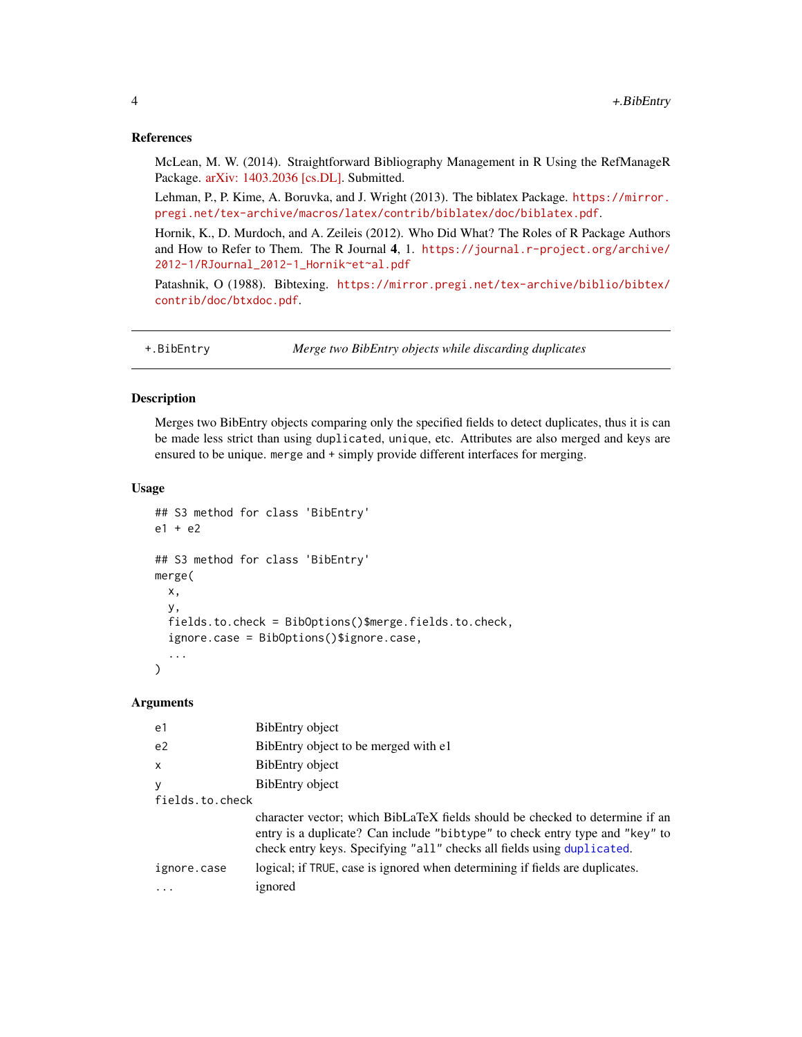### References

McLean, M. W. (2014). Straightforward Bibliography Management in R Using the RefManageR Package. arXiv: 1403.2036 [cs.DL]. Submitted.

Lehman, P., P. Kime, A. Boruvka, and J. Wright (2013). The biblatex Package. https://mirror.pregi.net/tex-archive/macros/latex/contrib/biblatex/doc/biblatex.pdf.

Hornik, K., D. Murdoch, and A. Zeileis (2012). Who Did What? The Roles of R Package Authors and How to Refer to Them. The R Journal **4**, 1. https://journal.r-project.org/archive/2012-1/RJournal_2012-1_Hornik~et~al.pdf

Patashnik, O (1988). Bibtexing. https://mirror.pregi.net/tex-archive/biblio/bibtex/contrib/doc/btxdoc.pdf.

---

## +.BibEntry — *Merge two BibEntry objects while discarding duplicates*

### Description

Merges two BibEntry objects comparing only the specified fields to detect duplicates, thus it is can be made less strict than using `duplicated`, `unique`, etc. Attributes are also merged and keys are ensured to be unique. `merge` and `+` simply provide different interfaces for merging.

### Usage

```
## S3 method for class 'BibEntry'
e1 + e2

## S3 method for class 'BibEntry'
merge(
  x,
  y,
  fields.to.check = BibOptions()$merge.fields.to.check,
  ignore.case = BibOptions()$ignore.case,
  ...
)
```

### Arguments

| | |
|---|---|
| `e1` | BibEntry object |
| `e2` | BibEntry object to be merged with e1 |
| `x` | BibEntry object |
| `y` | BibEntry object |
| `fields.to.check` | character vector; which BibLaTeX fields should be checked to determine if an entry is a duplicate? Can include `"bibtype"` to check entry type and `"key"` to check entry keys. Specifying `"all"` checks all fields using `duplicated`. |
| `ignore.case` | logical; if `TRUE`, case is ignored when determining if fields are duplicates. |
| `...` | ignored |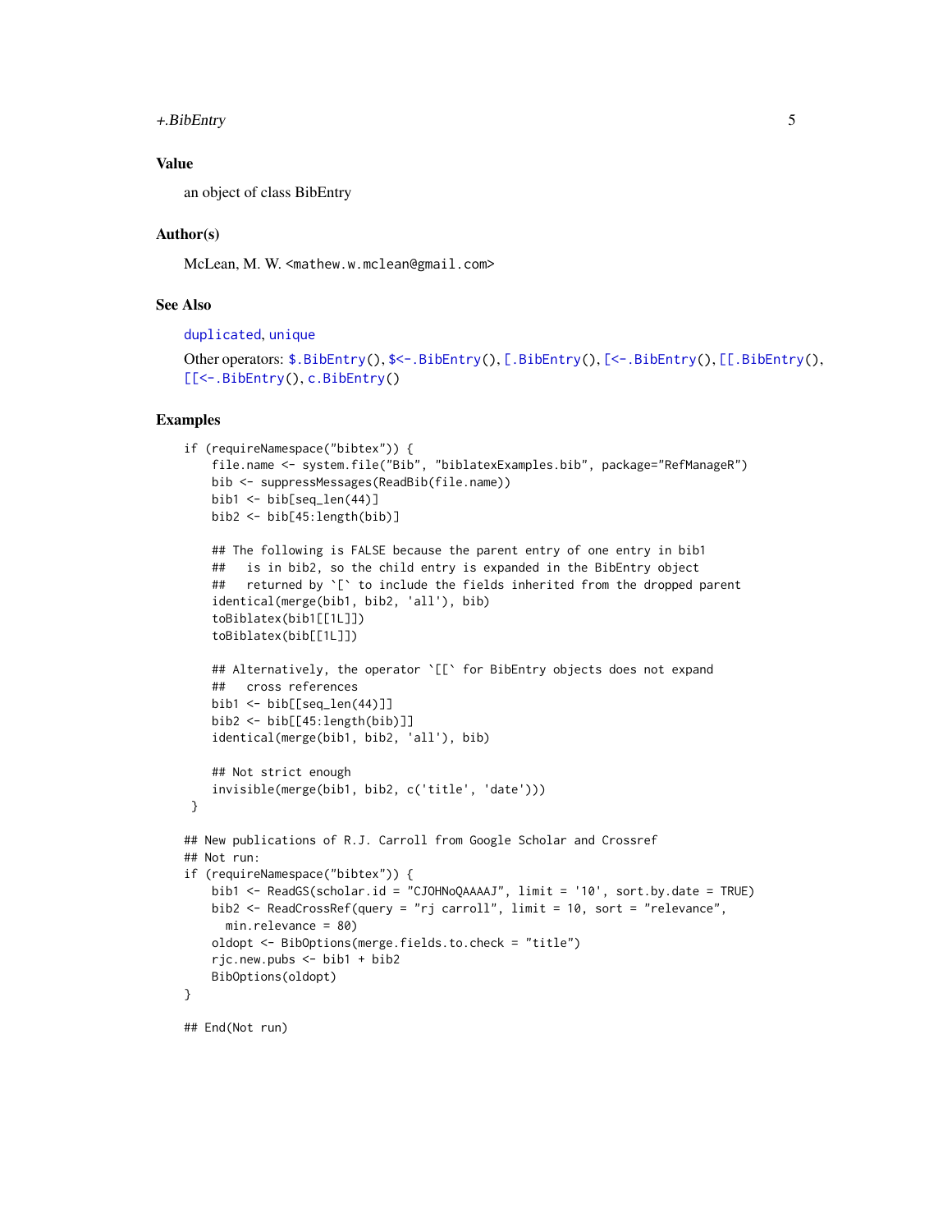### Value

an object of class BibEntry

### Author(s)

McLean, M. W. <mathew.w.mclean@gmail.com>

### See Also

duplicated, unique

Other operators: $.BibEntry(), $<-.BibEntry(), [.BibEntry(), [<-.BibEntry(), [[.BibEntry(), [[<-.BibEntry(), c.BibEntry()

### Examples

```
if (requireNamespace("bibtex")) {
    file.name <- system.file("Bib", "biblatexExamples.bib", package="RefManageR")
    bib <- suppressMessages(ReadBib(file.name))
    bib1 <- bib[seq_len(44)]
    bib2 <- bib[45:length(bib)]

    ## The following is FALSE because the parent entry of one entry in bib1
    ##   is in bib2, so the child entry is expanded in the BibEntry object
    ##   returned by `[` to include the fields inherited from the dropped parent
    identical(merge(bib1, bib2, 'all'), bib)
    toBiblatex(bib1[[1L]])
    toBiblatex(bib[[1L]])

    ## Alternatively, the operator `[[` for BibEntry objects does not expand
    ##   cross references
    bib1 <- bib[[seq_len(44)]]
    bib2 <- bib[[45:length(bib)]]
    identical(merge(bib1, bib2, 'all'), bib)

    ## Not strict enough
    invisible(merge(bib1, bib2, c('title', 'date')))
 }

## New publications of R.J. Carroll from Google Scholar and Crossref
## Not run:
if (requireNamespace("bibtex")) {
    bib1 <- ReadGS(scholar.id = "CJOHNoQAAAAJ", limit = '10', sort.by.date = TRUE)
    bib2 <- ReadCrossRef(query = "rj carroll", limit = 10, sort = "relevance",
      min.relevance = 80)
    oldopt <- BibOptions(merge.fields.to.check = "title")
    rjc.new.pubs <- bib1 + bib2
    BibOptions(oldopt)
}

## End(Not run)
```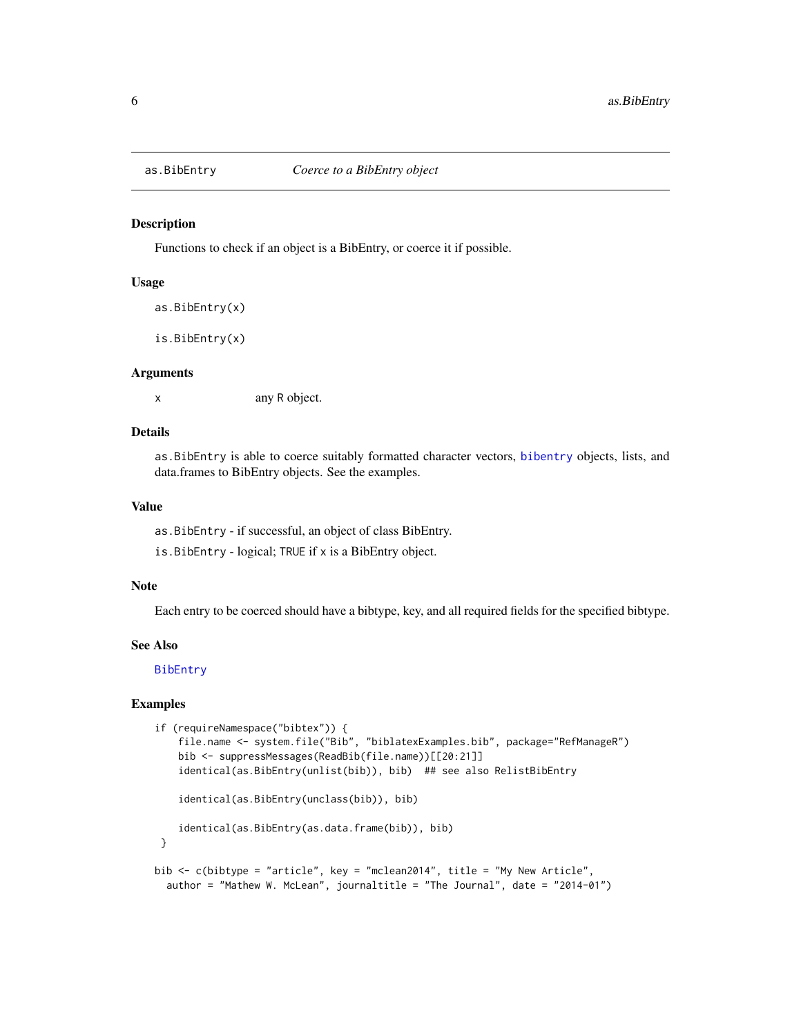as.BibEntry *Coerce to a BibEntry object*

### Description

Functions to check if an object is a BibEntry, or coerce it if possible.

### Usage

```
as.BibEntry(x)

is.BibEntry(x)
```

### Arguments

| | |
|---|---|
| x | any R object. |

### Details

`as.BibEntry` is able to coerce suitably formatted character vectors, `bibentry` objects, lists, and data.frames to BibEntry objects. See the examples.

### Value

`as.BibEntry` - if successful, an object of class BibEntry.

`is.BibEntry` - logical; `TRUE` if `x` is a BibEntry object.

### Note

Each entry to be coerced should have a bibtype, key, and all required fields for the specified bibtype.

### See Also

`BibEntry`

### Examples

```
if (requireNamespace("bibtex")) {
    file.name <- system.file("Bib", "biblatexExamples.bib", package="RefManageR")
    bib <- suppressMessages(ReadBib(file.name))[[20:21]]
    identical(as.BibEntry(unlist(bib)), bib)  ## see also RelistBibEntry

    identical(as.BibEntry(unclass(bib)), bib)

    identical(as.BibEntry(as.data.frame(bib)), bib)
 }

bib <- c(bibtype = "article", key = "mclean2014", title = "My New Article",
  author = "Mathew W. McLean", journaltitle = "The Journal", date = "2014-01")
```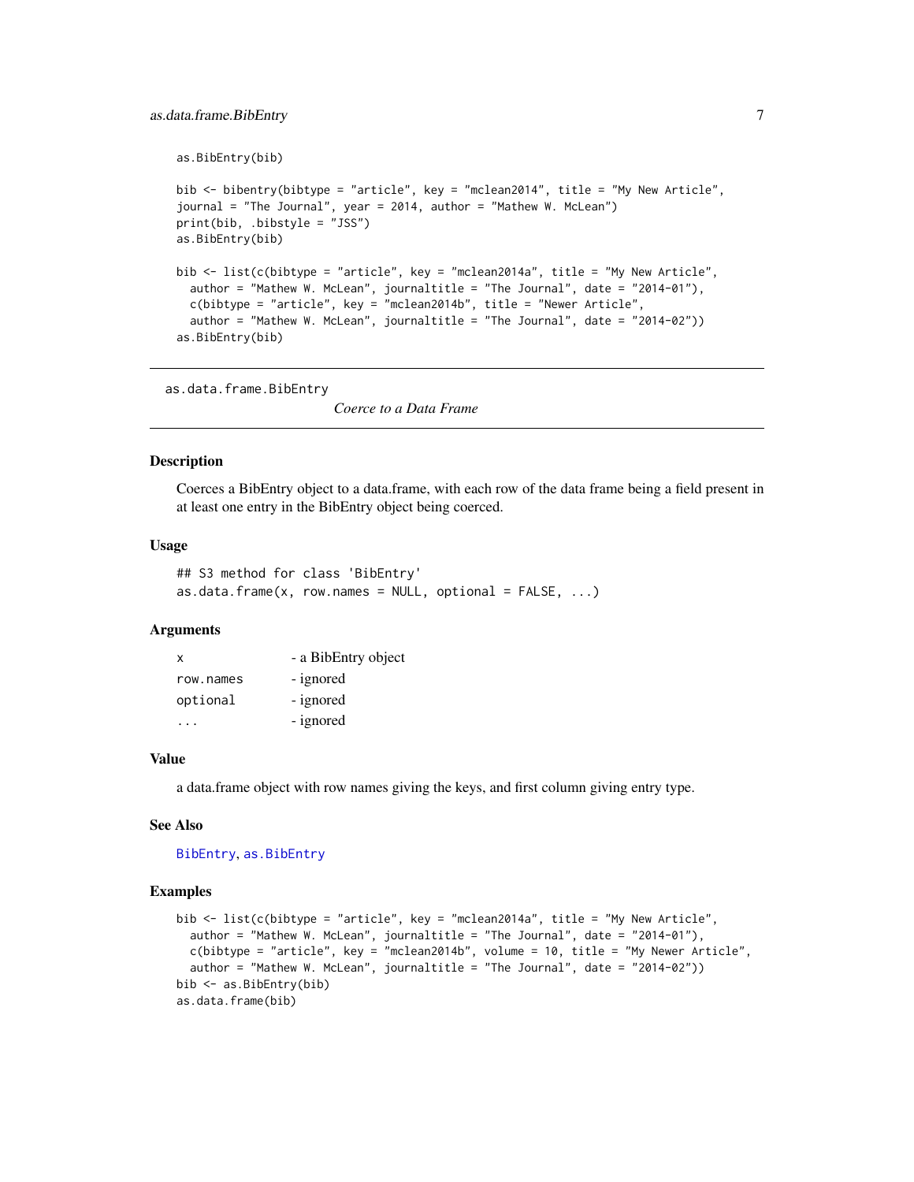```
as.BibEntry(bib)

bib <- bibentry(bibtype = "article", key = "mclean2014", title = "My New Article",
journal = "The Journal", year = 2014, author = "Mathew W. McLean")
print(bib, .bibstyle = "JSS")
as.BibEntry(bib)

bib <- list(c(bibtype = "article", key = "mclean2014a", title = "My New Article",
  author = "Mathew W. McLean", journaltitle = "The Journal", date = "2014-01"),
  c(bibtype = "article", key = "mclean2014b", title = "Newer Article",
  author = "Mathew W. McLean", journaltitle = "The Journal", date = "2014-02"))
as.BibEntry(bib)
```

---

## as.data.frame.BibEntry

*Coerce to a Data Frame*

---

### Description

Coerces a BibEntry object to a data.frame, with each row of the data frame being a field present in at least one entry in the BibEntry object being coerced.

### Usage

```
## S3 method for class 'BibEntry'
as.data.frame(x, row.names = NULL, optional = FALSE, ...)
```

### Arguments

| | |
|---|---|
| `x` | - a BibEntry object |
| `row.names` | - ignored |
| `optional` | - ignored |
| `...` | - ignored |

### Value

a data.frame object with row names giving the keys, and first column giving entry type.

### See Also

BibEntry, as.BibEntry

### Examples

```
bib <- list(c(bibtype = "article", key = "mclean2014a", title = "My New Article",
  author = "Mathew W. McLean", journaltitle = "The Journal", date = "2014-01"),
  c(bibtype = "article", key = "mclean2014b", volume = 10, title = "My Newer Article",
  author = "Mathew W. McLean", journaltitle = "The Journal", date = "2014-02"))
bib <- as.BibEntry(bib)
as.data.frame(bib)
```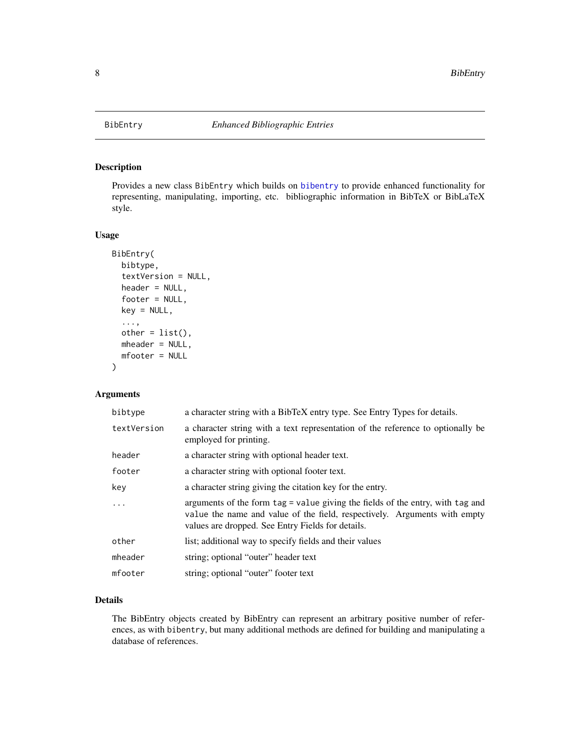BibEntry *Enhanced Bibliographic Entries*

## Description

Provides a new class BibEntry which builds on bibentry to provide enhanced functionality for representing, manipulating, importing, etc. bibliographic information in BibTeX or BibLaTeX style.

## Usage

```
BibEntry(
  bibtype,
  textVersion = NULL,
  header = NULL,
  footer = NULL,
  key = NULL,
  ...,
  other = list(),
  mheader = NULL,
  mfooter = NULL
)
```

## Arguments

| | |
|---|---|
| bibtype | a character string with a BibTeX entry type. See Entry Types for details. |
| textVersion | a character string with a text representation of the reference to optionally be employed for printing. |
| header | a character string with optional header text. |
| footer | a character string with optional footer text. |
| key | a character string giving the citation key for the entry. |
| ... | arguments of the form tag = value giving the fields of the entry, with tag and value the name and value of the field, respectively. Arguments with empty values are dropped. See Entry Fields for details. |
| other | list; additional way to specify fields and their values |
| mheader | string; optional "outer" header text |
| mfooter | string; optional "outer" footer text |

## Details

The BibEntry objects created by BibEntry can represent an arbitrary positive number of references, as with bibentry, but many additional methods are defined for building and manipulating a database of references.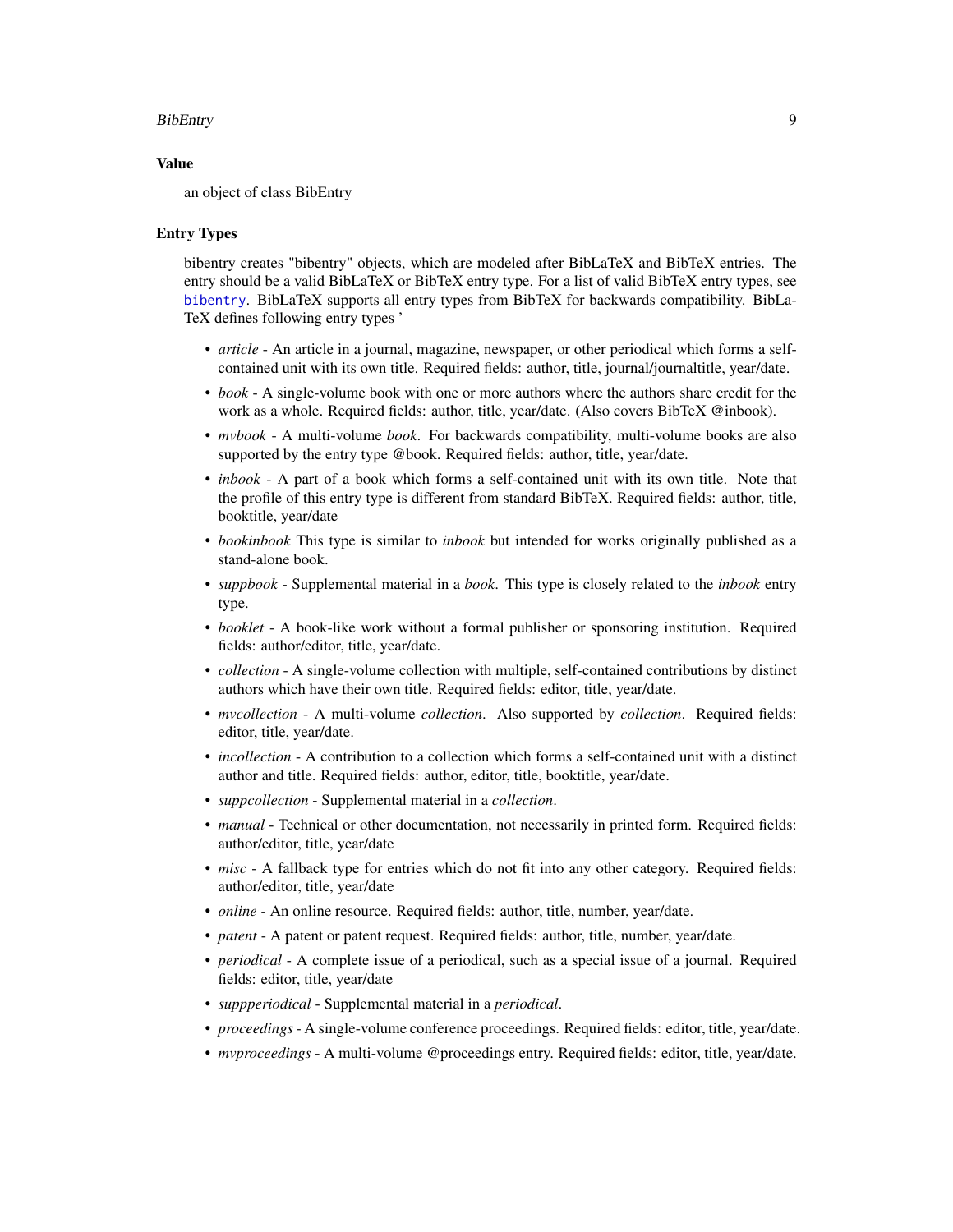### Value

an object of class BibEntry

### Entry Types

bibentry creates "bibentry" objects, which are modeled after BibLaTeX and BibTeX entries. The entry should be a valid BibLaTeX or BibTeX entry type. For a list of valid BibTeX entry types, see `bibentry`. BibLaTeX supports all entry types from BibTeX for backwards compatibility. BibLaTeX defines following entry types '

- *article* - An article in a journal, magazine, newspaper, or other periodical which forms a self-contained unit with its own title. Required fields: author, title, journal/journaltitle, year/date.
- *book* - A single-volume book with one or more authors where the authors share credit for the work as a whole. Required fields: author, title, year/date. (Also covers BibTeX @inbook).
- *mvbook* - A multi-volume *book*. For backwards compatibility, multi-volume books are also supported by the entry type @book. Required fields: author, title, year/date.
- *inbook* - A part of a book which forms a self-contained unit with its own title. Note that the profile of this entry type is different from standard BibTeX. Required fields: author, title, booktitle, year/date
- *bookinbook* This type is similar to *inbook* but intended for works originally published as a stand-alone book.
- *suppbook* - Supplemental material in a *book*. This type is closely related to the *inbook* entry type.
- *booklet* - A book-like work without a formal publisher or sponsoring institution. Required fields: author/editor, title, year/date.
- *collection* - A single-volume collection with multiple, self-contained contributions by distinct authors which have their own title. Required fields: editor, title, year/date.
- *mvcollection* - A multi-volume *collection*. Also supported by *collection*. Required fields: editor, title, year/date.
- *incollection* - A contribution to a collection which forms a self-contained unit with a distinct author and title. Required fields: author, editor, title, booktitle, year/date.
- *suppcollection* - Supplemental material in a *collection*.
- *manual* - Technical or other documentation, not necessarily in printed form. Required fields: author/editor, title, year/date
- *misc* - A fallback type for entries which do not fit into any other category. Required fields: author/editor, title, year/date
- *online* - An online resource. Required fields: author, title, number, year/date.
- *patent* - A patent or patent request. Required fields: author, title, number, year/date.
- *periodical* - A complete issue of a periodical, such as a special issue of a journal. Required fields: editor, title, year/date
- *suppperiodical* - Supplemental material in a *periodical*.
- *proceedings* - A single-volume conference proceedings. Required fields: editor, title, year/date.
- *mvproceedings* - A multi-volume @proceedings entry. Required fields: editor, title, year/date.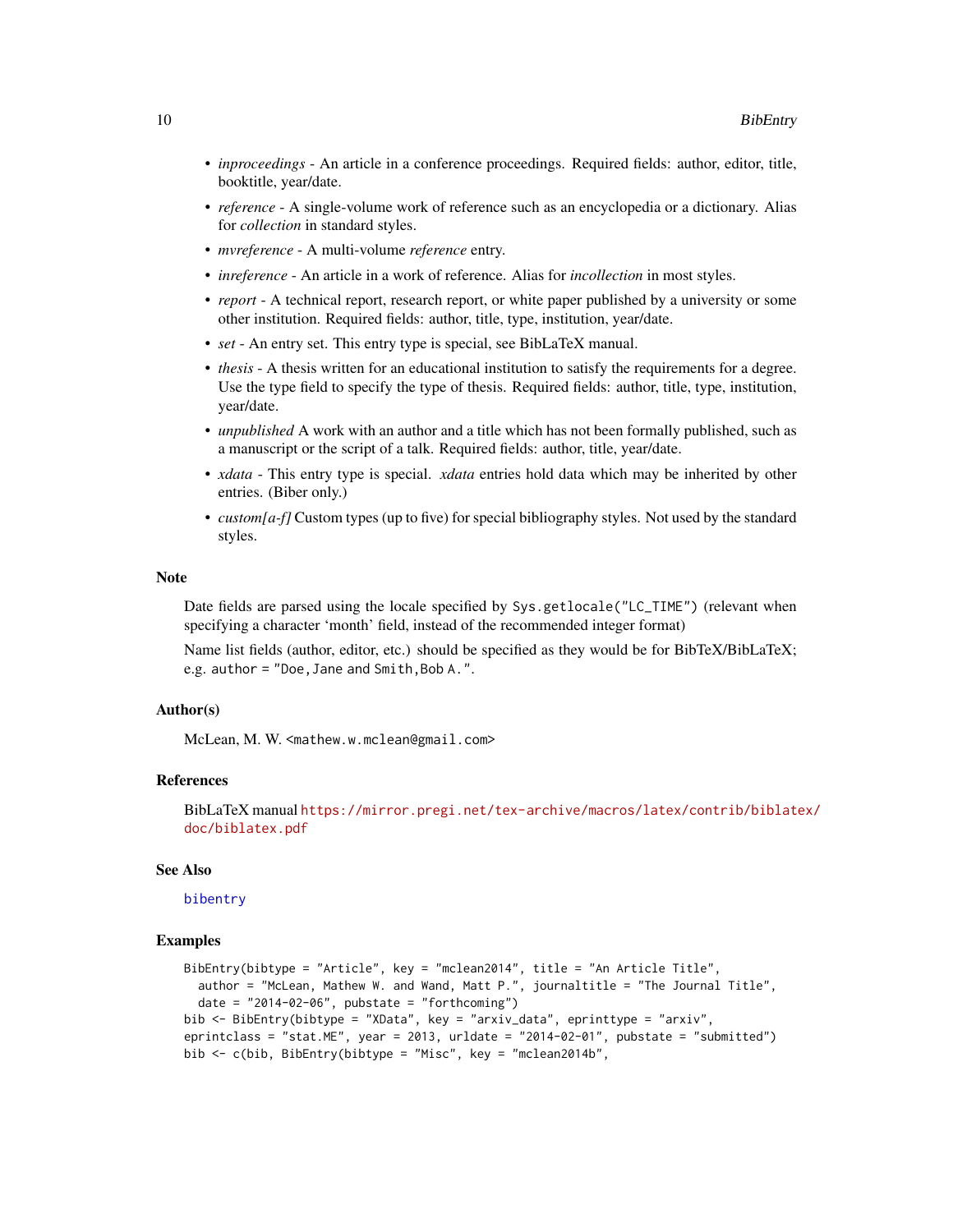- *inproceedings* - An article in a conference proceedings. Required fields: author, editor, title, booktitle, year/date.
- *reference* - A single-volume work of reference such as an encyclopedia or a dictionary. Alias for *collection* in standard styles.
- *mvreference* - A multi-volume *reference* entry.
- *inreference* - An article in a work of reference. Alias for *incollection* in most styles.
- *report* - A technical report, research report, or white paper published by a university or some other institution. Required fields: author, title, type, institution, year/date.
- *set* - An entry set. This entry type is special, see BibLaTeX manual.
- *thesis* - A thesis written for an educational institution to satisfy the requirements for a degree. Use the type field to specify the type of thesis. Required fields: author, title, type, institution, year/date.
- *unpublished* A work with an author and a title which has not been formally published, such as a manuscript or the script of a talk. Required fields: author, title, year/date.
- *xdata* - This entry type is special. *xdata* entries hold data which may be inherited by other entries. (Biber only.)
- *custom[a-f]* Custom types (up to five) for special bibliography styles. Not used by the standard styles.

### Note

Date fields are parsed using the locale specified by `Sys.getlocale("LC_TIME")` (relevant when specifying a character 'month' field, instead of the recommended integer format)

Name list fields (author, editor, etc.) should be specified as they would be for BibTeX/BibLaTeX; e.g. `author = "Doe, Jane and Smith, Bob A."`.

### Author(s)

McLean, M. W. <mathew.w.mclean@gmail.com>

### References

BibLaTeX manual https://mirror.pregi.net/tex-archive/macros/latex/contrib/biblatex/doc/biblatex.pdf

### See Also

bibentry

### Examples

```
BibEntry(bibtype = "Article", key = "mclean2014", title = "An Article Title",
  author = "McLean, Mathew W. and Wand, Matt P.", journaltitle = "The Journal Title",
  date = "2014-02-06", pubstate = "forthcoming")
bib <- BibEntry(bibtype = "XData", key = "arxiv_data", eprinttype = "arxiv",
eprintclass = "stat.ME", year = 2013, urldate = "2014-02-01", pubstate = "submitted")
bib <- c(bib, BibEntry(bibtype = "Misc", key = "mclean2014b",
```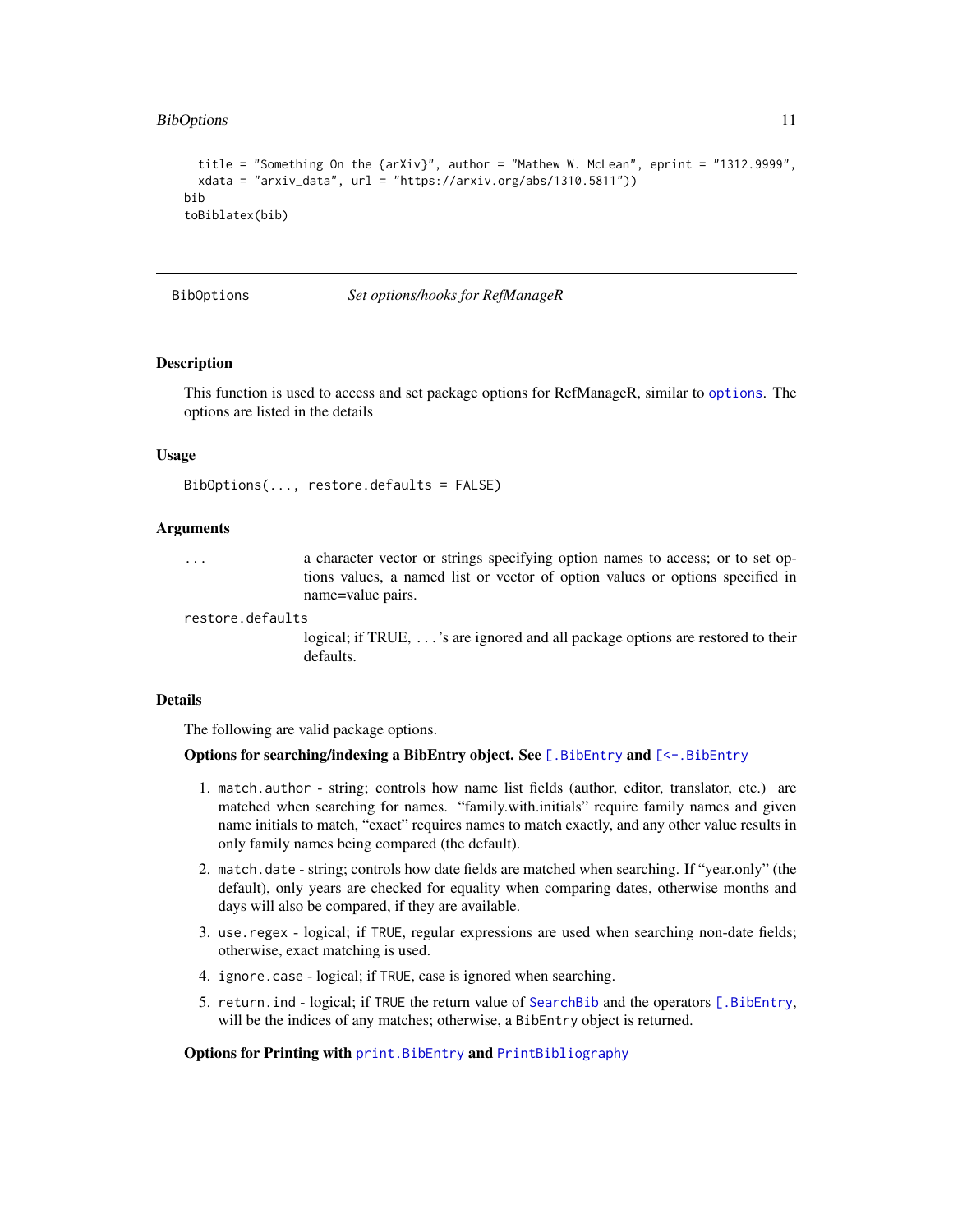```
  title = "Something On the {arXiv}", author = "Mathew W. McLean", eprint = "1312.9999",
  xdata = "arxiv_data", url = "https://arxiv.org/abs/1310.5811"))
bib
toBiblatex(bib)
```

---

BibOptions                *Set options/hooks for RefManageR*

---

### Description

This function is used to access and set package options for RefManageR, similar to `options`. The options are listed in the details

### Usage

```
BibOptions(..., restore.defaults = FALSE)
```

### Arguments

| | |
|---|---|
| `...` | a character vector or strings specifying option names to access; or to set options values, a named list or vector of option values or options specified in name=value pairs. |
| `restore.defaults` | logical; if TRUE, ...'s are ignored and all package options are restored to their defaults. |

### Details

The following are valid package options.

**Options for searching/indexing a BibEntry object. See `[.BibEntry` and `[<-.BibEntry`**

1. `match.author` - string; controls how name list fields (author, editor, translator, etc.) are matched when searching for names. "family.with.initials" require family names and given name initials to match, "exact" requires names to match exactly, and any other value results in only family names being compared (the default).
2. `match.date` - string; controls how date fields are matched when searching. If "year.only" (the default), only years are checked for equality when comparing dates, otherwise months and days will also be compared, if they are available.
3. `use.regex` - logical; if `TRUE`, regular expressions are used when searching non-date fields; otherwise, exact matching is used.
4. `ignore.case` - logical; if `TRUE`, case is ignored when searching.
5. `return.ind` - logical; if `TRUE` the return value of `SearchBib` and the operators `[.BibEntry`, will be the indices of any matches; otherwise, a `BibEntry` object is returned.

**Options for Printing with `print.BibEntry` and `PrintBibliography`**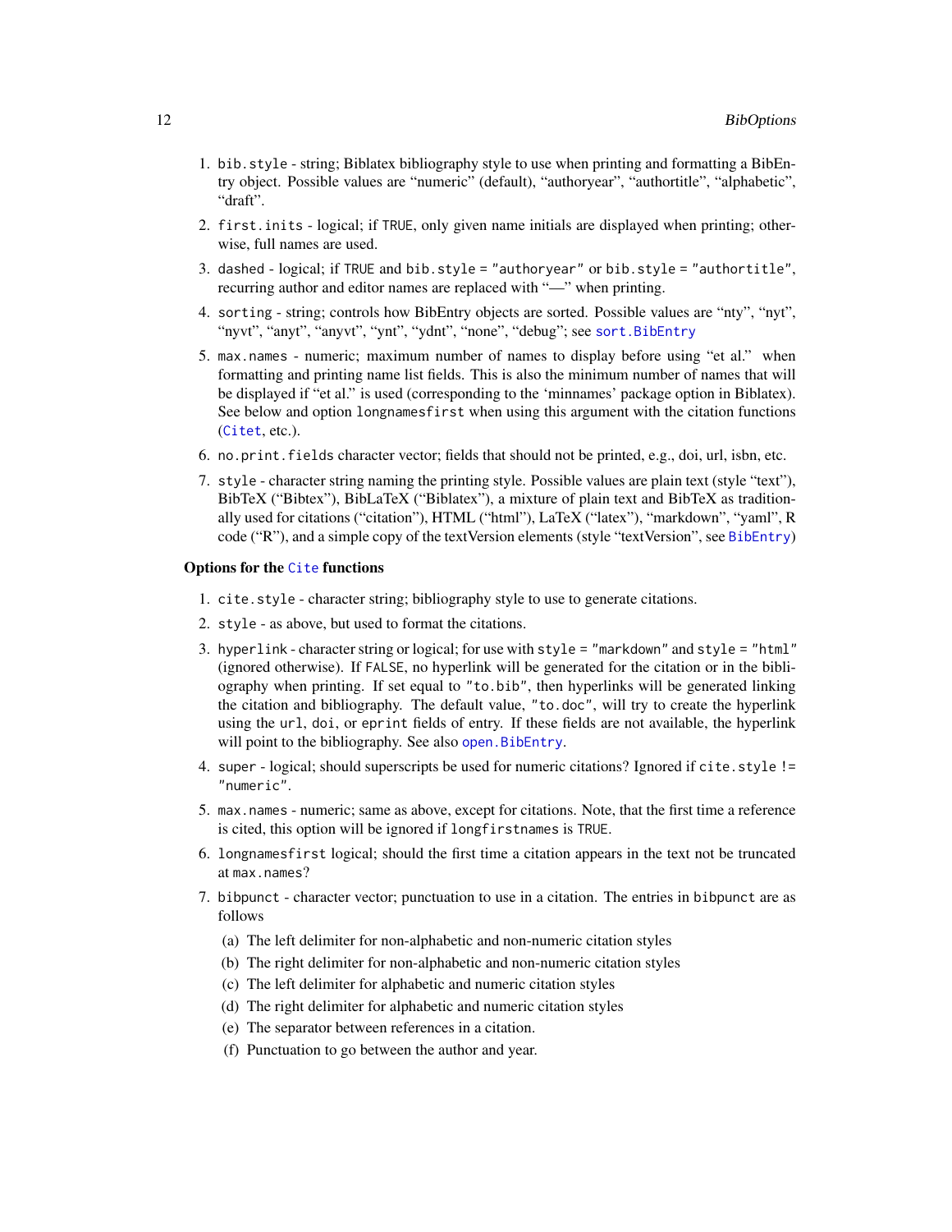1. `bib.style` - string; Biblatex bibliography style to use when printing and formatting a BibEntry object. Possible values are “numeric” (default), “authoryear”, “authortitle”, “alphabetic”, “draft”.
2. `first.inits` - logical; if `TRUE`, only given name initials are displayed when printing; otherwise, full names are used.
3. `dashed` - logical; if `TRUE` and `bib.style = "authoryear"` or `bib.style = "authortitle"`, recurring author and editor names are replaced with “—” when printing.
4. `sorting` - string; controls how BibEntry objects are sorted. Possible values are “nty”, “nyt”, “nyvt”, “anyt”, “anyvt”, “ynt”, “ydnt”, “none”, “debug”; see `sort.BibEntry`
5. `max.names` - numeric; maximum number of names to display before using “et al.” when formatting and printing name list fields. This is also the minimum number of names that will be displayed if “et al.” is used (corresponding to the ‘minnames’ package option in Biblatex). See below and option `longnamesfirst` when using this argument with the citation functions (`Citet`, etc.).
6. `no.print.fields` character vector; fields that should not be printed, e.g., doi, url, isbn, etc.
7. `style` - character string naming the printing style. Possible values are plain text (style “text”), BibTeX (“Bibtex”), BibLaTeX (“Biblatex”), a mixture of plain text and BibTeX as traditionally used for citations (“citation”), HTML (“html”), LaTeX (“latex”), “markdown”, “yaml”, R code (“R”), and a simple copy of the textVersion elements (style “textVersion”, see `BibEntry`)

**Options for the `Cite` functions**

1. `cite.style` - character string; bibliography style to use to generate citations.
2. `style` - as above, but used to format the citations.
3. `hyperlink` - character string or logical; for use with `style = "markdown"` and `style = "html"` (ignored otherwise). If `FALSE`, no hyperlink will be generated for the citation or in the bibliography when printing. If set equal to `"to.bib"`, then hyperlinks will be generated linking the citation and bibliography. The default value, `"to.doc"`, will try to create the hyperlink using the `url`, `doi`, or `eprint` fields of entry. If these fields are not available, the hyperlink will point to the bibliography. See also `open.BibEntry`.
4. `super` - logical; should superscripts be used for numeric citations? Ignored if `cite.style != "numeric"`.
5. `max.names` - numeric; same as above, except for citations. Note, that the first time a reference is cited, this option will be ignored if `longfirstnames` is `TRUE`.
6. `longnamesfirst` logical; should the first time a citation appears in the text not be truncated at `max.names`?
7. `bibpunct` - character vector; punctuation to use in a citation. The entries in `bibpunct` are as follows
   (a) The left delimiter for non-alphabetic and non-numeric citation styles
   (b) The right delimiter for non-alphabetic and non-numeric citation styles
   (c) The left delimiter for alphabetic and numeric citation styles
   (d) The right delimiter for alphabetic and numeric citation styles
   (e) The separator between references in a citation.
   (f) Punctuation to go between the author and year.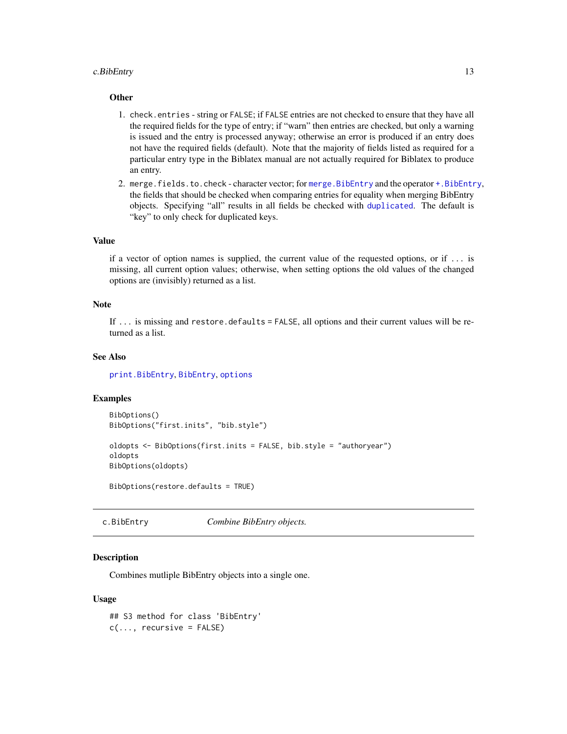### Other

1. `check.entries` - string or `FALSE`; if `FALSE` entries are not checked to ensure that they have all the required fields for the type of entry; if "warn" then entries are checked, but only a warning is issued and the entry is processed anyway; otherwise an error is produced if an entry does not have the required fields (default). Note that the majority of fields listed as required for a particular entry type in the Biblatex manual are not actually required for Biblatex to produce an entry.
2. `merge.fields.to.check` - character vector; for `merge.BibEntry` and the operator `+.BibEntry`, the fields that should be checked when comparing entries for equality when merging BibEntry objects. Specifying "all" results in all fields be checked with `duplicated`. The default is "key" to only check for duplicated keys.

## Value

if a vector of option names is supplied, the current value of the requested options, or if `...` is missing, all current option values; otherwise, when setting options the old values of the changed options are (invisibly) returned as a list.

## Note

If `...` is missing and `restore.defaults = FALSE`, all options and their current values will be returned as a list.

## See Also

`print.BibEntry`, `BibEntry`, `options`

## Examples

```
BibOptions()
BibOptions("first.inits", "bib.style")

oldopts <- BibOptions(first.inits = FALSE, bib.style = "authoryear")
oldopts
BibOptions(oldopts)

BibOptions(restore.defaults = TRUE)
```

---

# c.BibEntry — *Combine BibEntry objects.*

## Description

Combines mutliple BibEntry objects into a single one.

## Usage

```
## S3 method for class 'BibEntry'
c(..., recursive = FALSE)
```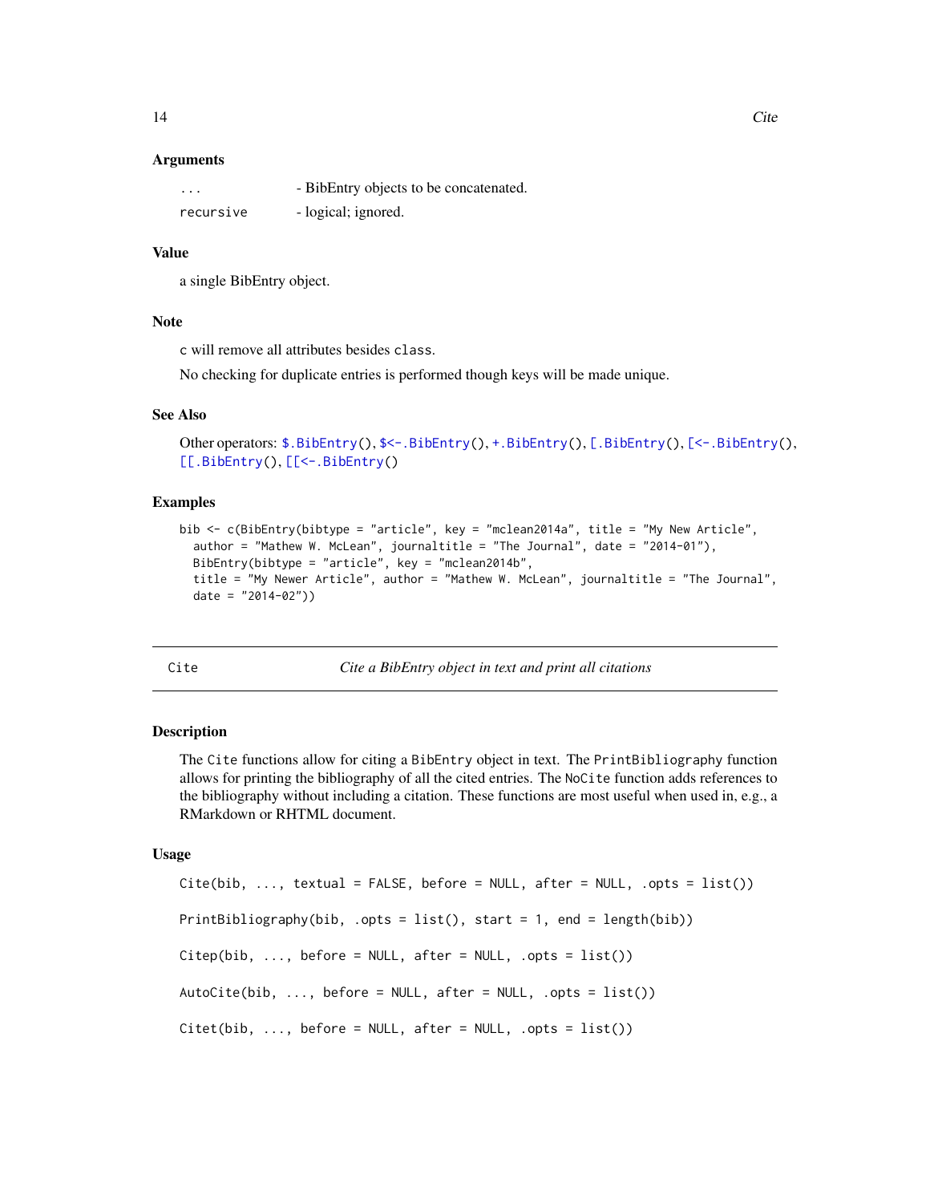### Arguments

| | |
|---|---|
| `...` | - BibEntry objects to be concatenated. |
| `recursive` | - logical; ignored. |

### Value

a single BibEntry object.

### Note

`c` will remove all attributes besides `class`.

No checking for duplicate entries is performed though keys will be made unique.

### See Also

Other operators: `$.BibEntry()`, `$<-.BibEntry()`, `+.BibEntry()`, `[.BibEntry()`, `[<-.BibEntry()`, `[[.BibEntry()`, `[[<-.BibEntry()`

### Examples

```
bib <- c(BibEntry(bibtype = "article", key = "mclean2014a", title = "My New Article",
  author = "Mathew W. McLean", journaltitle = "The Journal", date = "2014-01"),
  BibEntry(bibtype = "article", key = "mclean2014b",
  title = "My Newer Article", author = "Mathew W. McLean", journaltitle = "The Journal",
  date = "2014-02"))
```

---

## Cite — *Cite a BibEntry object in text and print all citations*

---

### Description

The `Cite` functions allow for citing a `BibEntry` object in text. The `PrintBibliography` function allows for printing the bibliography of all the cited entries. The `NoCite` function adds references to the bibliography without including a citation. These functions are most useful when used in, e.g., a RMarkdown or RHTML document.

### Usage

```
Cite(bib, ..., textual = FALSE, before = NULL, after = NULL, .opts = list())

PrintBibliography(bib, .opts = list(), start = 1, end = length(bib))

Citep(bib, ..., before = NULL, after = NULL, .opts = list())

AutoCite(bib, ..., before = NULL, after = NULL, .opts = list())

Citet(bib, ..., before = NULL, after = NULL, .opts = list())
```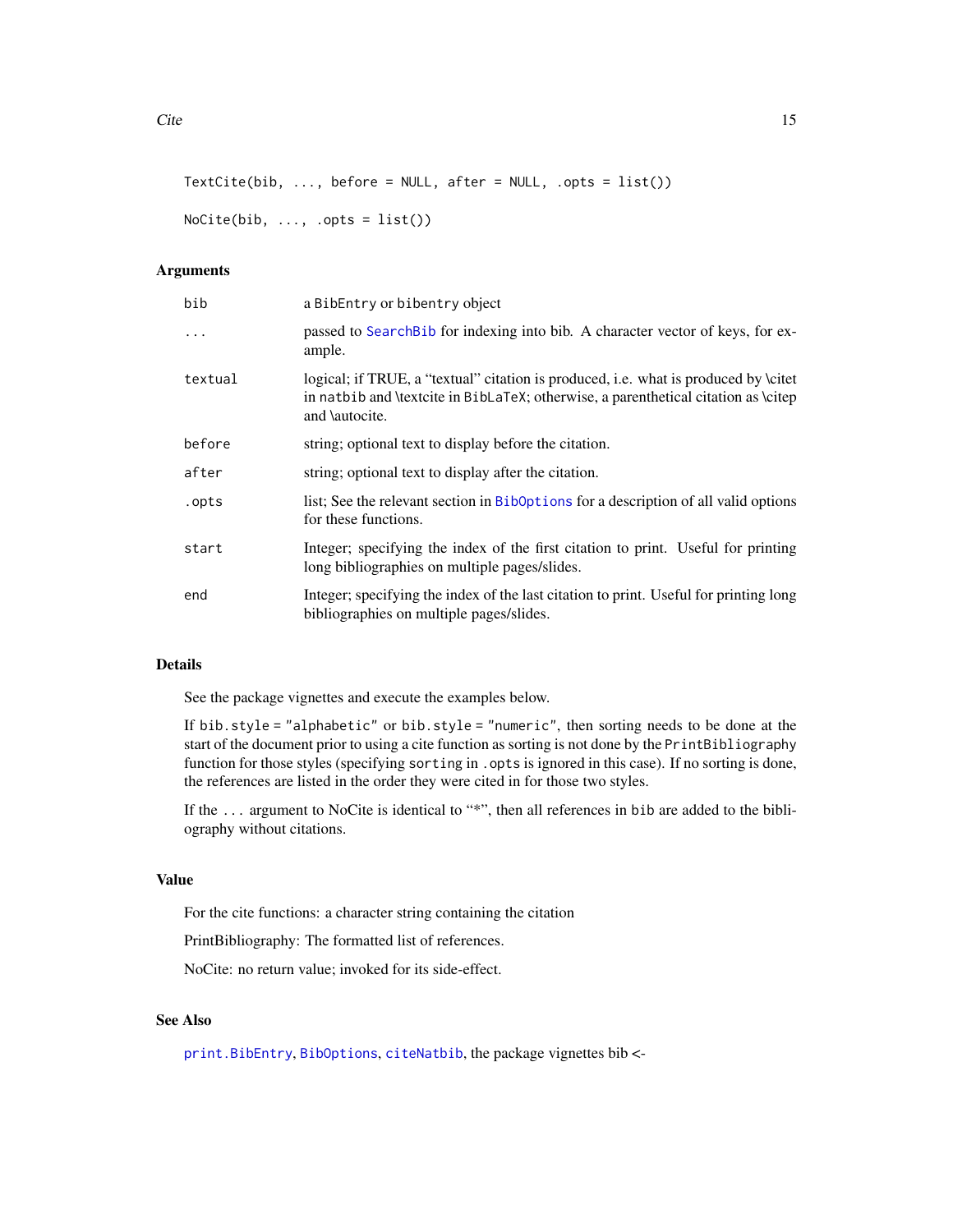```
TextCite(bib, ..., before = NULL, after = NULL, .opts = list())

NoCite(bib, ..., .opts = list())
```

## Arguments

| | |
|---|---|
| `bib` | a `BibEntry` or `bibentry` object |
| `...` | passed to `SearchBib` for indexing into bib. A character vector of keys, for example. |
| `textual` | logical; if TRUE, a "textual" citation is produced, i.e. what is produced by \citet in `natbib` and \textcite in `BibLaTeX`; otherwise, a parenthetical citation as \citep and \autocite. |
| `before` | string; optional text to display before the citation. |
| `after` | string; optional text to display after the citation. |
| `.opts` | list; See the relevant section in `BibOptions` for a description of all valid options for these functions. |
| `start` | Integer; specifying the index of the first citation to print. Useful for printing long bibliographies on multiple pages/slides. |
| `end` | Integer; specifying the index of the last citation to print. Useful for printing long bibliographies on multiple pages/slides. |

## Details

See the package vignettes and execute the examples below.

If `bib.style = "alphabetic"` or `bib.style = "numeric"`, then sorting needs to be done at the start of the document prior to using a cite function as sorting is not done by the `PrintBibliography` function for those styles (specifying `sorting` in `.opts` is ignored in this case). If no sorting is done, the references are listed in the order they were cited in for those two styles.

If the `...` argument to NoCite is identical to "*", then all references in `bib` are added to the bibliography without citations.

## Value

For the cite functions: a character string containing the citation

PrintBibliography: The formatted list of references.

NoCite: no return value; invoked for its side-effect.

## See Also

`print.BibEntry`, `BibOptions`, `citeNatbib`, the package vignettes bib <-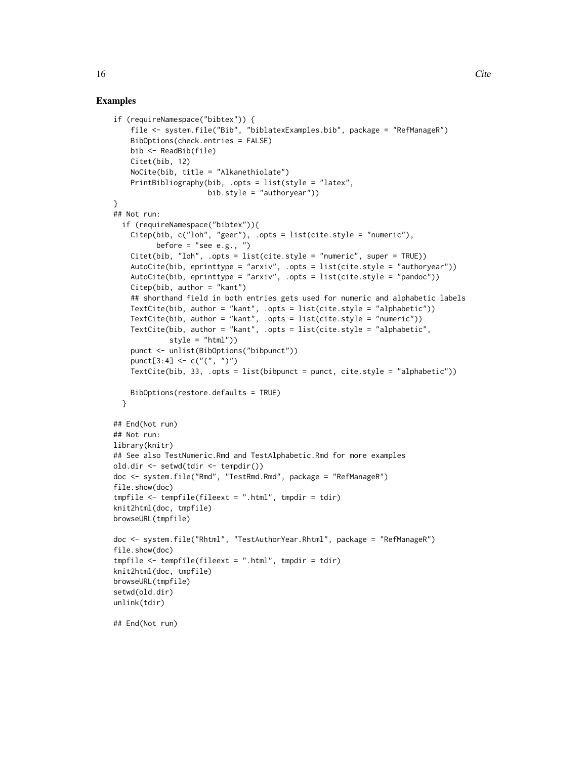## Examples

```
if (requireNamespace("bibtex")) {
    file <- system.file("Bib", "biblatexExamples.bib", package = "RefManageR")
    BibOptions(check.entries = FALSE)
    bib <- ReadBib(file)
    Citet(bib, 12)
    NoCite(bib, title = "Alkanethiolate")
    PrintBibliography(bib, .opts = list(style = "latex",
                      bib.style = "authoryear"))
}
## Not run:
  if (requireNamespace("bibtex")){
    Citep(bib, c("loh", "geer"), .opts = list(cite.style = "numeric"),
          before = "see e.g., ")
    Citet(bib, "loh", .opts = list(cite.style = "numeric", super = TRUE))
    AutoCite(bib, eprinttype = "arxiv", .opts = list(cite.style = "authoryear"))
    AutoCite(bib, eprinttype = "arxiv", .opts = list(cite.style = "pandoc"))
    Citep(bib, author = "kant")
    ## shorthand field in both entries gets used for numeric and alphabetic labels
    TextCite(bib, author = "kant", .opts = list(cite.style = "alphabetic"))
    TextCite(bib, author = "kant", .opts = list(cite.style = "numeric"))
    TextCite(bib, author = "kant", .opts = list(cite.style = "alphabetic",
             style = "html"))
    punct <- unlist(BibOptions("bibpunct"))
    punct[3:4] <- c("(", ")")
    TextCite(bib, 33, .opts = list(bibpunct = punct, cite.style = "alphabetic"))

    BibOptions(restore.defaults = TRUE)
  }

## End(Not run)
## Not run:
library(knitr)
## See also TestNumeric.Rmd and TestAlphabetic.Rmd for more examples
old.dir <- setwd(tdir <- tempdir())
doc <- system.file("Rmd", "TestRmd.Rmd", package = "RefManageR")
file.show(doc)
tmpfile <- tempfile(fileext = ".html", tmpdir = tdir)
knit2html(doc, tmpfile)
browseURL(tmpfile)

doc <- system.file("Rhtml", "TestAuthorYear.Rhtml", package = "RefManageR")
file.show(doc)
tmpfile <- tempfile(fileext = ".html", tmpdir = tdir)
knit2html(doc, tmpfile)
browseURL(tmpfile)
setwd(old.dir)
unlink(tdir)

## End(Not run)
```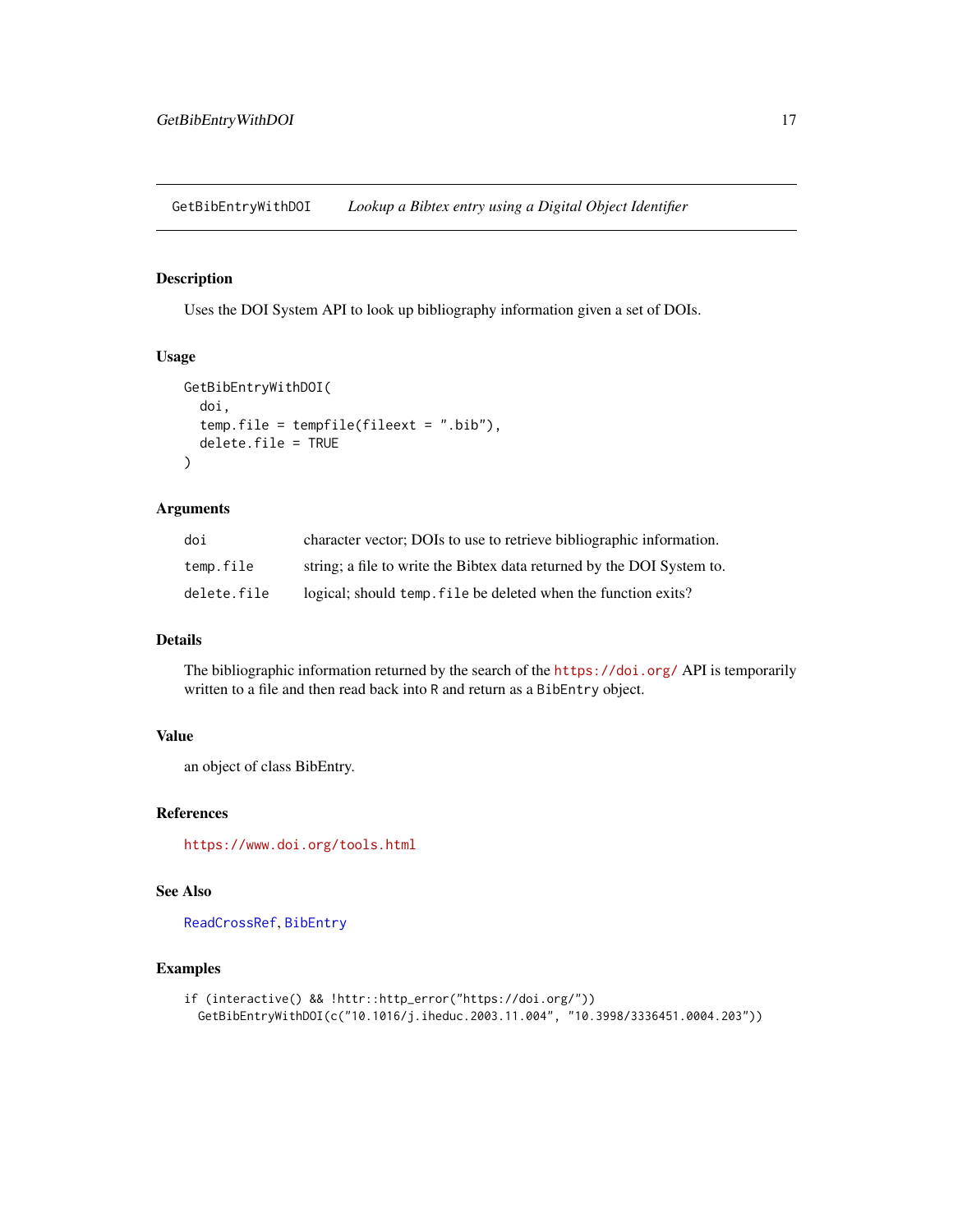GetBibEntryWithDOI *Lookup a Bibtex entry using a Digital Object Identifier*

## Description

Uses the DOI System API to look up bibliography information given a set of DOIs.

## Usage

```
GetBibEntryWithDOI(
  doi,
  temp.file = tempfile(fileext = ".bib"),
  delete.file = TRUE
)
```

## Arguments

| | |
|---|---|
| doi | character vector; DOIs to use to retrieve bibliographic information. |
| temp.file | string; a file to write the Bibtex data returned by the DOI System to. |
| delete.file | logical; should `temp.file` be deleted when the function exits? |

## Details

The bibliographic information returned by the search of the https://doi.org/ API is temporarily written to a file and then read back into R and return as a `BibEntry` object.

## Value

an object of class BibEntry.

## References

https://www.doi.org/tools.html

## See Also

ReadCrossRef, BibEntry

## Examples

```
if (interactive() && !httr::http_error("https://doi.org/"))
  GetBibEntryWithDOI(c("10.1016/j.iheduc.2003.11.004", "10.3998/3336451.0004.203"))
```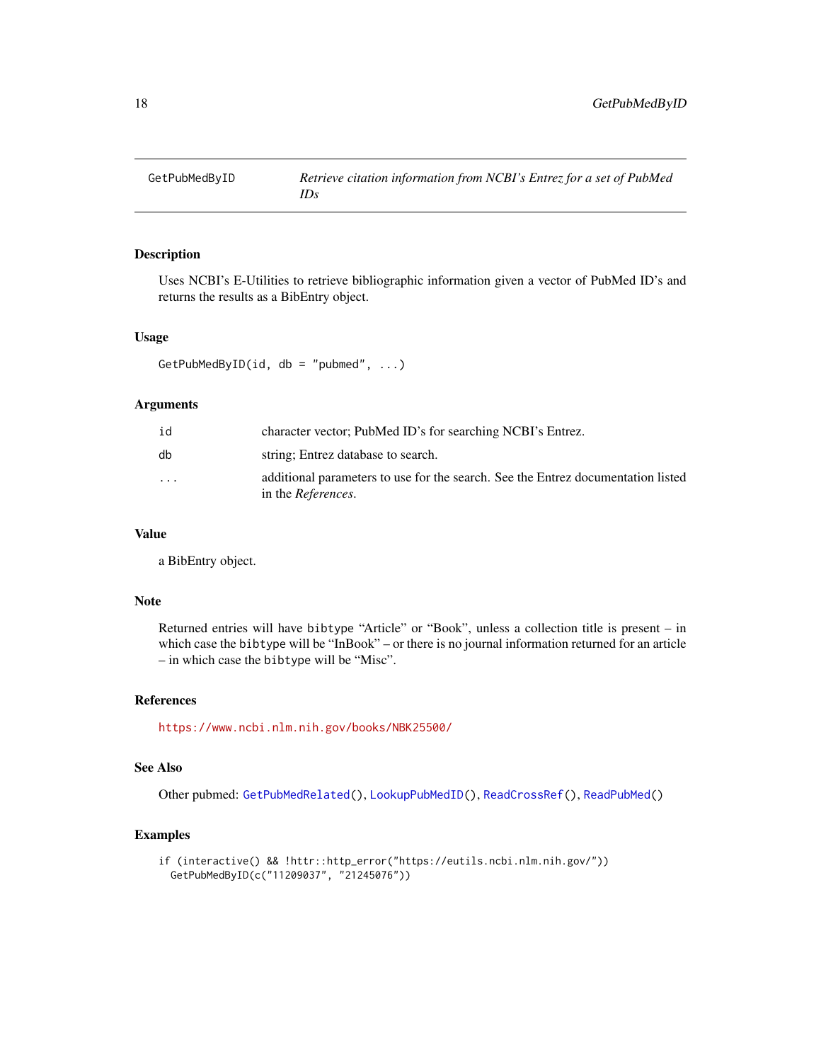## GetPubMedByID — *Retrieve citation information from NCBI's Entrez for a set of PubMed IDs*

### Description

Uses NCBI's E-Utilities to retrieve bibliographic information given a vector of PubMed ID's and returns the results as a BibEntry object.

### Usage

```
GetPubMedByID(id, db = "pubmed", ...)
```

### Arguments

| | |
|---|---|
| `id` | character vector; PubMed ID's for searching NCBI's Entrez. |
| `db` | string; Entrez database to search. |
| `...` | additional parameters to use for the search. See the Entrez documentation listed in the *References*. |

### Value

a BibEntry object.

### Note

Returned entries will have `bibtype` "Article" or "Book", unless a collection title is present – in which case the `bibtype` will be "InBook" – or there is no journal information returned for an article – in which case the `bibtype` will be "Misc".

### References

https://www.ncbi.nlm.nih.gov/books/NBK25500/

### See Also

Other pubmed: `GetPubMedRelated()`, `LookupPubMedID()`, `ReadCrossRef()`, `ReadPubMed()`

### Examples

```
if (interactive() && !httr::http_error("https://eutils.ncbi.nlm.nih.gov/"))
  GetPubMedByID(c("11209037", "21245076"))
```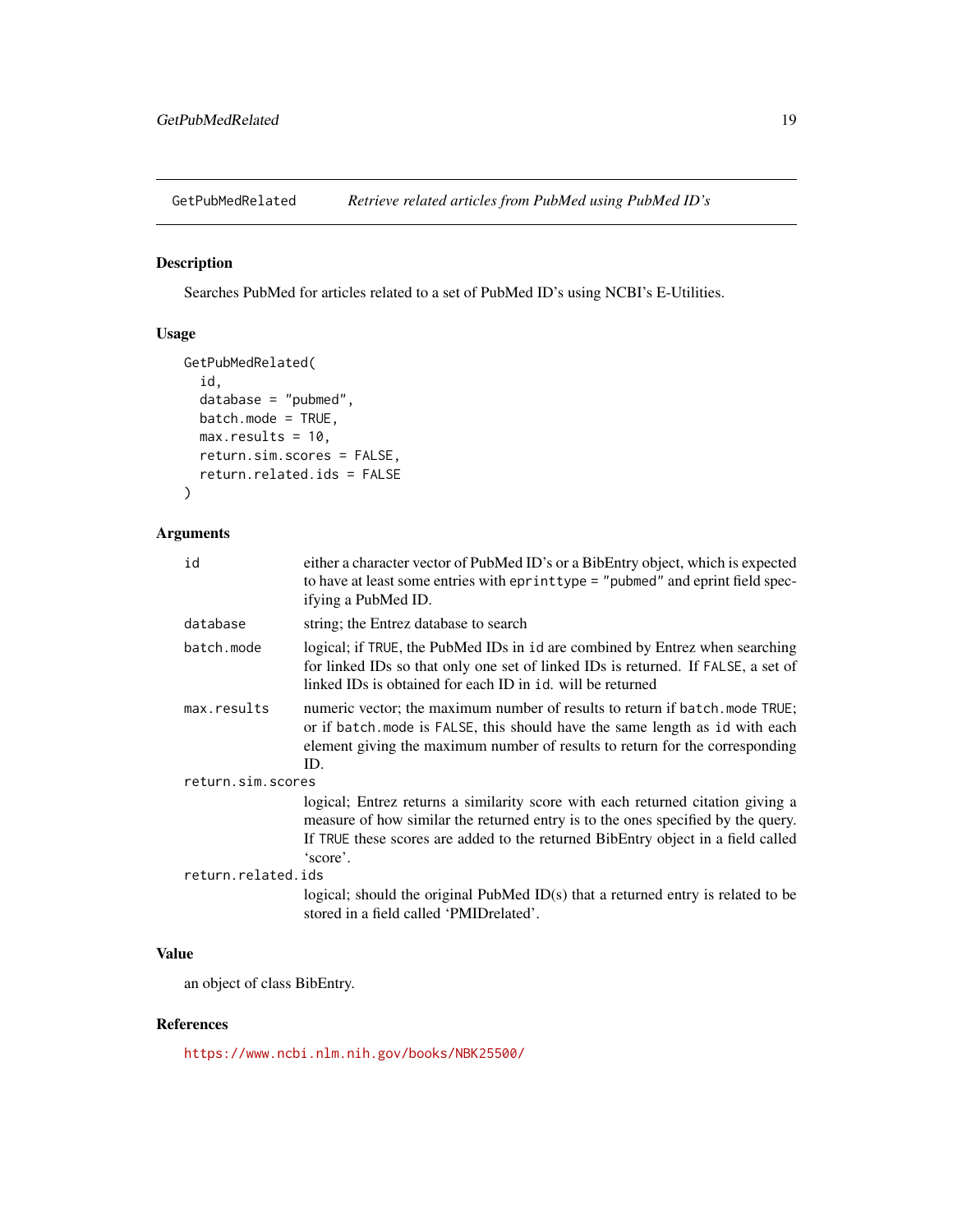## GetPubMedRelated *Retrieve related articles from PubMed using PubMed ID's*

### Description

Searches PubMed for articles related to a set of PubMed ID's using NCBI's E-Utilities.

### Usage

```
GetPubMedRelated(
  id,
  database = "pubmed",
  batch.mode = TRUE,
  max.results = 10,
  return.sim.scores = FALSE,
  return.related.ids = FALSE
)
```

### Arguments

| | |
|---|---|
| `id` | either a character vector of PubMed ID's or a BibEntry object, which is expected to have at least some entries with `eprinttype = "pubmed"` and eprint field specifying a PubMed ID. |
| `database` | string; the Entrez database to search |
| `batch.mode` | logical; if `TRUE`, the PubMed IDs in `id` are combined by Entrez when searching for linked IDs so that only one set of linked IDs is returned. If `FALSE`, a set of linked IDs is obtained for each ID in `id`. will be returned |
| `max.results` | numeric vector; the maximum number of results to return if `batch.mode TRUE`; or if `batch.mode` is `FALSE`, this should have the same length as `id` with each element giving the maximum number of results to return for the corresponding ID. |
| `return.sim.scores` | logical; Entrez returns a similarity score with each returned citation giving a measure of how similar the returned entry is to the ones specified by the query. If `TRUE` these scores are added to the returned BibEntry object in a field called 'score'. |
| `return.related.ids` | logical; should the original PubMed ID(s) that a returned entry is related to be stored in a field called 'PMIDrelated'. |

### Value

an object of class BibEntry.

### References

https://www.ncbi.nlm.nih.gov/books/NBK25500/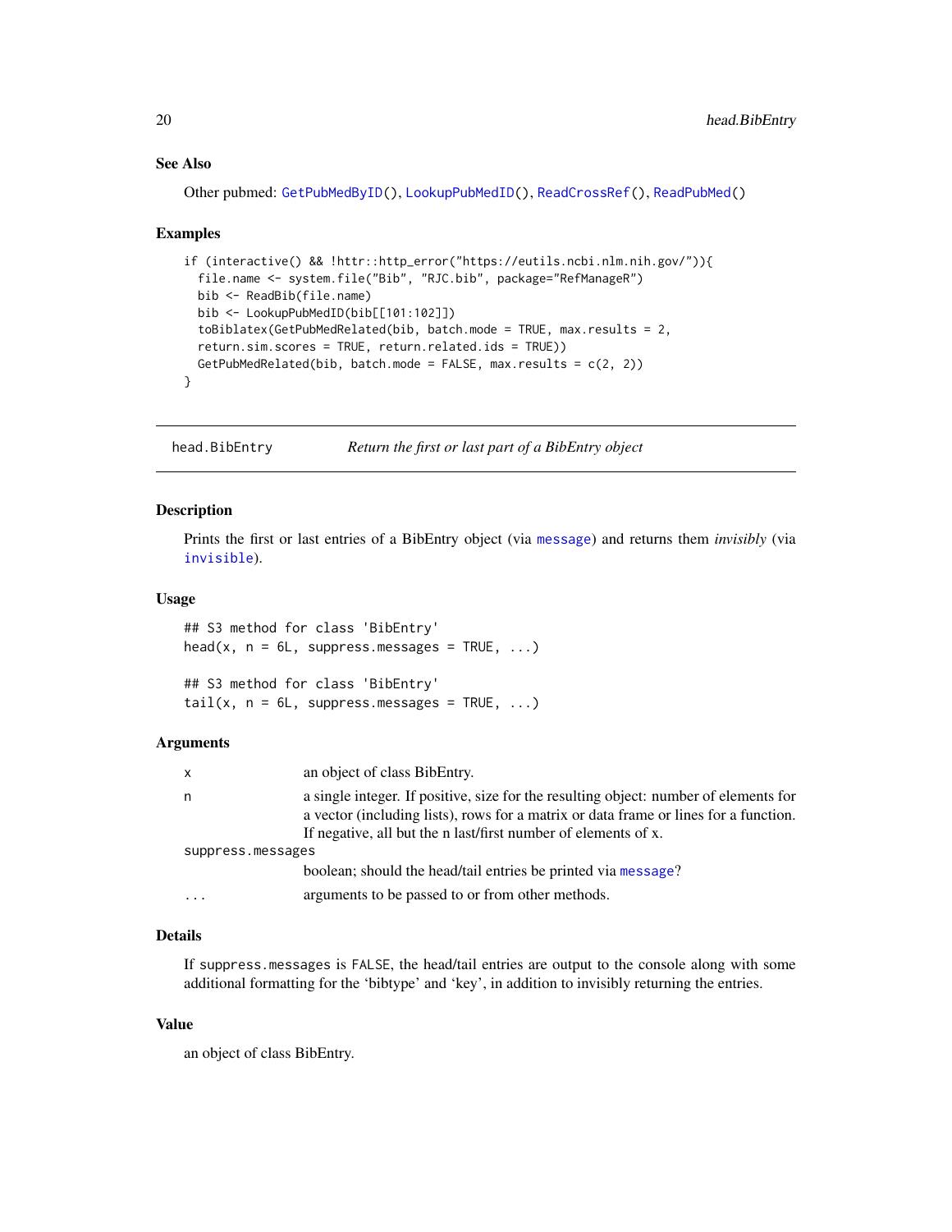### See Also

Other pubmed: `GetPubMedByID()`, `LookupPubMedID()`, `ReadCrossRef()`, `ReadPubMed()`

### Examples

```
if (interactive() && !httr::http_error("https://eutils.ncbi.nlm.nih.gov/")){
  file.name <- system.file("Bib", "RJC.bib", package="RefManageR")
  bib <- ReadBib(file.name)
  bib <- LookupPubMedID(bib[[101:102]])
  toBiblatex(GetPubMedRelated(bib, batch.mode = TRUE, max.results = 2,
  return.sim.scores = TRUE, return.related.ids = TRUE))
  GetPubMedRelated(bib, batch.mode = FALSE, max.results = c(2, 2))
}
```

---

## head.BibEntry — *Return the first or last part of a BibEntry object*

---

### Description

Prints the first or last entries of a BibEntry object (via `message`) and returns them *invisibly* (via `invisible`).

### Usage

```
## S3 method for class 'BibEntry'
head(x, n = 6L, suppress.messages = TRUE, ...)

## S3 method for class 'BibEntry'
tail(x, n = 6L, suppress.messages = TRUE, ...)
```

### Arguments

| | |
|---|---|
| `x` | an object of class BibEntry. |
| `n` | a single integer. If positive, size for the resulting object: number of elements for a vector (including lists), rows for a matrix or data frame or lines for a function. If negative, all but the n last/first number of elements of x. |
| `suppress.messages` | boolean; should the head/tail entries be printed via `message`? |
| `...` | arguments to be passed to or from other methods. |

### Details

If `suppress.messages` is `FALSE`, the head/tail entries are output to the console along with some additional formatting for the 'bibtype' and 'key', in addition to invisibly returning the entries.

### Value

an object of class BibEntry.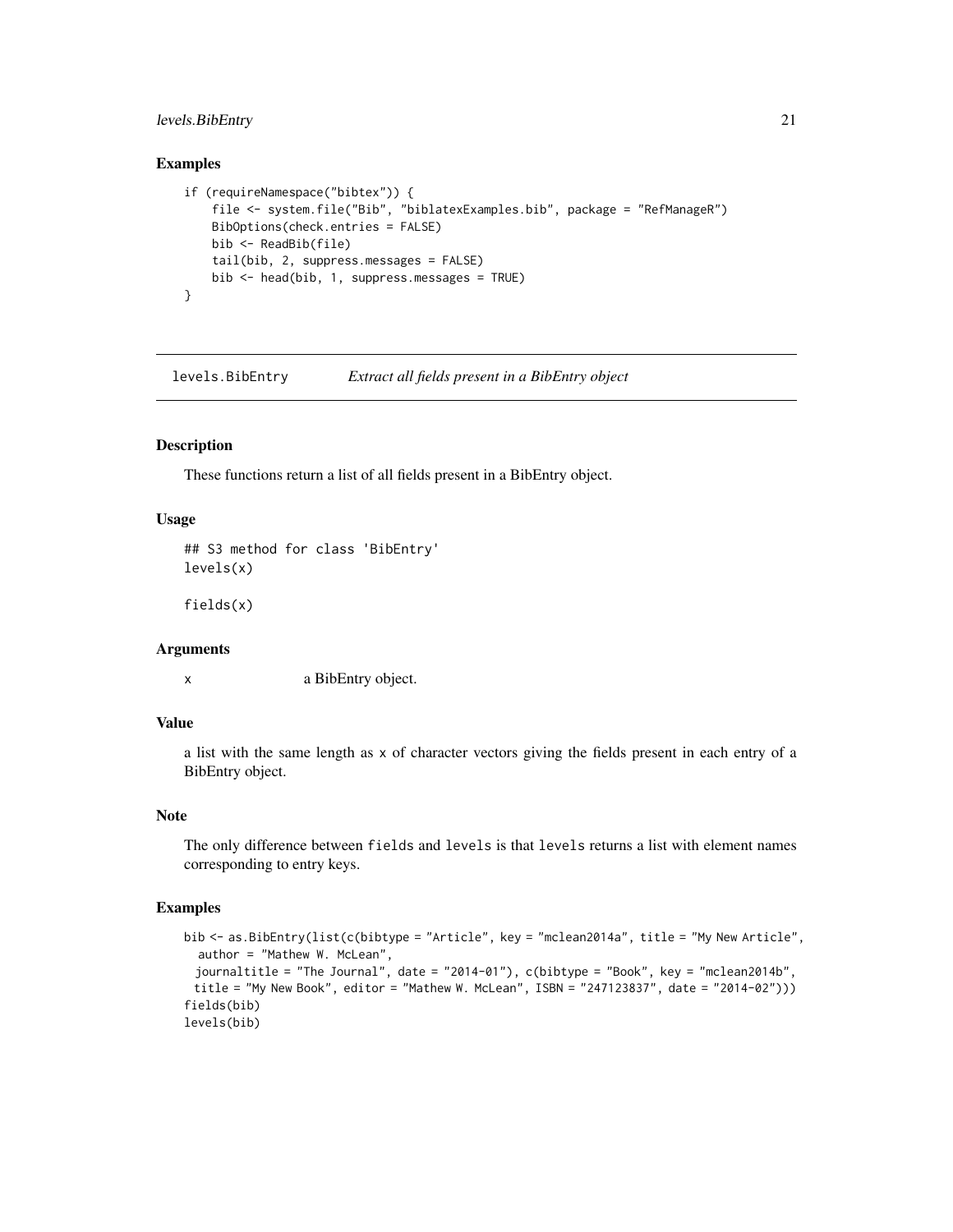## Examples

```
if (requireNamespace("bibtex")) {
    file <- system.file("Bib", "biblatexExamples.bib", package = "RefManageR")
    BibOptions(check.entries = FALSE)
    bib <- ReadBib(file)
    tail(bib, 2, suppress.messages = FALSE)
    bib <- head(bib, 1, suppress.messages = TRUE)
}
```

---

# levels.BibEntry — *Extract all fields present in a BibEntry object*

## Description

These functions return a list of all fields present in a BibEntry object.

## Usage

```
## S3 method for class 'BibEntry'
levels(x)

fields(x)
```

## Arguments

| | |
|---|---|
| x | a BibEntry object. |

## Value

a list with the same length as x of character vectors giving the fields present in each entry of a BibEntry object.

## Note

The only difference between `fields` and `levels` is that `levels` returns a list with element names corresponding to entry keys.

## Examples

```
bib <- as.BibEntry(list(c(bibtype = "Article", key = "mclean2014a", title = "My New Article",
  author = "Mathew W. McLean",
  journaltitle = "The Journal", date = "2014-01"), c(bibtype = "Book", key = "mclean2014b",
  title = "My New Book", editor = "Mathew W. McLean", ISBN = "247123837", date = "2014-02")))
fields(bib)
levels(bib)
```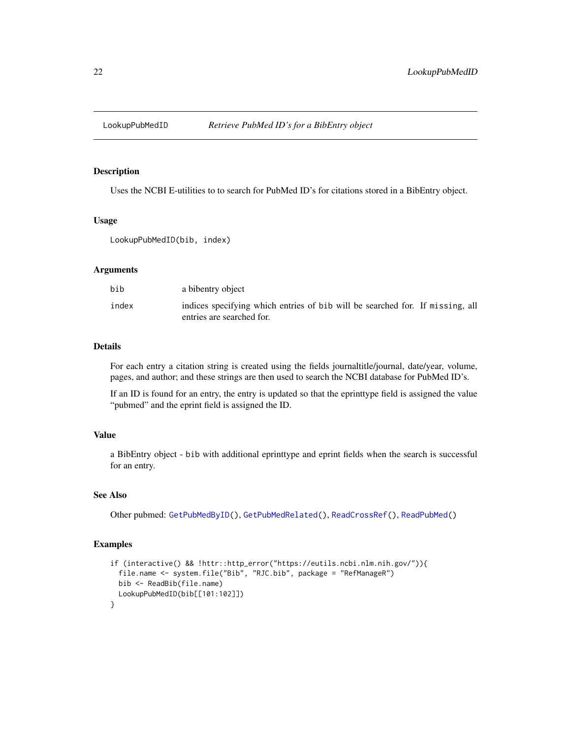## LookupPubMedID — *Retrieve PubMed ID's for a BibEntry object*

### Description

Uses the NCBI E-utilities to to search for PubMed ID's for citations stored in a BibEntry object.

### Usage

```
LookupPubMedID(bib, index)
```

### Arguments

| | |
|---|---|
| bib | a bibentry object |
| index | indices specifying which entries of `bib` will be searched for. If `missing`, all entries are searched for. |

### Details

For each entry a citation string is created using the fields journaltitle/journal, date/year, volume, pages, and author; and these strings are then used to search the NCBI database for PubMed ID's.

If an ID is found for an entry, the entry is updated so that the eprinttype field is assigned the value "pubmed" and the eprint field is assigned the ID.

### Value

a BibEntry object - `bib` with additional eprinttype and eprint fields when the search is successful for an entry.

### See Also

Other pubmed: `GetPubMedByID()`, `GetPubMedRelated()`, `ReadCrossRef()`, `ReadPubMed()`

### Examples

```
if (interactive() && !httr::http_error("https://eutils.ncbi.nlm.nih.gov/")){
  file.name <- system.file("Bib", "RJC.bib", package = "RefManageR")
  bib <- ReadBib(file.name)
  LookupPubMedID(bib[[101:102]])
}
```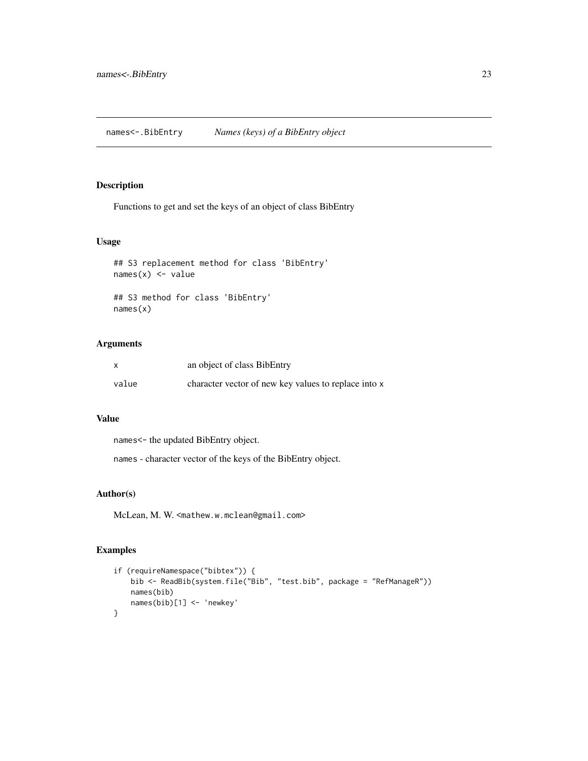## names<-.BibEntry *Names (keys) of a BibEntry object*

### Description

Functions to get and set the keys of an object of class BibEntry

### Usage

```
## S3 replacement method for class 'BibEntry'
names(x) <- value

## S3 method for class 'BibEntry'
names(x)
```

### Arguments

| | |
|---|---|
| x | an object of class BibEntry |
| value | character vector of new key values to replace into x |

### Value

`names<-` the updated BibEntry object.

`names` - character vector of the keys of the BibEntry object.

### Author(s)

McLean, M. W. <mathew.w.mclean@gmail.com>

### Examples

```
if (requireNamespace("bibtex")) {
    bib <- ReadBib(system.file("Bib", "test.bib", package = "RefManageR"))
    names(bib)
    names(bib)[1] <- 'newkey'
}
```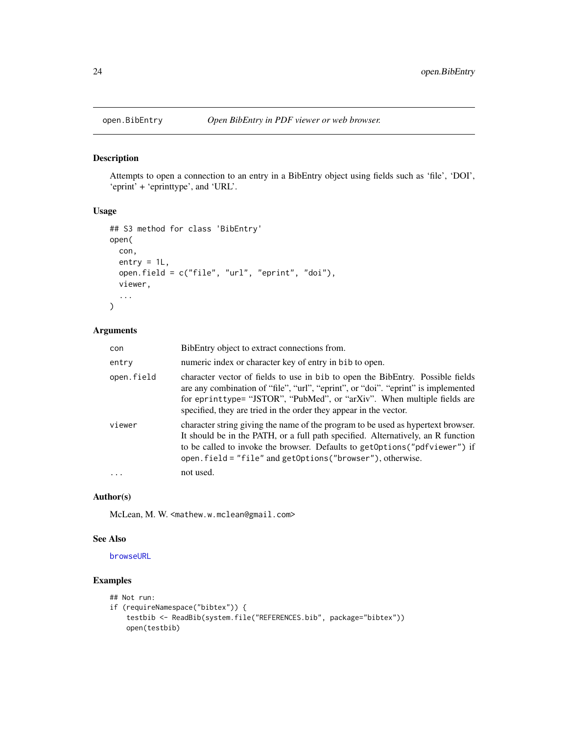open.BibEntry *Open BibEntry in PDF viewer or web browser.*

## Description

Attempts to open a connection to an entry in a BibEntry object using fields such as 'file', 'DOI', 'eprint' + 'eprinttype', and 'URL'.

## Usage

```
## S3 method for class 'BibEntry'
open(
  con,
  entry = 1L,
  open.field = c("file", "url", "eprint", "doi"),
  viewer,
  ...
)
```

## Arguments

| | |
|---|---|
| con | BibEntry object to extract connections from. |
| entry | numeric index or character key of entry in bib to open. |
| open.field | character vector of fields to use in bib to open the BibEntry. Possible fields are any combination of "file", "url", "eprint", or "doi". "eprint" is implemented for eprinttype= "JSTOR", "PubMed", or "arXiv". When multiple fields are specified, they are tried in the order they appear in the vector. |
| viewer | character string giving the name of the program to be used as hypertext browser. It should be in the PATH, or a full path specified. Alternatively, an R function to be called to invoke the browser. Defaults to getOptions("pdfviewer") if open.field = "file" and getOptions("browser"), otherwise. |
| ... | not used. |

## Author(s)

McLean, M. W. <mathew.w.mclean@gmail.com>

## See Also

browseURL

## Examples

```
## Not run:
if (requireNamespace("bibtex")) {
    testbib <- ReadBib(system.file("REFERENCES.bib", package="bibtex"))
    open(testbib)
```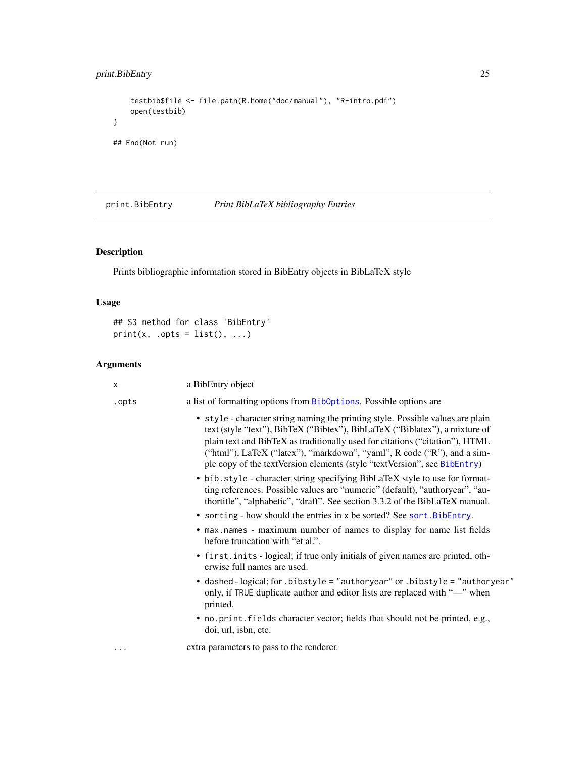```
    testbib$file <- file.path(R.home("doc/manual"), "R-intro.pdf")
    open(testbib)
}

## End(Not run)
```

---

print.BibEntry    *Print BibLaTeX bibliography Entries*

---

## Description

Prints bibliographic information stored in BibEntry objects in BibLaTeX style

## Usage

```
## S3 method for class 'BibEntry'
print(x, .opts = list(), ...)
```

## Arguments

`x` a BibEntry object

`.opts` a list of formatting options from `BibOptions`. Possible options are

- `style` - character string naming the printing style. Possible values are plain text (style "text"), BibTeX ("Bibtex"), BibLaTeX ("Biblatex"), a mixture of plain text and BibTeX as traditionally used for citations ("citation"), HTML ("html"), LaTeX ("latex"), "markdown", "yaml", R code ("R"), and a simple copy of the textVersion elements (style "textVersion", see `BibEntry`)
- `bib.style` - character string specifying BibLaTeX style to use for formatting references. Possible values are "numeric" (default), "authoryear", "authortitle", "alphabetic", "draft". See section 3.3.2 of the BibLaTeX manual.
- `sorting` - how should the entries in `x` be sorted? See `sort.BibEntry`.
- `max.names` - maximum number of names to display for name list fields before truncation with "et al.".
- `first.inits` - logical; if true only initials of given names are printed, otherwise full names are used.
- `dashed` - logical; for `.bibstyle = "authoryear"` or `.bibstyle = "authoryear"` only, if `TRUE` duplicate author and editor lists are replaced with "—" when printed.
- `no.print.fields` character vector; fields that should not be printed, e.g., doi, url, isbn, etc.

`...` extra parameters to pass to the renderer.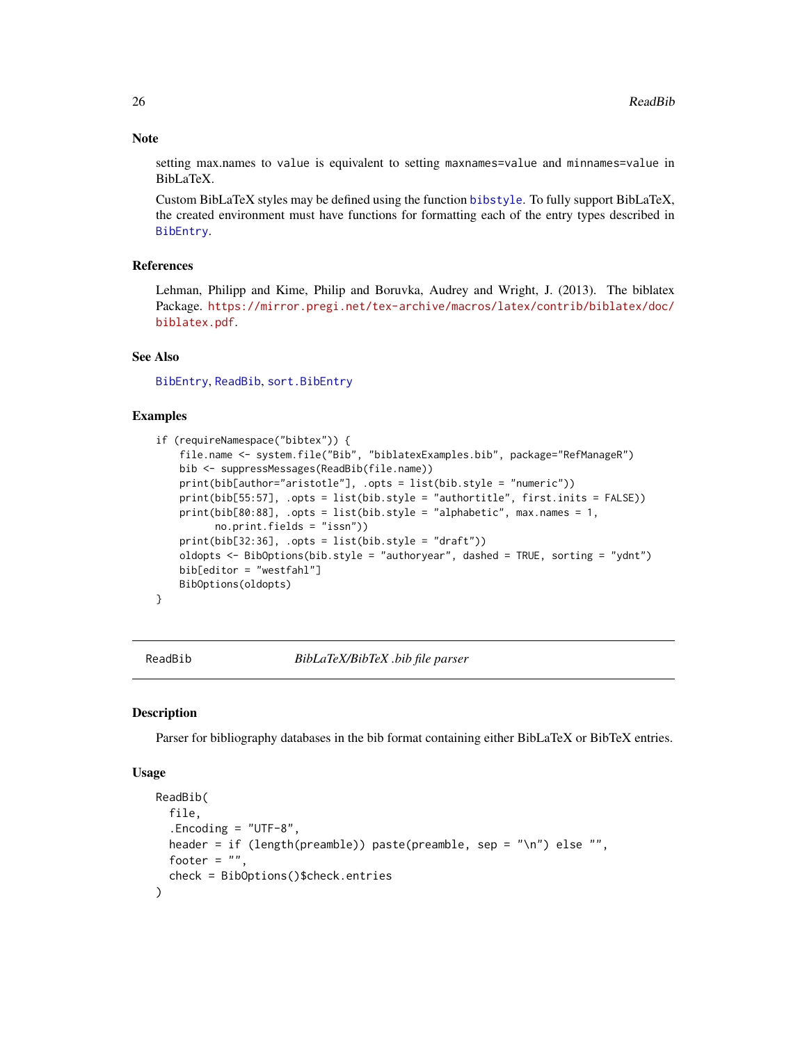## Note

setting max.names to `value` is equivalent to setting `maxnames=value` and `minnames=value` in BibLaTeX.

Custom BibLaTeX styles may be defined using the function `bibstyle`. To fully support BibLaTeX, the created environment must have functions for formatting each of the entry types described in `BibEntry`.

## References

Lehman, Philipp and Kime, Philip and Boruvka, Audrey and Wright, J. (2013). The biblatex Package. https://mirror.pregi.net/tex-archive/macros/latex/contrib/biblatex/doc/biblatex.pdf.

## See Also

`BibEntry`, `ReadBib`, `sort.BibEntry`

## Examples

```
if (requireNamespace("bibtex")) {
    file.name <- system.file("Bib", "biblatexExamples.bib", package="RefManageR")
    bib <- suppressMessages(ReadBib(file.name))
    print(bib[author="aristotle"], .opts = list(bib.style = "numeric"))
    print(bib[55:57], .opts = list(bib.style = "authortitle", first.inits = FALSE))
    print(bib[80:88], .opts = list(bib.style = "alphabetic", max.names = 1,
          no.print.fields = "issn"))
    print(bib[32:36], .opts = list(bib.style = "draft"))
    oldopts <- BibOptions(bib.style = "authoryear", dashed = TRUE, sorting = "ydnt")
    bib[editor = "westfahl"]
    BibOptions(oldopts)
}
```

---

# ReadBib — *BibLaTeX/BibTeX .bib file parser*

## Description

Parser for bibliography databases in the bib format containing either BibLaTeX or BibTeX entries.

## Usage

```
ReadBib(
  file,
  .Encoding = "UTF-8",
  header = if (length(preamble)) paste(preamble, sep = "\n") else "",
  footer = "",
  check = BibOptions()$check.entries
)
```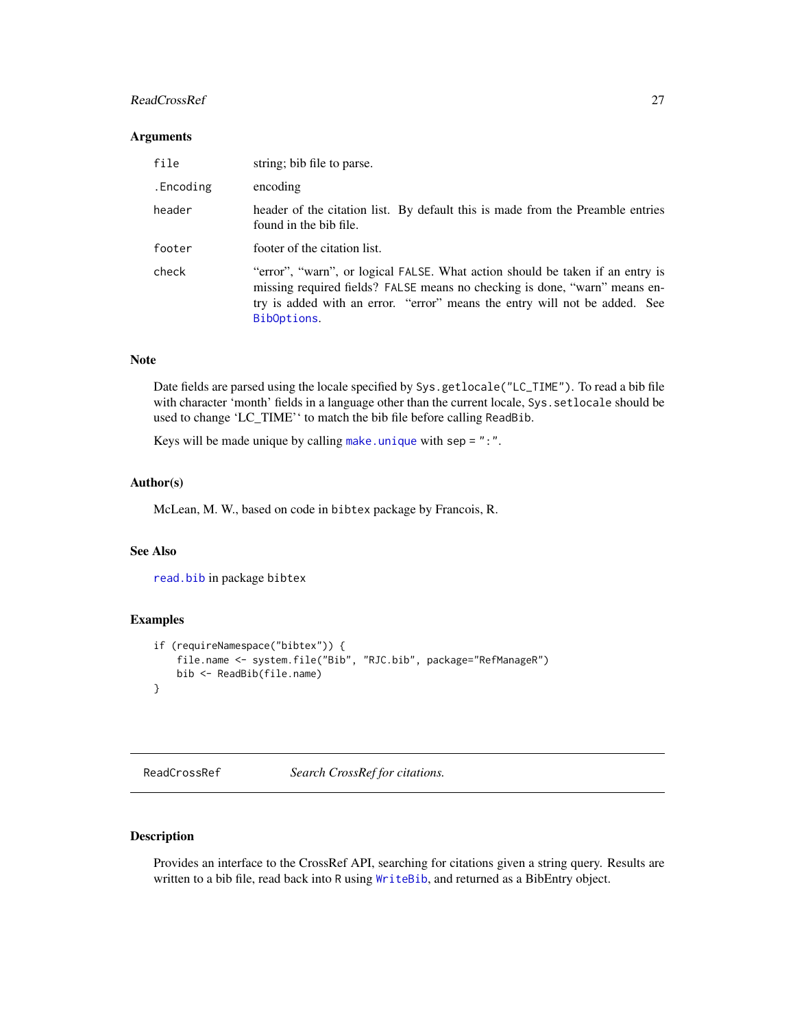### Arguments

| | |
|---|---|
| `file` | string; bib file to parse. |
| `.Encoding` | encoding |
| `header` | header of the citation list. By default this is made from the Preamble entries found in the bib file. |
| `footer` | footer of the citation list. |
| `check` | "error", "warn", or logical `FALSE`. What action should be taken if an entry is missing required fields? `FALSE` means no checking is done, "warn" means entry is added with an error. "error" means the entry will not be added. See `BibOptions`. |

### Note

Date fields are parsed using the locale specified by `Sys.getlocale("LC_TIME")`. To read a bib file with character 'month' fields in a language other than the current locale, `Sys.setlocale` should be used to change 'LC_TIME'' to match the bib file before calling `ReadBib`.

Keys will be made unique by calling `make.unique` with `sep = ":"`.

### Author(s)

McLean, M. W., based on code in `bibtex` package by Francois, R.

### See Also

`read.bib` in package `bibtex`

### Examples

```
if (requireNamespace("bibtex")) {
    file.name <- system.file("Bib", "RJC.bib", package="RefManageR")
    bib <- ReadBib(file.name)
}
```

---

## `ReadCrossRef` *Search CrossRef for citations.*

---

### Description

Provides an interface to the CrossRef API, searching for citations given a string query. Results are written to a bib file, read back into `R` using `WriteBib`, and returned as a BibEntry object.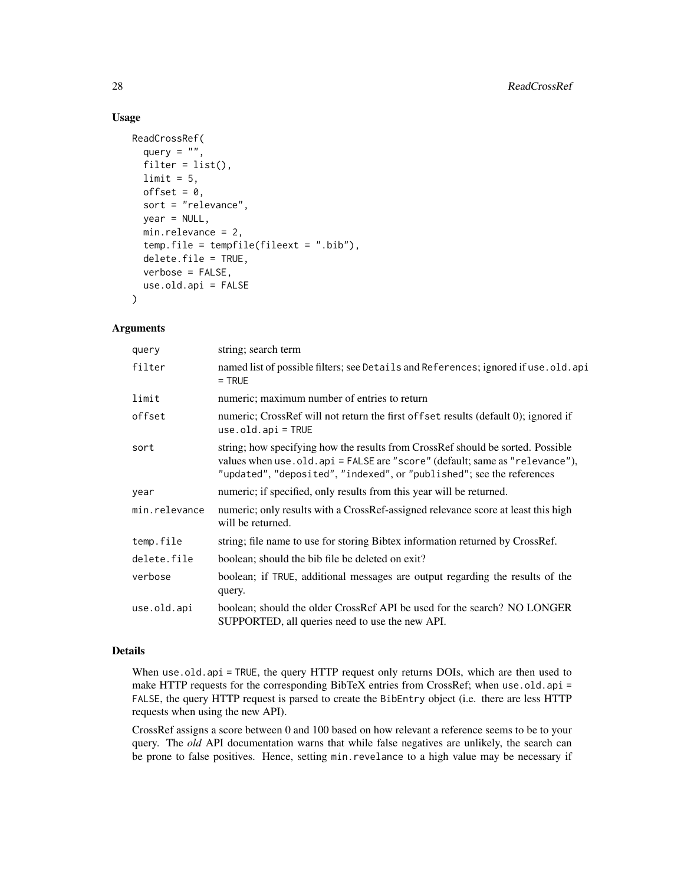### Usage

```
ReadCrossRef(
  query = "",
  filter = list(),
  limit = 5,
  offset = 0,
  sort = "relevance",
  year = NULL,
  min.relevance = 2,
  temp.file = tempfile(fileext = ".bib"),
  delete.file = TRUE,
  verbose = FALSE,
  use.old.api = FALSE
)
```

### Arguments

| | |
|---|---|
| query | string; search term |
| filter | named list of possible filters; see Details and References; ignored if use.old.api = TRUE |
| limit | numeric; maximum number of entries to return |
| offset | numeric; CrossRef will not return the first offset results (default 0); ignored if use.old.api = TRUE |
| sort | string; how specifying how the results from CrossRef should be sorted. Possible values when use.old.api = FALSE are "score" (default; same as "relevance"), "updated", "deposited", "indexed", or "published"; see the references |
| year | numeric; if specified, only results from this year will be returned. |
| min.relevance | numeric; only results with a CrossRef-assigned relevance score at least this high will be returned. |
| temp.file | string; file name to use for storing Bibtex information returned by CrossRef. |
| delete.file | boolean; should the bib file be deleted on exit? |
| verbose | boolean; if TRUE, additional messages are output regarding the results of the query. |
| use.old.api | boolean; should the older CrossRef API be used for the search? NO LONGER SUPPORTED, all queries need to use the new API. |

### Details

When use.old.api = TRUE, the query HTTP request only returns DOIs, which are then used to make HTTP requests for the corresponding BibTeX entries from CrossRef; when use.old.api = FALSE, the query HTTP request is parsed to create the BibEntry object (i.e. there are less HTTP requests when using the new API).

CrossRef assigns a score between 0 and 100 based on how relevant a reference seems to be to your query. The *old* API documentation warns that while false negatives are unlikely, the search can be prone to false positives. Hence, setting min.revelance to a high value may be necessary if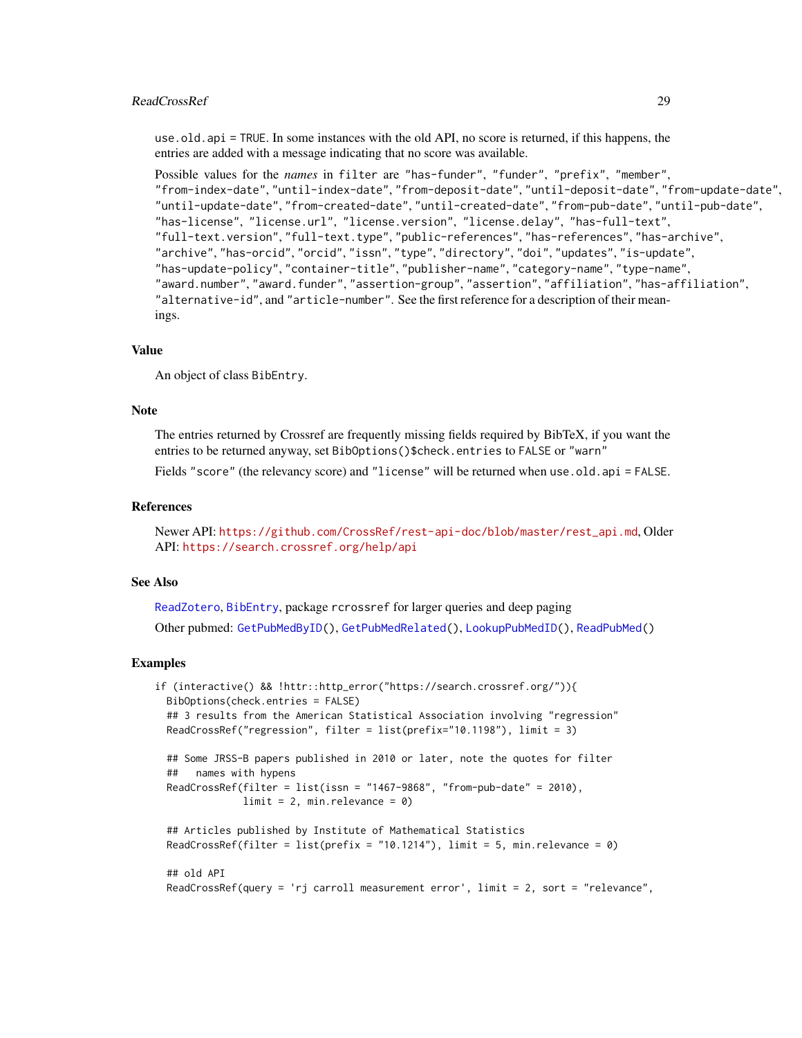use.old.api = TRUE. In some instances with the old API, no score is returned, if this happens, the entries are added with a message indicating that no score was available.

Possible values for the *names* in filter are "has-funder", "funder", "prefix", "member", "from-index-date", "until-index-date", "from-deposit-date", "until-deposit-date", "from-update-date", "until-update-date", "from-created-date", "until-created-date", "from-pub-date", "until-pub-date", "has-license", "license.url", "license.version", "license.delay", "has-full-text", "full-text.version", "full-text.type", "public-references", "has-references", "has-archive", "archive", "has-orcid", "orcid", "issn", "type", "directory", "doi", "updates", "is-update", "has-update-policy", "container-title", "publisher-name", "category-name", "type-name", "award.number", "award.funder", "assertion-group", "assertion", "affiliation", "has-affiliation", "alternative-id", and "article-number". See the first reference for a description of their meanings.

## Value

An object of class BibEntry.

## Note

The entries returned by Crossref are frequently missing fields required by BibTeX, if you want the entries to be returned anyway, set BibOptions()$check.entries to FALSE or "warn"

Fields "score" (the relevancy score) and "license" will be returned when use.old.api = FALSE.

## References

Newer API: https://github.com/CrossRef/rest-api-doc/blob/master/rest_api.md, Older API: https://search.crossref.org/help/api

## See Also

ReadZotero, BibEntry, package rcrossref for larger queries and deep paging

Other pubmed: GetPubMedByID(), GetPubMedRelated(), LookupPubMedID(), ReadPubMed()

## Examples

```
if (interactive() && !httr::http_error("https://search.crossref.org/")){
  BibOptions(check.entries = FALSE)
  ## 3 results from the American Statistical Association involving "regression"
  ReadCrossRef("regression", filter = list(prefix="10.1198"), limit = 3)

  ## Some JRSS-B papers published in 2010 or later, note the quotes for filter
  ##   names with hypens
  ReadCrossRef(filter = list(issn = "1467-9868", "from-pub-date" = 2010),
               limit = 2, min.relevance = 0)

  ## Articles published by Institute of Mathematical Statistics
  ReadCrossRef(filter = list(prefix = "10.1214"), limit = 5, min.relevance = 0)

  ## old API
  ReadCrossRef(query = 'rj carroll measurement error', limit = 2, sort = "relevance",
```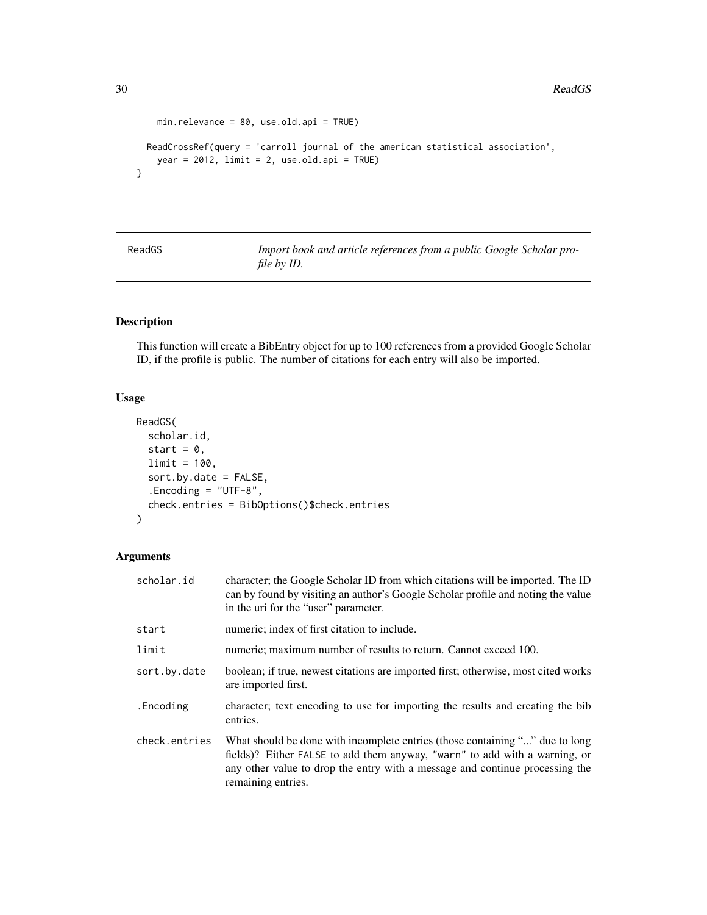```
    min.relevance = 80, use.old.api = TRUE)

  ReadCrossRef(query = 'carroll journal of the american statistical association',
    year = 2012, limit = 2, use.old.api = TRUE)
}
```

## ReadGS — *Import book and article references from a public Google Scholar profile by ID.*

### Description

This function will create a BibEntry object for up to 100 references from a provided Google Scholar ID, if the profile is public. The number of citations for each entry will also be imported.

### Usage

```
ReadGS(
  scholar.id,
  start = 0,
  limit = 100,
  sort.by.date = FALSE,
  .Encoding = "UTF-8",
  check.entries = BibOptions()$check.entries
)
```

### Arguments

| Argument | Description |
|---|---|
| `scholar.id` | character; the Google Scholar ID from which citations will be imported. The ID can by found by visiting an author's Google Scholar profile and noting the value in the uri for the "user" parameter. |
| `start` | numeric; index of first citation to include. |
| `limit` | numeric; maximum number of results to return. Cannot exceed 100. |
| `sort.by.date` | boolean; if true, newest citations are imported first; otherwise, most cited works are imported first. |
| `.Encoding` | character; text encoding to use for importing the results and creating the bib entries. |
| `check.entries` | What should be done with incomplete entries (those containing "..." due to long fields)? Either `FALSE` to add them anyway, `"warn"` to add with a warning, or any other value to drop the entry with a message and continue processing the remaining entries. |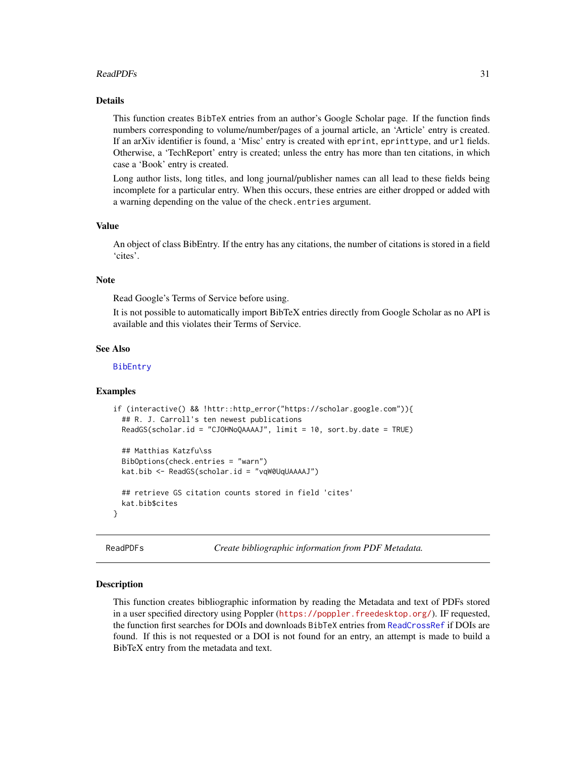### Details

This function creates BibTeX entries from an author's Google Scholar page. If the function finds numbers corresponding to volume/number/pages of a journal article, an 'Article' entry is created. If an arXiv identifier is found, a 'Misc' entry is created with `eprint`, `eprinttype`, and `url` fields. Otherwise, a 'TechReport' entry is created; unless the entry has more than ten citations, in which case a 'Book' entry is created.

Long author lists, long titles, and long journal/publisher names can all lead to these fields being incomplete for a particular entry. When this occurs, these entries are either dropped or added with a warning depending on the value of the `check.entries` argument.

### Value

An object of class BibEntry. If the entry has any citations, the number of citations is stored in a field 'cites'.

### Note

Read Google's Terms of Service before using.

It is not possible to automatically import BibTeX entries directly from Google Scholar as no API is available and this violates their Terms of Service.

### See Also

`BibEntry`

### Examples

```
if (interactive() && !httr::http_error("https://scholar.google.com")){
  ## R. J. Carroll's ten newest publications
  ReadGS(scholar.id = "CJOHNoQAAAAJ", limit = 10, sort.by.date = TRUE)

  ## Matthias Katzfu\ss
  BibOptions(check.entries = "warn")
  kat.bib <- ReadGS(scholar.id = "vqW0UqUAAAAJ")

  ## retrieve GS citation counts stored in field 'cites'
  kat.bib$cites
}
```

---

## ReadPDFs — *Create bibliographic information from PDF Metadata.*

### Description

This function creates bibliographic information by reading the Metadata and text of PDFs stored in a user specified directory using Poppler (https://poppler.freedesktop.org/). IF requested, the function first searches for DOIs and downloads BibTeX entries from `ReadCrossRef` if DOIs are found. If this is not requested or a DOI is not found for an entry, an attempt is made to build a BibTeX entry from the metadata and text.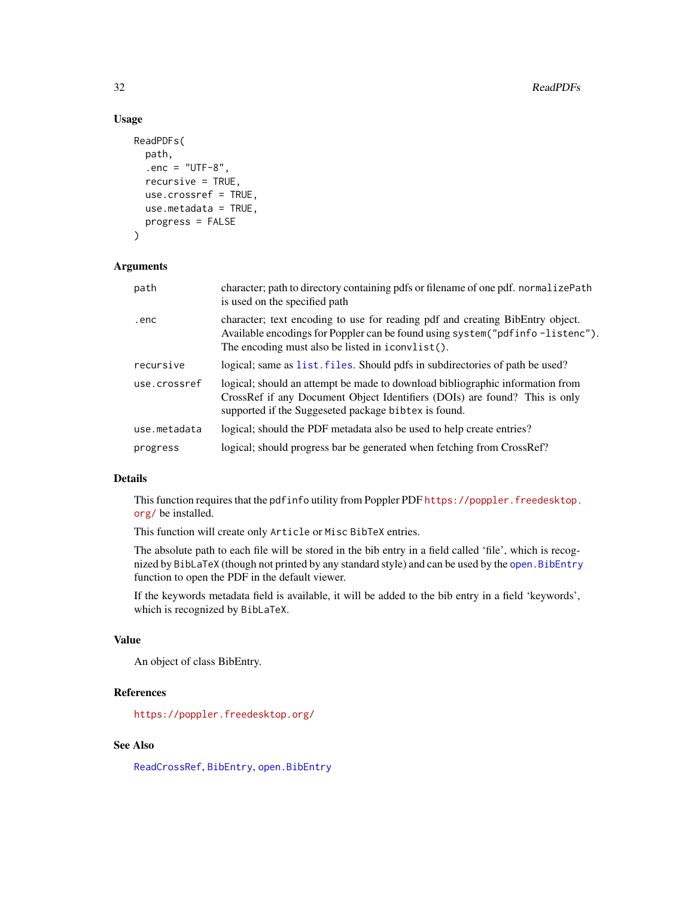## Usage

```
ReadPDFs(
  path,
  .enc = "UTF-8",
  recursive = TRUE,
  use.crossref = TRUE,
  use.metadata = TRUE,
  progress = FALSE
)
```

## Arguments

| | |
|---|---|
| `path` | character; path to directory containing pdfs or filename of one pdf. `normalizePath` is used on the specified path |
| `.enc` | character; text encoding to use for reading pdf and creating BibEntry object. Available encodings for Poppler can be found using `system("pdfinfo -listenc")`. The encoding must also be listed in `iconvlist()`. |
| `recursive` | logical; same as `list.files`. Should pdfs in subdirectories of path be used? |
| `use.crossref` | logical; should an attempt be made to download bibliographic information from CrossRef if any Document Object Identifiers (DOIs) are found? This is only supported if the Suggeseted package `bibtex` is found. |
| `use.metadata` | logical; should the PDF metadata also be used to help create entries? |
| `progress` | logical; should progress bar be generated when fetching from CrossRef? |

## Details

This function requires that the `pdfinfo` utility from Poppler PDF https://poppler.freedesktop.org/ be installed.

This function will create only `Article` or `Misc` BibTeX entries.

The absolute path to each file will be stored in the bib entry in a field called 'file', which is recognized by `BibLaTeX` (though not printed by any standard style) and can be used by the `open.BibEntry` function to open the PDF in the default viewer.

If the keywords metadata field is available, it will be added to the bib entry in a field 'keywords', which is recognized by `BibLaTeX`.

## Value

An object of class BibEntry.

## References

https://poppler.freedesktop.org/

## See Also

`ReadCrossRef`, `BibEntry`, `open.BibEntry`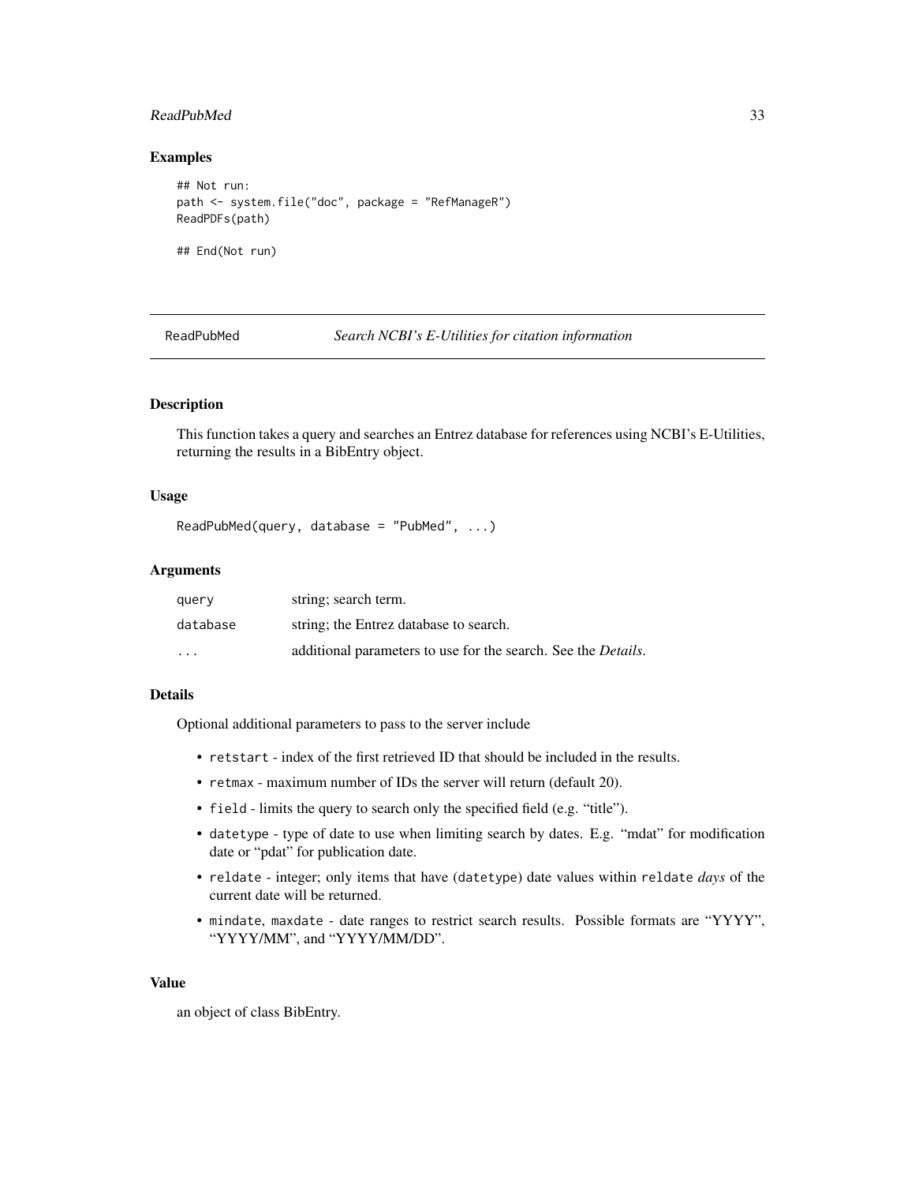### Examples

```
## Not run:
path <- system.file("doc", package = "RefManageR")
ReadPDFs(path)

## End(Not run)
```

---

## ReadPubMed &nbsp;&nbsp;&nbsp;&nbsp; *Search NCBI's E-Utilities for citation information*

---

### Description

This function takes a query and searches an Entrez database for references using NCBI's E-Utilities, returning the results in a BibEntry object.

### Usage

```
ReadPubMed(query, database = "PubMed", ...)
```

### Arguments

| | |
|---|---|
| `query` | string; search term. |
| `database` | string; the Entrez database to search. |
| `...` | additional parameters to use for the search. See the *Details*. |

### Details

Optional additional parameters to pass to the server include

- `retstart` - index of the first retrieved ID that should be included in the results.
- `retmax` - maximum number of IDs the server will return (default 20).
- `field` - limits the query to search only the specified field (e.g. "title").
- `datetype` - type of date to use when limiting search by dates. E.g. "mdat" for modification date or "pdat" for publication date.
- `reldate` - integer; only items that have (`datetype`) date values within `reldate` *days* of the current date will be returned.
- `mindate`, `maxdate` - date ranges to restrict search results. Possible formats are "YYYY", "YYYY/MM", and "YYYY/MM/DD".

### Value

an object of class BibEntry.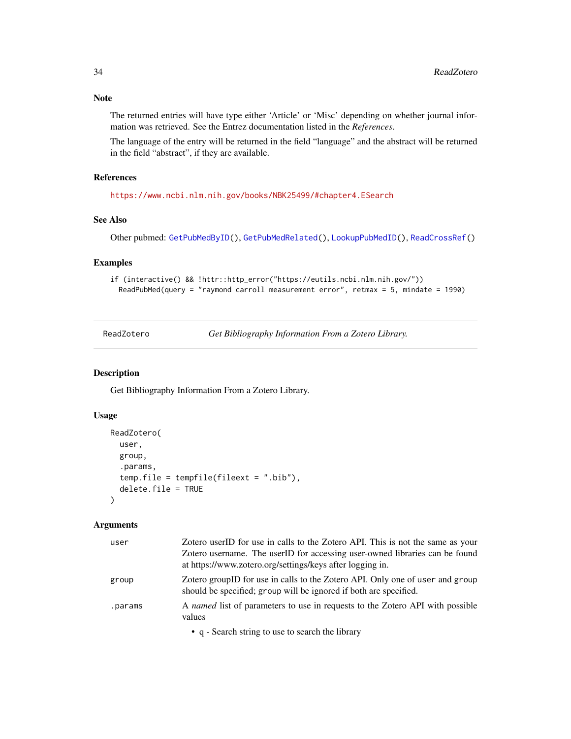### Note

The returned entries will have type either 'Article' or 'Misc' depending on whether journal information was retrieved. See the Entrez documentation listed in the *References*.

The language of the entry will be returned in the field "language" and the abstract will be returned in the field "abstract", if they are available.

### References

https://www.ncbi.nlm.nih.gov/books/NBK25499/#chapter4.ESearch

### See Also

Other pubmed: GetPubMedByID(), GetPubMedRelated(), LookupPubMedID(), ReadCrossRef()

### Examples

```
if (interactive() && !httr::http_error("https://eutils.ncbi.nlm.nih.gov/"))
  ReadPubMed(query = "raymond carroll measurement error", retmax = 5, mindate = 1990)
```

---

## ReadZotero — *Get Bibliography Information From a Zotero Library.*

### Description

Get Bibliography Information From a Zotero Library.

### Usage

```
ReadZotero(
  user,
  group,
  .params,
  temp.file = tempfile(fileext = ".bib"),
  delete.file = TRUE
)
```

### Arguments

| | |
|---|---|
| user | Zotero userID for use in calls to the Zotero API. This is not the same as your Zotero username. The userID for accessing user-owned libraries can be found at https://www.zotero.org/settings/keys after logging in. |
| group | Zotero groupID for use in calls to the Zotero API. Only one of user and group should be specified; group will be ignored if both are specified. |
| .params | A *named* list of parameters to use in requests to the Zotero API with possible values<br>• q - Search string to use to search the library |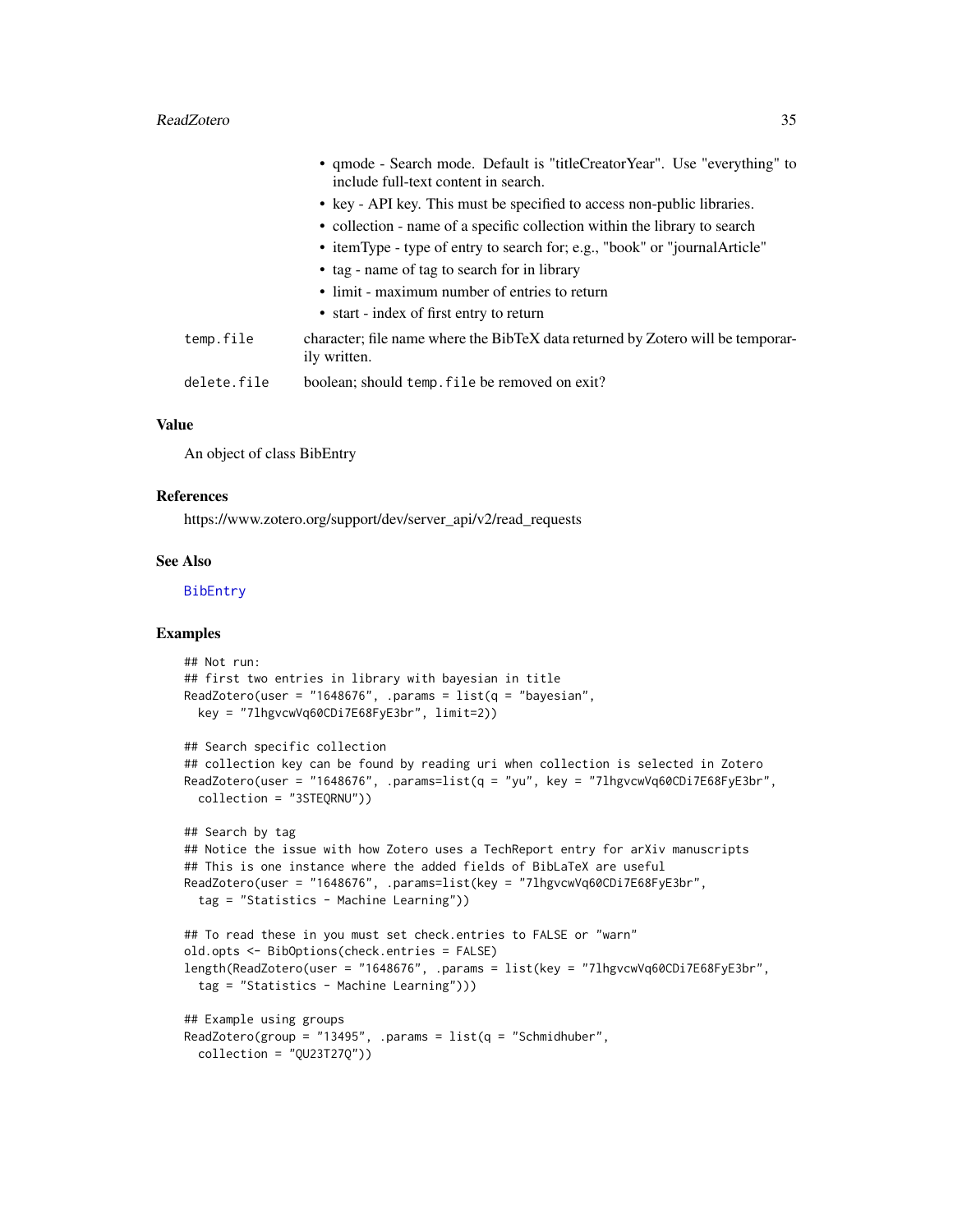- qmode - Search mode. Default is "titleCreatorYear". Use "everything" to include full-text content in search.
- key - API key. This must be specified to access non-public libraries.
- collection - name of a specific collection within the library to search
- itemType - type of entry to search for; e.g., "book" or "journalArticle"
- tag - name of tag to search for in library
- limit - maximum number of entries to return
- start - index of first entry to return

`temp.file` character; file name where the BibTeX data returned by Zotero will be temporarily written.

`delete.file` boolean; should `temp.file` be removed on exit?

### Value

An object of class BibEntry

### References

https://www.zotero.org/support/dev/server_api/v2/read_requests

### See Also

BibEntry

### Examples

```
## Not run:
## first two entries in library with bayesian in title
ReadZotero(user = "1648676", .params = list(q = "bayesian",
  key = "7lhgvcwVq60CDi7E68FyE3br", limit=2))

## Search specific collection
## collection key can be found by reading uri when collection is selected in Zotero
ReadZotero(user = "1648676", .params=list(q = "yu", key = "7lhgvcwVq60CDi7E68FyE3br",
  collection = "3STEQRNU"))

## Search by tag
## Notice the issue with how Zotero uses a TechReport entry for arXiv manuscripts
## This is one instance where the added fields of BibLaTeX are useful
ReadZotero(user = "1648676", .params=list(key = "7lhgvcwVq60CDi7E68FyE3br",
  tag = "Statistics - Machine Learning"))

## To read these in you must set check.entries to FALSE or "warn"
old.opts <- BibOptions(check.entries = FALSE)
length(ReadZotero(user = "1648676", .params = list(key = "7lhgvcwVq60CDi7E68FyE3br",
  tag = "Statistics - Machine Learning")))

## Example using groups
ReadZotero(group = "13495", .params = list(q = "Schmidhuber",
  collection = "QU23T27Q"))
```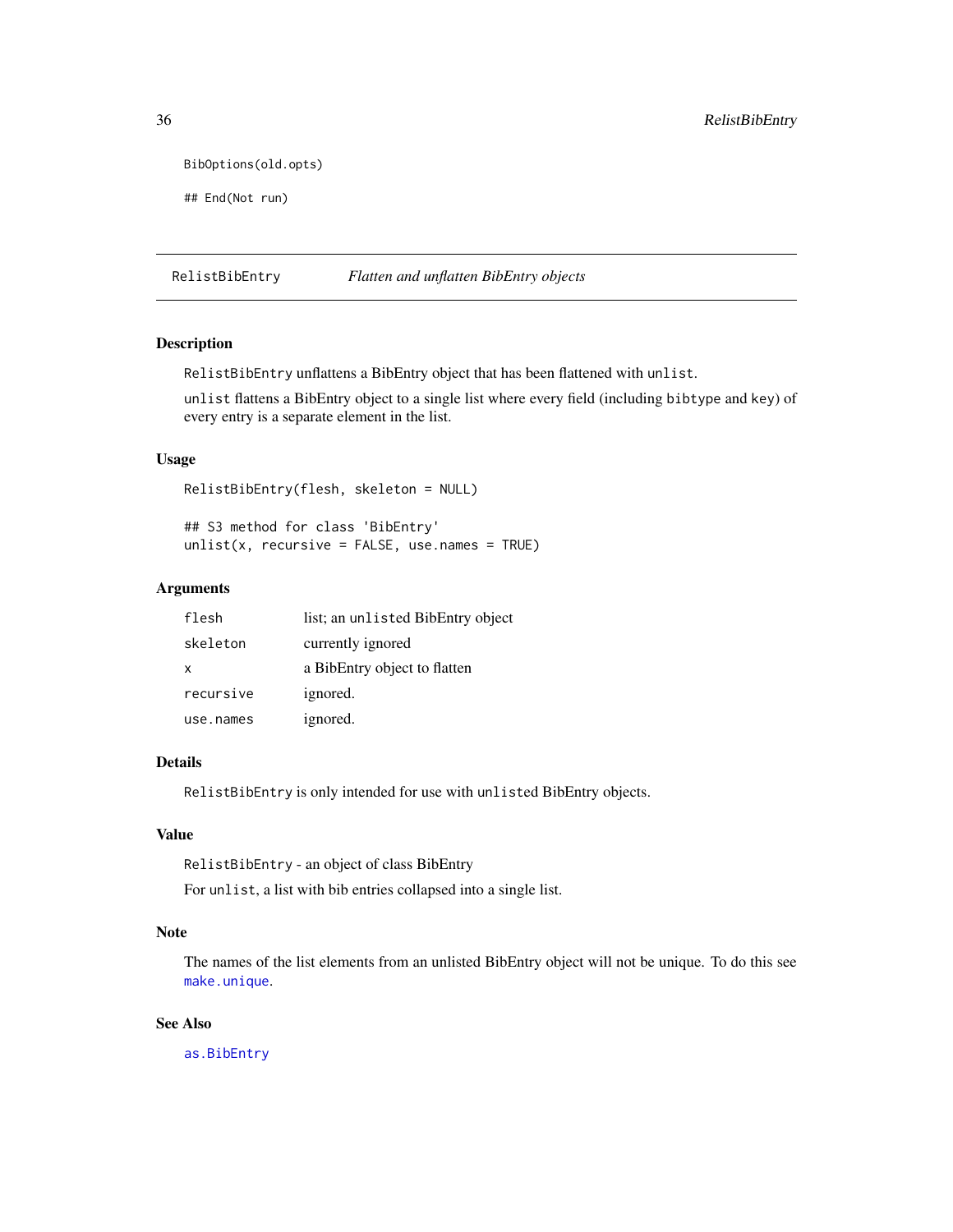```
BibOptions(old.opts)

## End(Not run)
```

## RelistBibEntry — *Flatten and unflatten BibEntry objects*

### Description

`RelistBibEntry` unflattens a BibEntry object that has been flattened with `unlist`.

`unlist` flattens a BibEntry object to a single list where every field (including `bibtype` and `key`) of every entry is a separate element in the list.

### Usage

```
RelistBibEntry(flesh, skeleton = NULL)

## S3 method for class 'BibEntry'
unlist(x, recursive = FALSE, use.names = TRUE)
```

### Arguments

| | |
|---|---|
| `flesh` | list; an `unlisted` BibEntry object |
| `skeleton` | currently ignored |
| `x` | a BibEntry object to flatten |
| `recursive` | ignored. |
| `use.names` | ignored. |

### Details

`RelistBibEntry` is only intended for use with `unlisted` BibEntry objects.

### Value

`RelistBibEntry` - an object of class BibEntry

For `unlist`, a list with bib entries collapsed into a single list.

### Note

The names of the list elements from an unlisted BibEntry object will not be unique. To do this see `make.unique`.

### See Also

`as.BibEntry`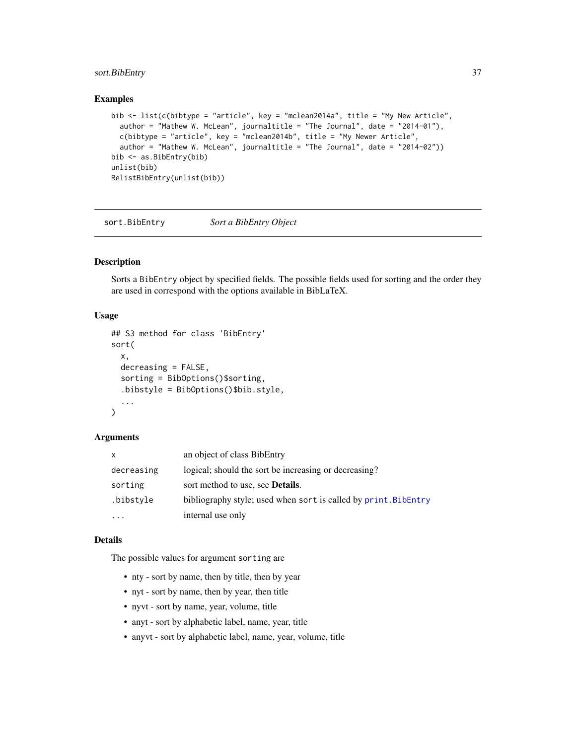### Examples

```
bib <- list(c(bibtype = "article", key = "mclean2014a", title = "My New Article",
  author = "Mathew W. McLean", journaltitle = "The Journal", date = "2014-01"),
  c(bibtype = "article", key = "mclean2014b", title = "My Newer Article",
  author = "Mathew W. McLean", journaltitle = "The Journal", date = "2014-02"))
bib <- as.BibEntry(bib)
unlist(bib)
RelistBibEntry(unlist(bib))
```

---

## sort.BibEntry — *Sort a BibEntry Object*

### Description

Sorts a `BibEntry` object by specified fields. The possible fields used for sorting and the order they are used in correspond with the options available in BibLaTeX.

### Usage

```
## S3 method for class 'BibEntry'
sort(
  x,
  decreasing = FALSE,
  sorting = BibOptions()$sorting,
  .bibstyle = BibOptions()$bib.style,
  ...
)
```

### Arguments

| | |
|---|---|
| `x` | an object of class BibEntry |
| `decreasing` | logical; should the sort be increasing or decreasing? |
| `sorting` | sort method to use, see **Details**. |
| `.bibstyle` | bibliography style; used when `sort` is called by `print.BibEntry` |
| `...` | internal use only |

### Details

The possible values for argument `sorting` are

- nty - sort by name, then by title, then by year
- nyt - sort by name, then by year, then title
- nyvt - sort by name, year, volume, title
- anyt - sort by alphabetic label, name, year, title
- anyvt - sort by alphabetic label, name, year, volume, title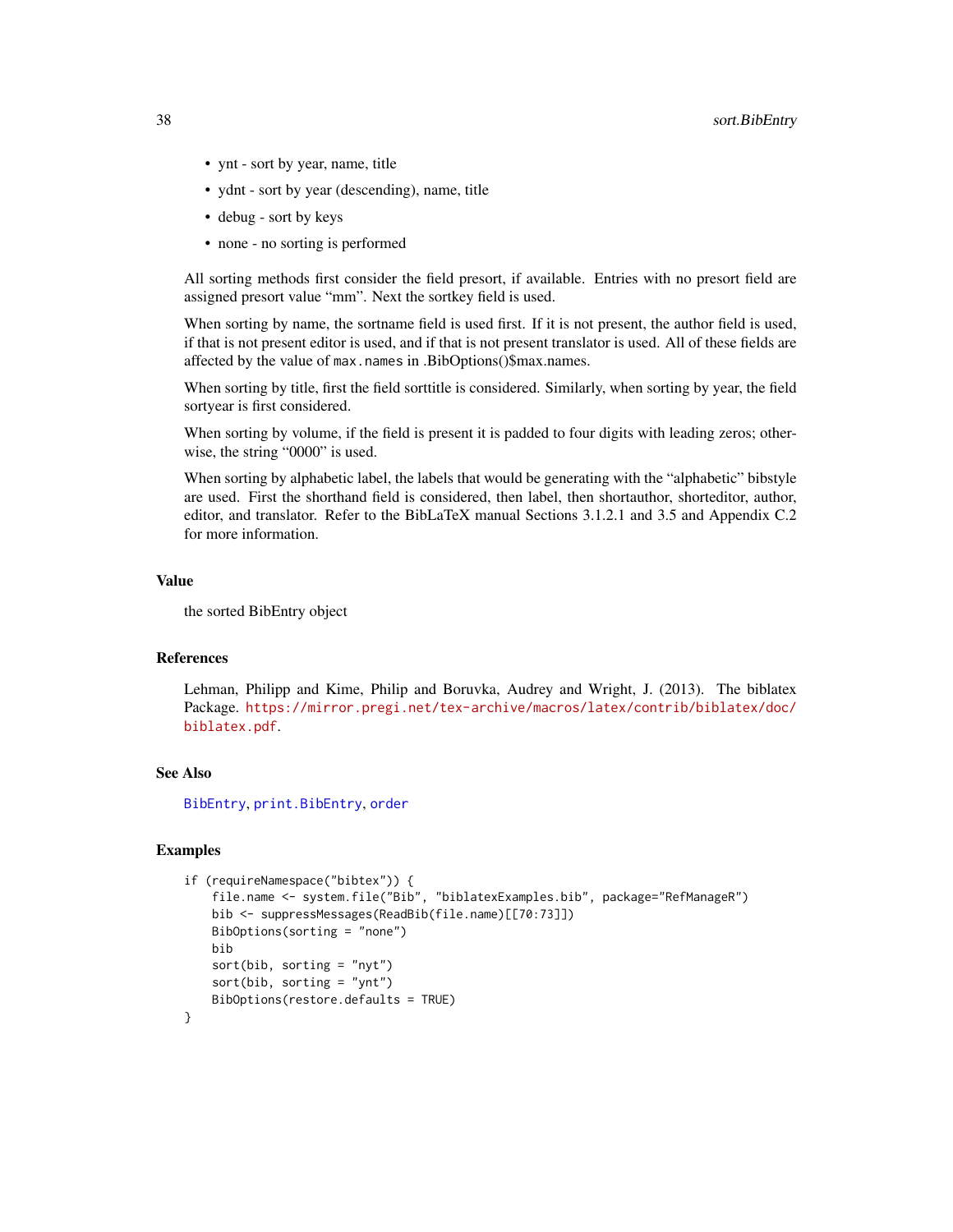- ynt - sort by year, name, title
- ydnt - sort by year (descending), name, title
- debug - sort by keys
- none - no sorting is performed

All sorting methods first consider the field presort, if available. Entries with no presort field are assigned presort value “mm”. Next the sortkey field is used.

When sorting by name, the sortname field is used first. If it is not present, the author field is used, if that is not present editor is used, and if that is not present translator is used. All of these fields are affected by the value of `max.names` in .BibOptions()$max.names.

When sorting by title, first the field sorttitle is considered. Similarly, when sorting by year, the field sortyear is first considered.

When sorting by volume, if the field is present it is padded to four digits with leading zeros; otherwise, the string “0000” is used.

When sorting by alphabetic label, the labels that would be generating with the “alphabetic” bibstyle are used. First the shorthand field is considered, then label, then shortauthor, shorteditor, author, editor, and translator. Refer to the BibLaTeX manual Sections 3.1.2.1 and 3.5 and Appendix C.2 for more information.

### Value

the sorted BibEntry object

### References

Lehman, Philipp and Kime, Philip and Boruvka, Audrey and Wright, J. (2013). The biblatex Package. https://mirror.pregi.net/tex-archive/macros/latex/contrib/biblatex/doc/biblatex.pdf.

### See Also

BibEntry, print.BibEntry, order

### Examples

```
if (requireNamespace("bibtex")) {
    file.name <- system.file("Bib", "biblatexExamples.bib", package="RefManageR")
    bib <- suppressMessages(ReadBib(file.name)[[70:73]])
    BibOptions(sorting = "none")
    bib
    sort(bib, sorting = "nyt")
    sort(bib, sorting = "ynt")
    BibOptions(restore.defaults = TRUE)
}
```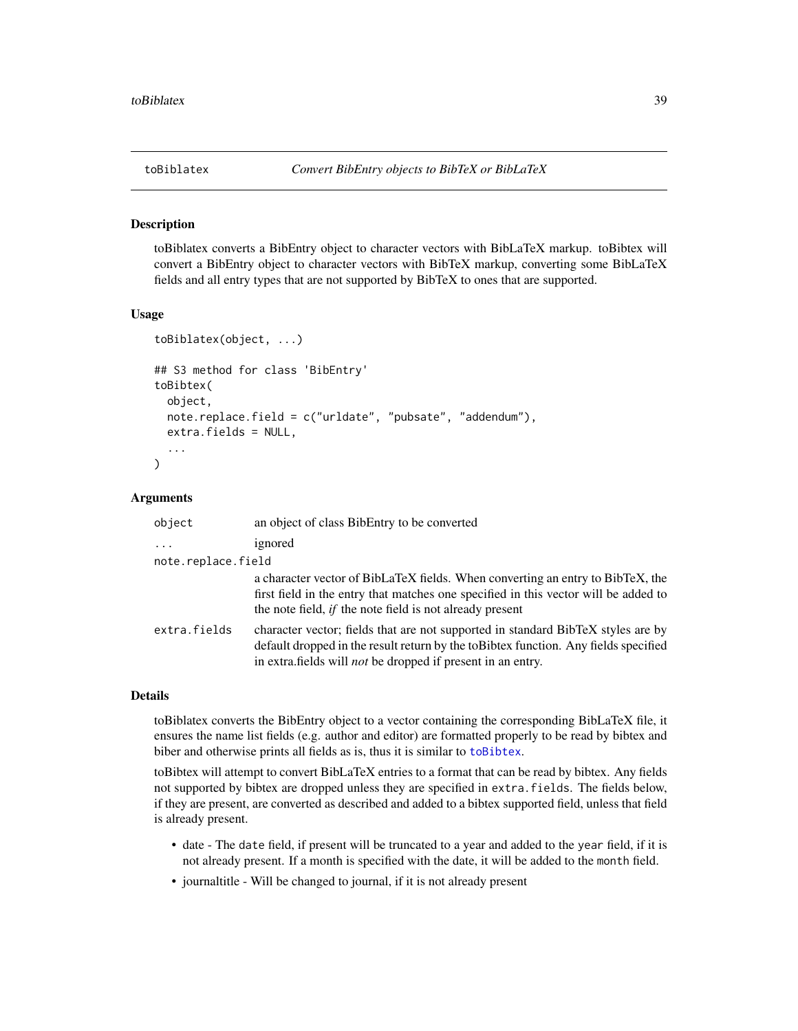## toBiblatex — *Convert BibEntry objects to BibTeX or BibLaTeX*

### Description

toBiblatex converts a BibEntry object to character vectors with BibLaTeX markup. toBibtex will convert a BibEntry object to character vectors with BibTeX markup, converting some BibLaTeX fields and all entry types that are not supported by BibTeX to ones that are supported.

### Usage

```
toBiblatex(object, ...)

## S3 method for class 'BibEntry'
toBibtex(
  object,
  note.replace.field = c("urldate", "pubsate", "addendum"),
  extra.fields = NULL,
  ...
)
```

### Arguments

| | |
|---|---|
| `object` | an object of class BibEntry to be converted |
| `...` | ignored |
| `note.replace.field` | a character vector of BibLaTeX fields. When converting an entry to BibTeX, the first field in the entry that matches one specified in this vector will be added to the note field, *if* the note field is not already present |
| `extra.fields` | character vector; fields that are not supported in standard BibTeX styles are by default dropped in the result return by the toBibtex function. Any fields specified in extra.fields will *not* be dropped if present in an entry. |

### Details

toBiblatex converts the BibEntry object to a vector containing the corresponding BibLaTeX file, it ensures the name list fields (e.g. author and editor) are formatted properly to be read by bibtex and biber and otherwise prints all fields as is, thus it is similar to `toBibtex`.

toBibtex will attempt to convert BibLaTeX entries to a format that can be read by bibtex. Any fields not supported by bibtex are dropped unless they are specified in `extra.fields`. The fields below, if they are present, are converted as described and added to a bibtex supported field, unless that field is already present.

- date - The `date` field, if present will be truncated to a year and added to the `year` field, if it is not already present. If a month is specified with the date, it will be added to the `month` field.
- journaltitle - Will be changed to journal, if it is not already present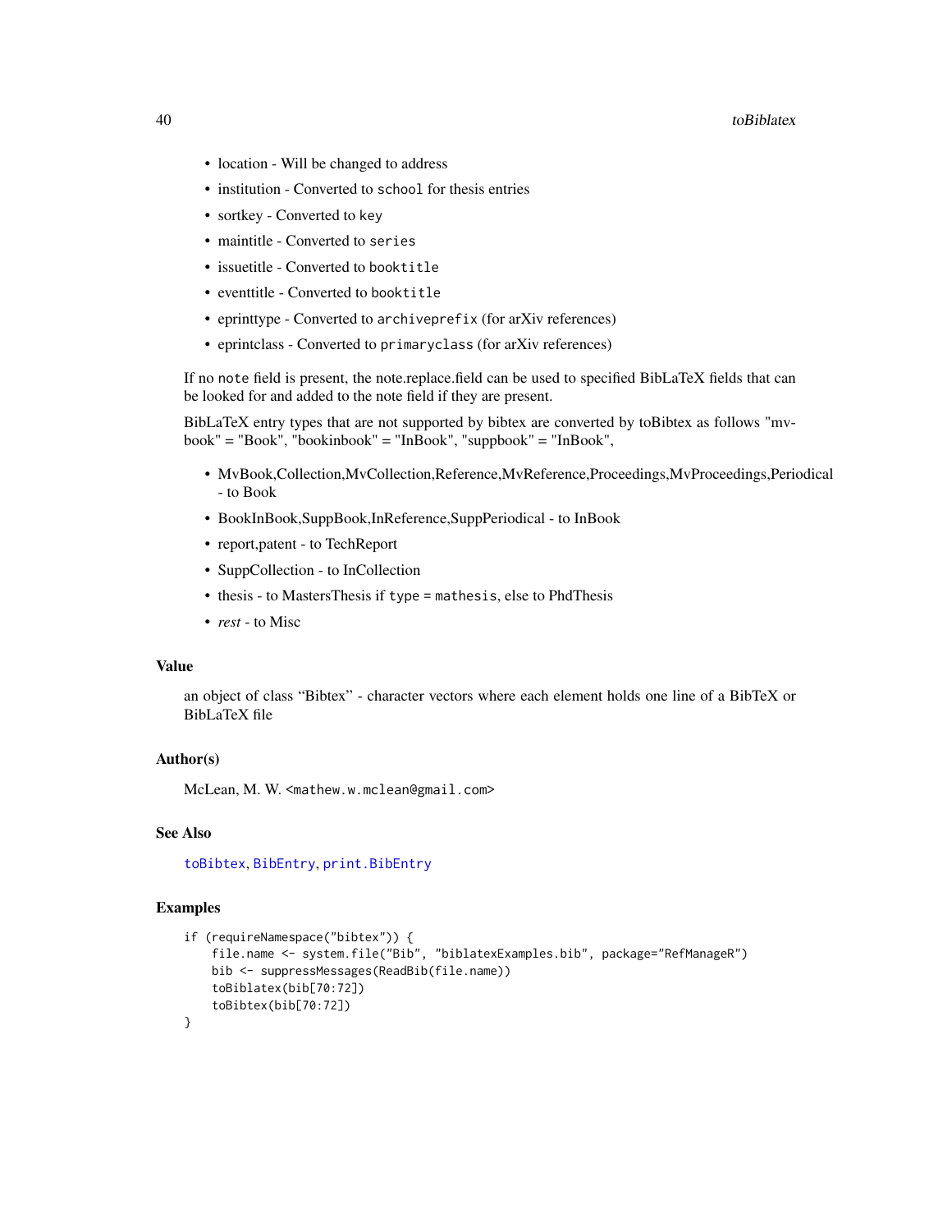- location - Will be changed to address
- institution - Converted to `school` for thesis entries
- sortkey - Converted to `key`
- maintitle - Converted to `series`
- issuetitle - Converted to `booktitle`
- eventtitle - Converted to `booktitle`
- eprinttype - Converted to `archiveprefix` (for arXiv references)
- eprintclass - Converted to `primaryclass` (for arXiv references)

If no `note` field is present, the note.replace.field can be used to specified BibLaTeX fields that can be looked for and added to the note field if they are present.

BibLaTeX entry types that are not supported by bibtex are converted by toBibtex as follows "mvbook" = "Book", "bookinbook" = "InBook", "suppbook" = "InBook",

- MvBook,Collection,MvCollection,Reference,MvReference,Proceedings,MvProceedings,Periodical - to Book
- BookInBook,SuppBook,InReference,SuppPeriodical - to InBook
- report,patent - to TechReport
- SuppCollection - to InCollection
- thesis - to MastersThesis if `type = mathesis`, else to PhdThesis
- *rest* - to Misc

### Value

an object of class "Bibtex" - character vectors where each element holds one line of a BibTeX or BibLaTeX file

### Author(s)

McLean, M. W. `<mathew.w.mclean@gmail.com>`

### See Also

`toBibtex`, `BibEntry`, `print.BibEntry`

### Examples

```
if (requireNamespace("bibtex")) {
    file.name <- system.file("Bib", "biblatexExamples.bib", package="RefManageR")
    bib <- suppressMessages(ReadBib(file.name))
    toBiblatex(bib[70:72])
    toBibtex(bib[70:72])
}
```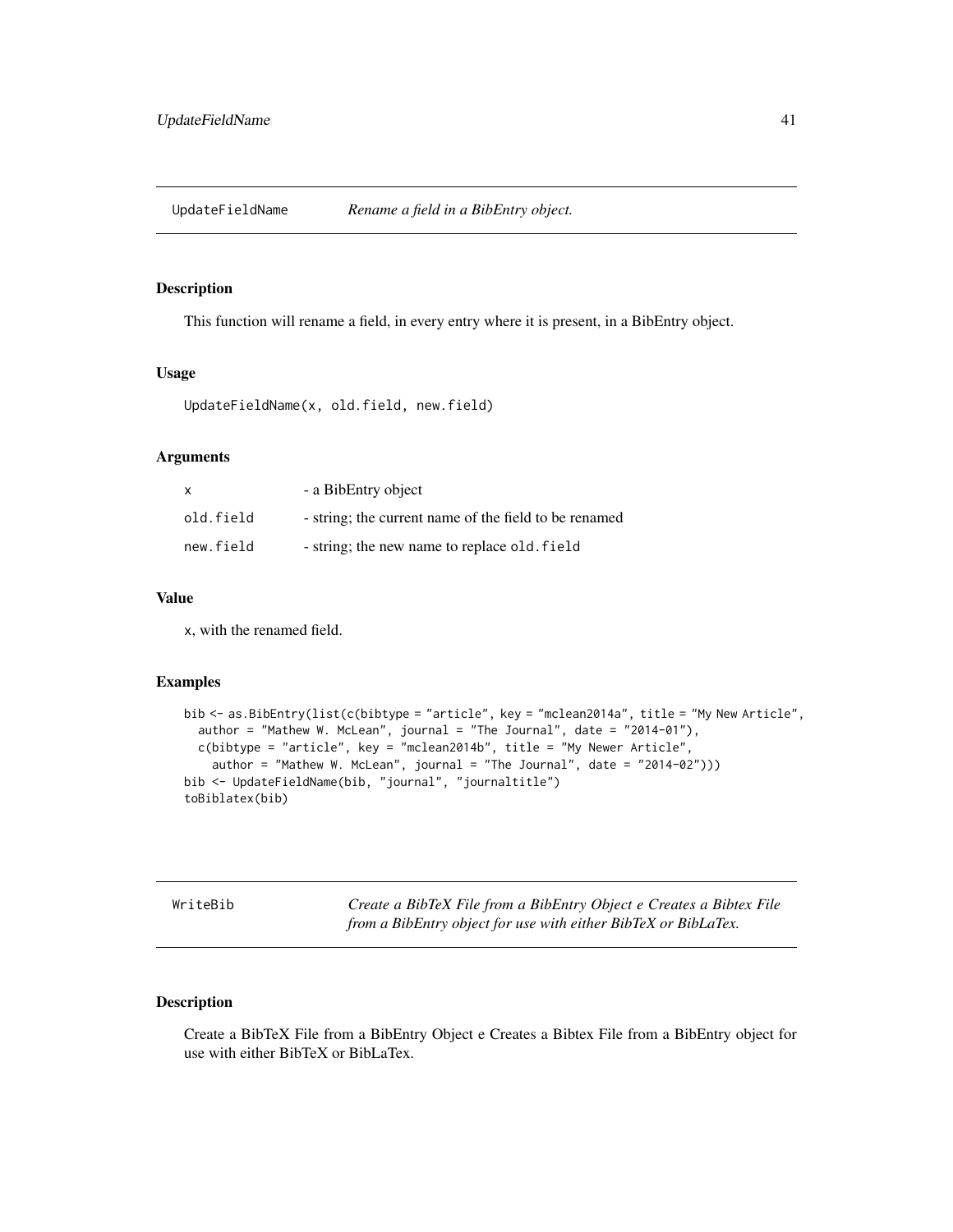## UpdateFieldName — *Rename a field in a BibEntry object.*

### Description

This function will rename a field, in every entry where it is present, in a BibEntry object.

### Usage

```
UpdateFieldName(x, old.field, new.field)
```

### Arguments

| | |
|---|---|
| x | - a BibEntry object |
| old.field | - string; the current name of the field to be renamed |
| new.field | - string; the new name to replace `old.field` |

### Value

`x`, with the renamed field.

### Examples

```
bib <- as.BibEntry(list(c(bibtype = "article", key = "mclean2014a", title = "My New Article",
  author = "Mathew W. McLean", journal = "The Journal", date = "2014-01"),
  c(bibtype = "article", key = "mclean2014b", title = "My Newer Article",
    author = "Mathew W. McLean", journal = "The Journal", date = "2014-02")))
bib <- UpdateFieldName(bib, "journal", "journaltitle")
toBiblatex(bib)
```

## WriteBib — *Create a BibTeX File from a BibEntry Object e Creates a Bibtex File from a BibEntry object for use with either BibTeX or BibLaTex.*

### Description

Create a BibTeX File from a BibEntry Object e Creates a Bibtex File from a BibEntry object for use with either BibTeX or BibLaTex.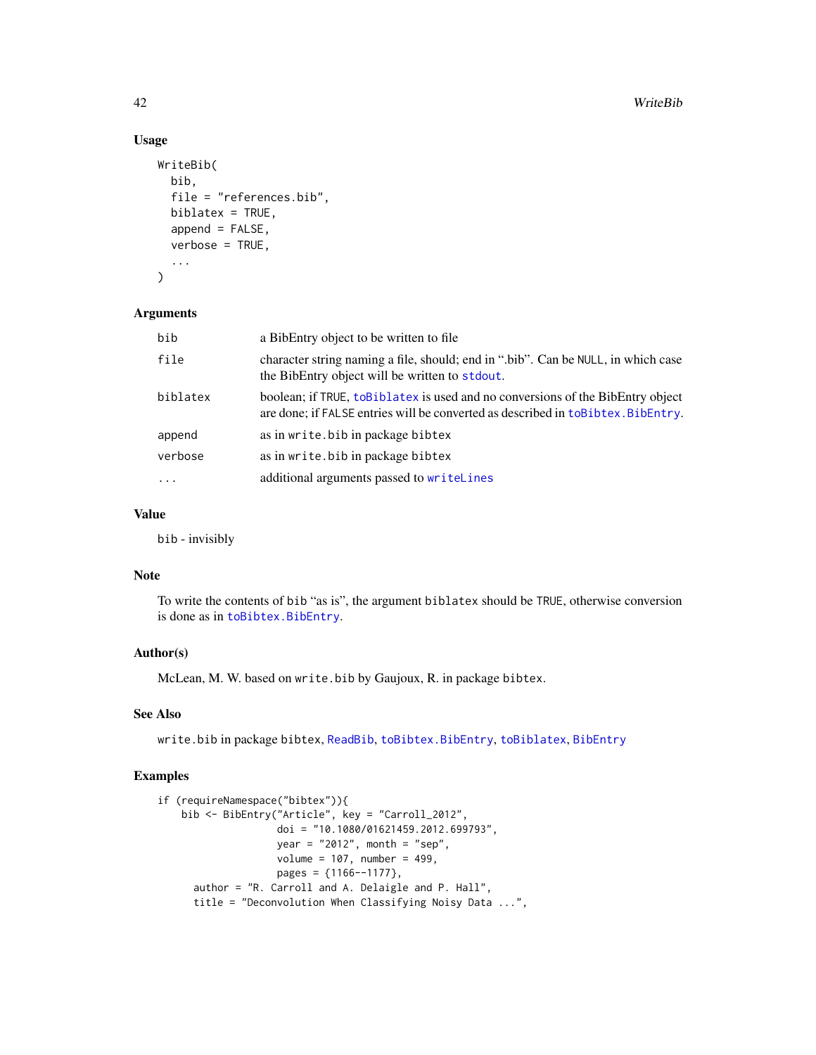### Usage

```
WriteBib(
  bib,
  file = "references.bib",
  biblatex = TRUE,
  append = FALSE,
  verbose = TRUE,
  ...
)
```

### Arguments

| | |
|---|---|
| bib | a BibEntry object to be written to file |
| file | character string naming a file, should; end in ".bib". Can be NULL, in which case the BibEntry object will be written to stdout. |
| biblatex | boolean; if TRUE, toBiblatex is used and no conversions of the BibEntry object are done; if FALSE entries will be converted as described in toBibtex.BibEntry. |
| append | as in write.bib in package bibtex |
| verbose | as in write.bib in package bibtex |
| ... | additional arguments passed to writeLines |

### Value

bib - invisibly

### Note

To write the contents of bib "as is", the argument biblatex should be TRUE, otherwise conversion is done as in toBibtex.BibEntry.

### Author(s)

McLean, M. W. based on write.bib by Gaujoux, R. in package bibtex.

### See Also

write.bib in package bibtex, ReadBib, toBibtex.BibEntry, toBiblatex, BibEntry

### Examples

```
if (requireNamespace("bibtex")){
    bib <- BibEntry("Article", key = "Carroll_2012",
                    doi = "10.1080/01621459.2012.699793",
                    year = "2012", month = "sep",
                    volume = 107, number = 499,
                    pages = {1166--1177},
      author = "R. Carroll and A. Delaigle and P. Hall",
      title = "Deconvolution When Classifying Noisy Data ...",
```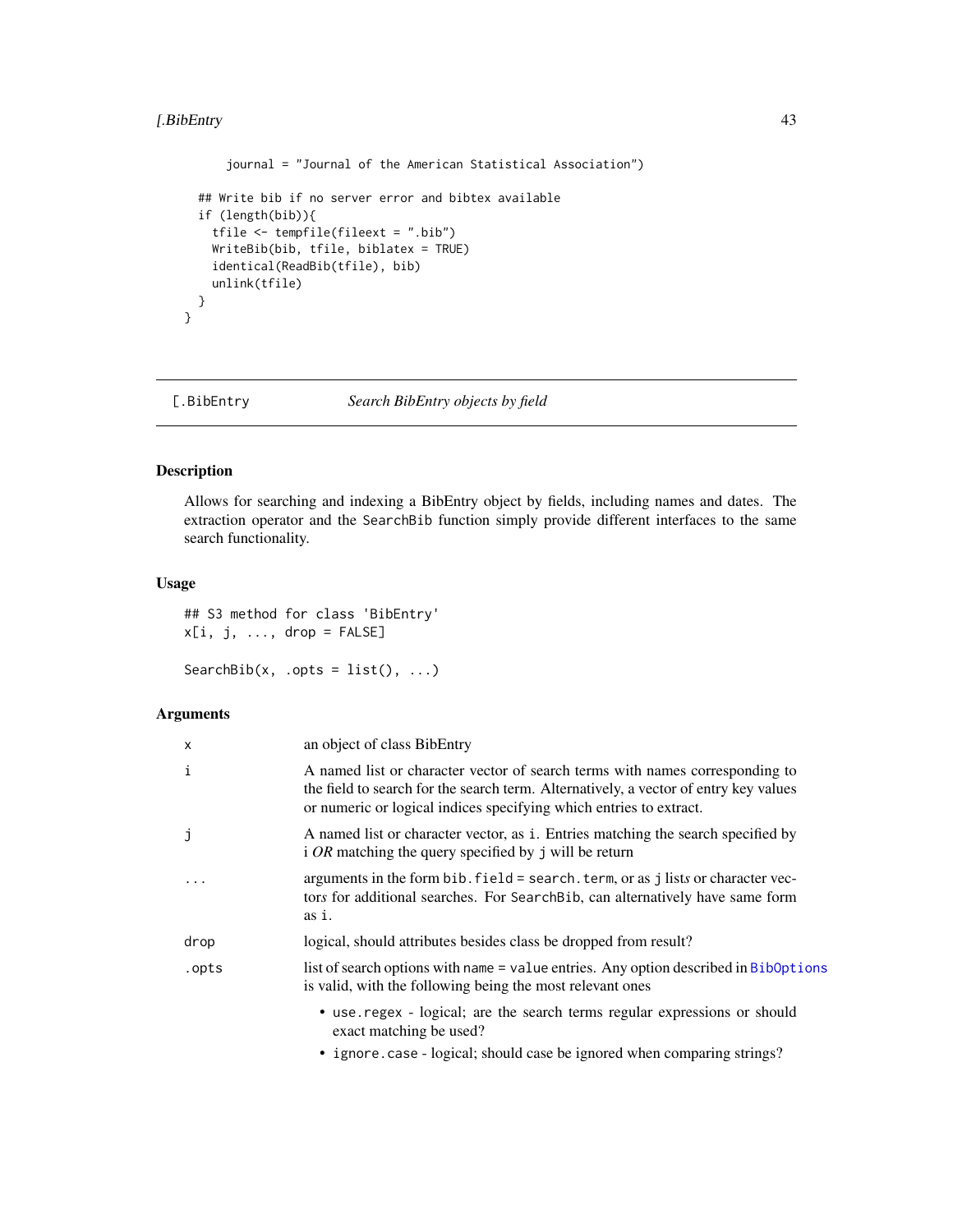```
      journal = "Journal of the American Statistical Association")

  ## Write bib if no server error and bibtex available
  if (length(bib)){
    tfile <- tempfile(fileext = ".bib")
    WriteBib(bib, tfile, biblatex = TRUE)
    identical(ReadBib(tfile), bib)
    unlink(tfile)
  }
}
```

## [.BibEntry — *Search BibEntry objects by field*

### Description

Allows for searching and indexing a BibEntry object by fields, including names and dates. The extraction operator and the SearchBib function simply provide different interfaces to the same search functionality.

### Usage

```
## S3 method for class 'BibEntry'
x[i, j, ..., drop = FALSE]

SearchBib(x, .opts = list(), ...)
```

### Arguments

| | |
|---|---|
| x | an object of class BibEntry |
| i | A named list or character vector of search terms with names corresponding to the field to search for the search term. Alternatively, a vector of entry key values or numeric or logical indices specifying which entries to extract. |
| j | A named list or character vector, as i. Entries matching the search specified by i *OR* matching the query specified by j will be return |
| ... | arguments in the form bib.field = search.term, or as j list*s* or character vector*s* for additional searches. For SearchBib, can alternatively have same form as i. |
| drop | logical, should attributes besides class be dropped from result? |
| .opts | list of search options with name = value entries. Any option described in BibOptions is valid, with the following being the most relevant ones |

- use.regex - logical; are the search terms regular expressions or should exact matching be used?
- ignore.case - logical; should case be ignored when comparing strings?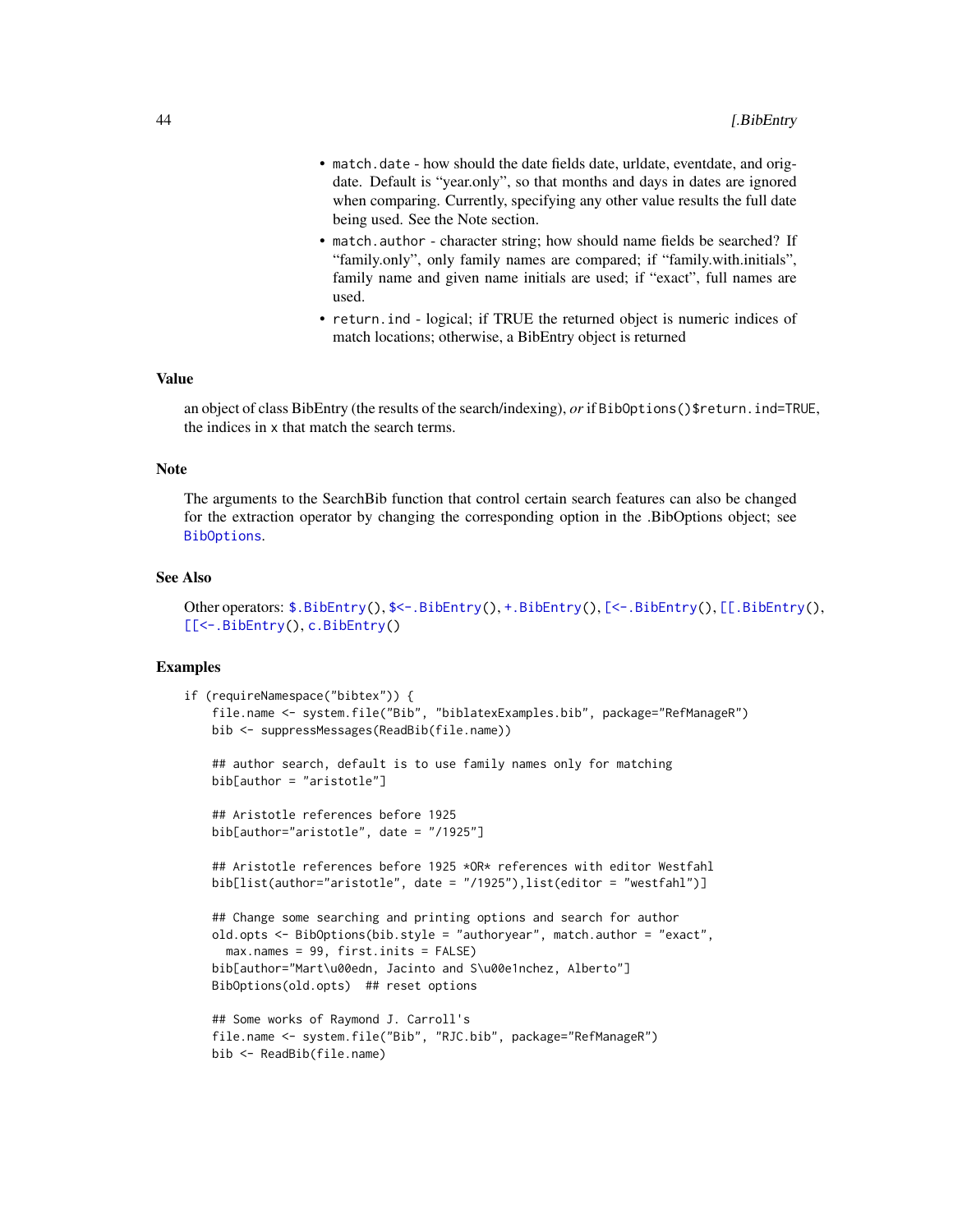- `match.date` - how should the date fields date, urldate, eventdate, and origdate. Default is "year.only", so that months and days in dates are ignored when comparing. Currently, specifying any other value results the full date being used. See the Note section.
- `match.author` - character string; how should name fields be searched? If "family.only", only family names are compared; if "family.with.initials", family name and given name initials are used; if "exact", full names are used.
- `return.ind` - logical; if TRUE the returned object is numeric indices of match locations; otherwise, a BibEntry object is returned

## Value

an object of class BibEntry (the results of the search/indexing), *or* if `BibOptions()$return.ind=TRUE`, the indices in `x` that match the search terms.

## Note

The arguments to the SearchBib function that control certain search features can also be changed for the extraction operator by changing the corresponding option in the .BibOptions object; see `BibOptions`.

## See Also

Other operators: `$.BibEntry()`, `$<-.BibEntry()`, `+.BibEntry()`, `[<-.BibEntry()`, `[[.BibEntry()`, `[[<-.BibEntry()`, `c.BibEntry()`

## Examples

```
if (requireNamespace("bibtex")) {
    file.name <- system.file("Bib", "biblatexExamples.bib", package="RefManageR")
    bib <- suppressMessages(ReadBib(file.name))

    ## author search, default is to use family names only for matching
    bib[author = "aristotle"]

    ## Aristotle references before 1925
    bib[author="aristotle", date = "/1925"]

    ## Aristotle references before 1925 *OR* references with editor Westfahl
    bib[list(author="aristotle", date = "/1925"),list(editor = "westfahl")]

    ## Change some searching and printing options and search for author
    old.opts <- BibOptions(bib.style = "authoryear", match.author = "exact",
      max.names = 99, first.inits = FALSE)
    bib[author="Mart\u00edn, Jacinto and S\u00e1nchez, Alberto"]
    BibOptions(old.opts)  ## reset options

    ## Some works of Raymond J. Carroll's
    file.name <- system.file("Bib", "RJC.bib", package="RefManageR")
    bib <- ReadBib(file.name)
```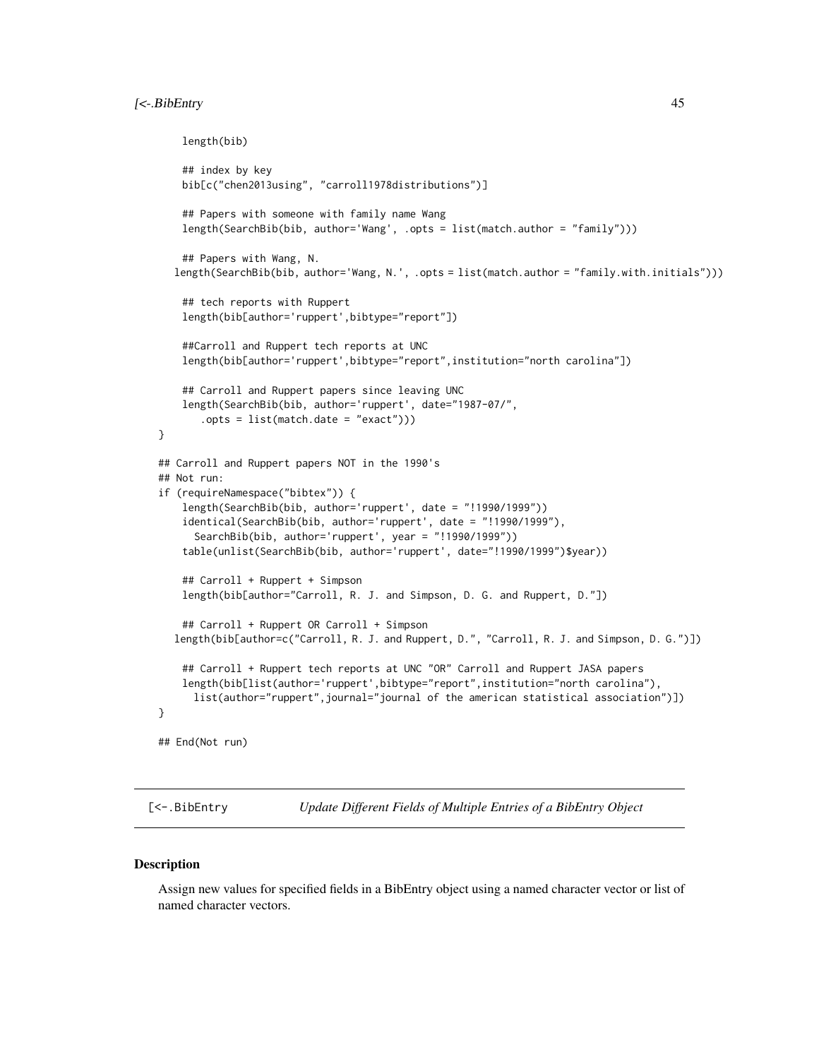```
    length(bib)

    ## index by key
    bib[c("chen2013using", "carroll1978distributions")]

    ## Papers with someone with family name Wang
    length(SearchBib(bib, author='Wang', .opts = list(match.author = "family")))

    ## Papers with Wang, N.
  length(SearchBib(bib, author='Wang, N.', .opts = list(match.author = "family.with.initials")))

    ## tech reports with Ruppert
    length(bib[author='ruppert',bibtype="report"])

    ##Carroll and Ruppert tech reports at UNC
    length(bib[author='ruppert',bibtype="report",institution="north carolina"])

    ## Carroll and Ruppert papers since leaving UNC
    length(SearchBib(bib, author='ruppert', date="1987-07/",
       .opts = list(match.date = "exact")))
}

## Carroll and Ruppert papers NOT in the 1990's
## Not run:
if (requireNamespace("bibtex")) {
    length(SearchBib(bib, author='ruppert', date = "!1990/1999"))
    identical(SearchBib(bib, author='ruppert', date = "!1990/1999"),
      SearchBib(bib, author='ruppert', year = "!1990/1999"))
    table(unlist(SearchBib(bib, author='ruppert', date="!1990/1999")$year))

    ## Carroll + Ruppert + Simpson
    length(bib[author="Carroll, R. J. and Simpson, D. G. and Ruppert, D."])

    ## Carroll + Ruppert OR Carroll + Simpson
  length(bib[author=c("Carroll, R. J. and Ruppert, D.", "Carroll, R. J. and Simpson, D. G.")])

    ## Carroll + Ruppert tech reports at UNC "OR" Carroll and Ruppert JASA papers
    length(bib[list(author='ruppert',bibtype="report",institution="north carolina"),
      list(author="ruppert",journal="journal of the american statistical association")])
}

## End(Not run)
```

---

`[<-.BibEntry` *Update Different Fields of Multiple Entries of a BibEntry Object*

---

### Description

Assign new values for specified fields in a BibEntry object using a named character vector or list of named character vectors.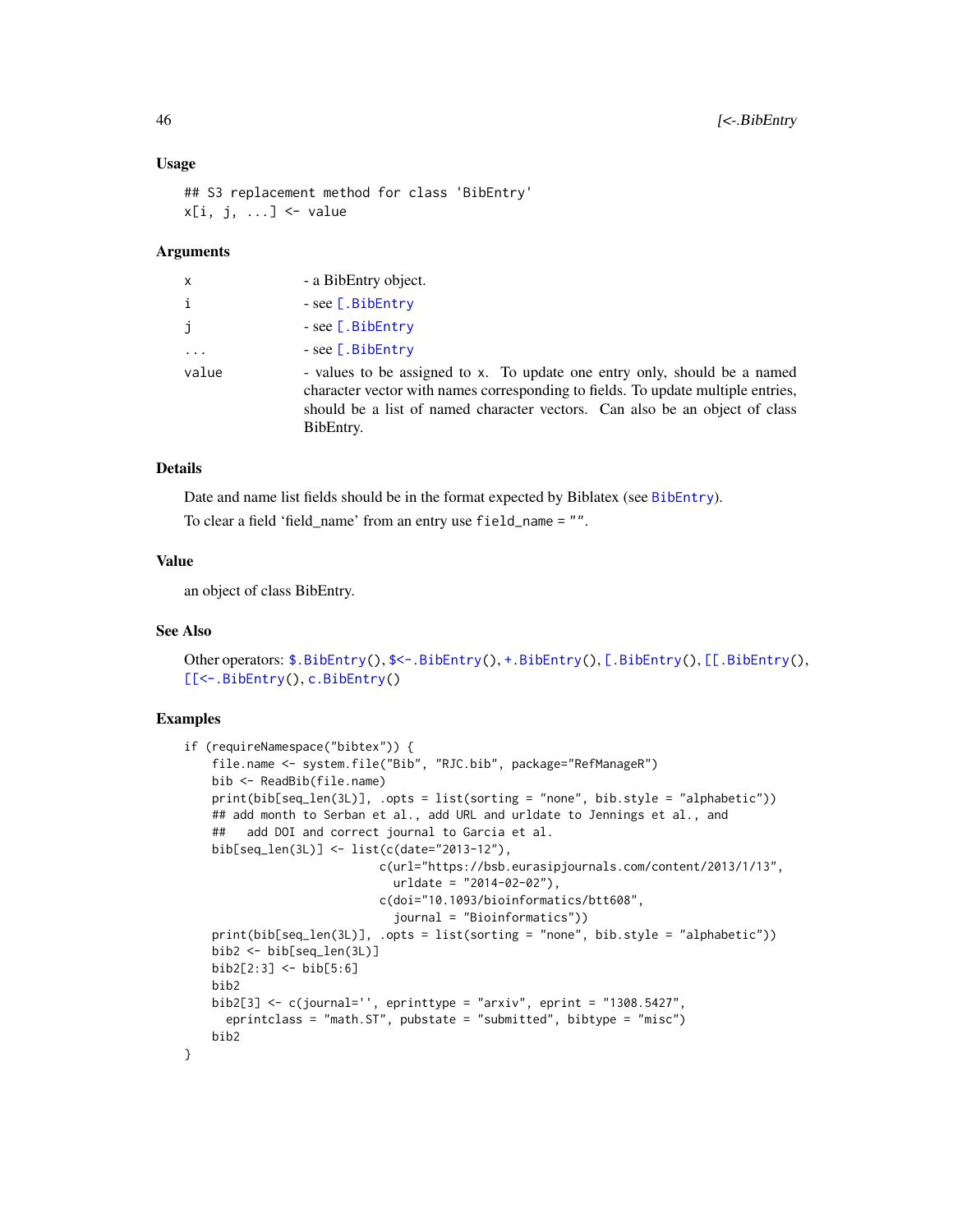### Usage

```
## S3 replacement method for class 'BibEntry'
x[i, j, ...] <- value
```

### Arguments

| | |
|---|---|
| x | - a BibEntry object. |
| i | - see [.BibEntry |
| j | - see [.BibEntry |
| ... | - see [.BibEntry |
| value | - values to be assigned to x. To update one entry only, should be a named character vector with names corresponding to fields. To update multiple entries, should be a list of named character vectors. Can also be an object of class BibEntry. |

### Details

Date and name list fields should be in the format expected by Biblatex (see BibEntry).

To clear a field 'field_name' from an entry use field_name = "".

### Value

an object of class BibEntry.

### See Also

Other operators: $.BibEntry(), $<-.BibEntry(), +.BibEntry(), [.BibEntry(), [[.BibEntry(), [[<-.BibEntry(), c.BibEntry()

### Examples

```
if (requireNamespace("bibtex")) {
    file.name <- system.file("Bib", "RJC.bib", package="RefManageR")
    bib <- ReadBib(file.name)
    print(bib[seq_len(3L)], .opts = list(sorting = "none", bib.style = "alphabetic"))
    ## add month to Serban et al., add URL and urldate to Jennings et al., and
    ##   add DOI and correct journal to Garcia et al.
    bib[seq_len(3L)] <- list(c(date="2013-12"),
                            c(url="https://bsb.eurasipjournals.com/content/2013/1/13",
                              urldate = "2014-02-02"),
                            c(doi="10.1093/bioinformatics/btt608",
                              journal = "Bioinformatics"))
    print(bib[seq_len(3L)], .opts = list(sorting = "none", bib.style = "alphabetic"))
    bib2 <- bib[seq_len(3L)]
    bib2[2:3] <- bib[5:6]
    bib2
    bib2[3] <- c(journal='', eprinttype = "arxiv", eprint = "1308.5427",
      eprintclass = "math.ST", pubstate = "submitted", bibtype = "misc")
    bib2
}
```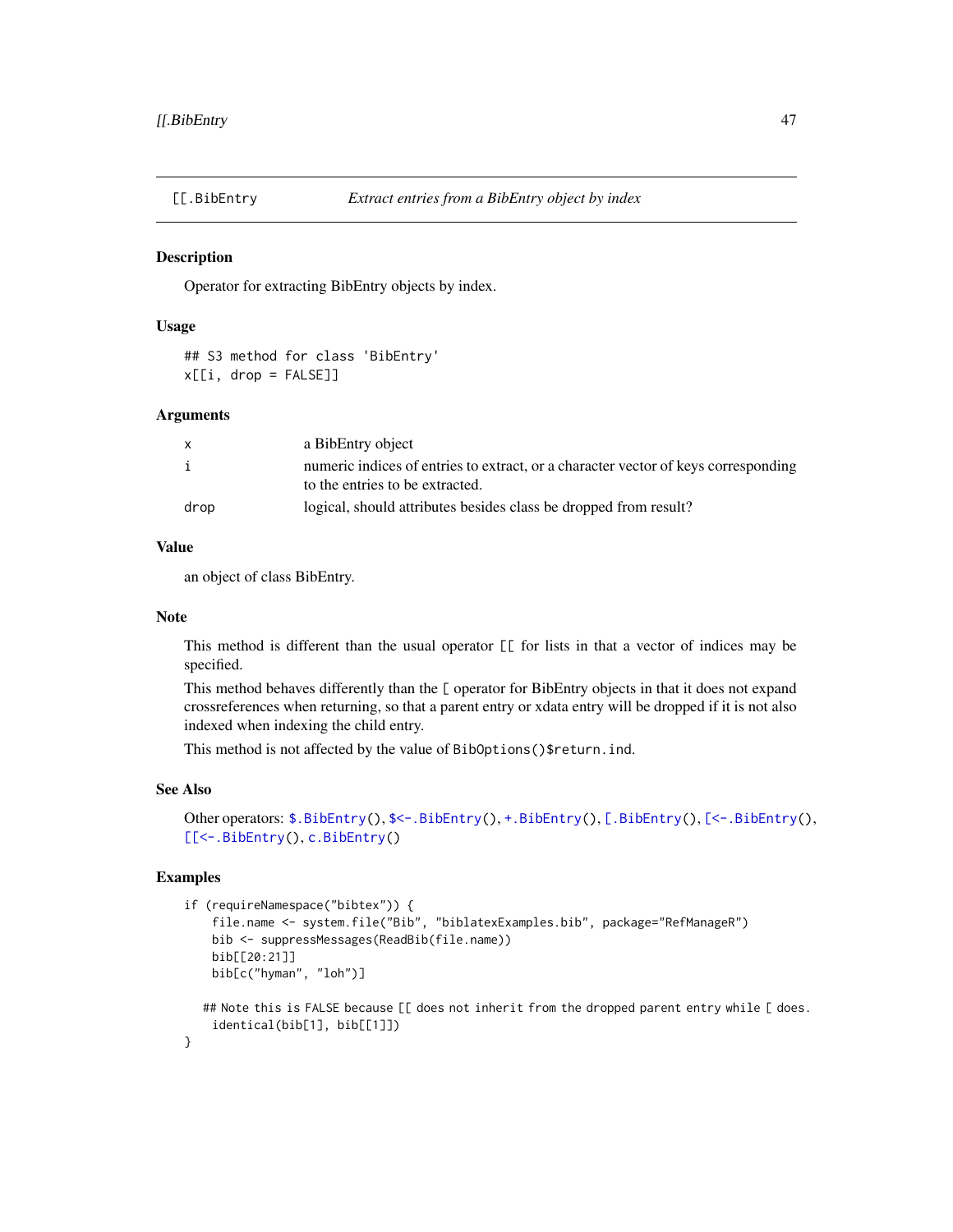## [[.BibEntry — *Extract entries from a BibEntry object by index*

### Description

Operator for extracting BibEntry objects by index.

### Usage

```
## S3 method for class 'BibEntry'
x[[i, drop = FALSE]]
```

### Arguments

| | |
|---|---|
| x | a BibEntry object |
| i | numeric indices of entries to extract, or a character vector of keys corresponding to the entries to be extracted. |
| drop | logical, should attributes besides class be dropped from result? |

### Value

an object of class BibEntry.

### Note

This method is different than the usual operator `[[` for lists in that a vector of indices may be specified.

This method behaves differently than the `[` operator for BibEntry objects in that it does not expand crossreferences when returning, so that a parent entry or xdata entry will be dropped if it is not also indexed when indexing the child entry.

This method is not affected by the value of `BibOptions()$return.ind`.

### See Also

Other operators: `$.BibEntry()`, `$<-.BibEntry()`, `+.BibEntry()`, `[.BibEntry()`, `[<-.BibEntry()`, `[[<-.BibEntry()`, `c.BibEntry()`

### Examples

```
if (requireNamespace("bibtex")) {
    file.name <- system.file("Bib", "biblatexExamples.bib", package="RefManageR")
    bib <- suppressMessages(ReadBib(file.name))
    bib[[20:21]]
    bib[c("hyman", "loh")]

  ## Note this is FALSE because [[ does not inherit from the dropped parent entry while [ does.
    identical(bib[1], bib[[1]])
}
```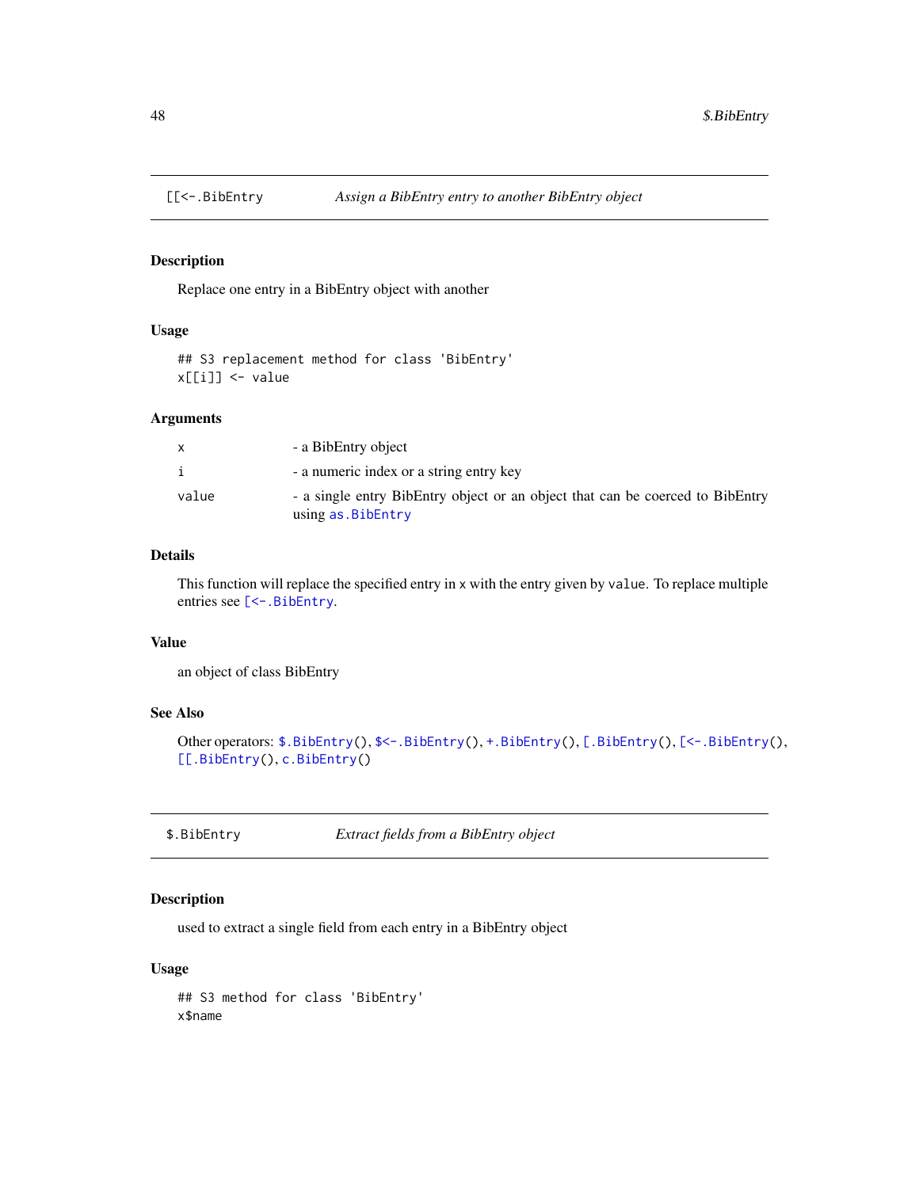## `[[<-.BibEntry` *Assign a BibEntry entry to another BibEntry object*

### Description

Replace one entry in a BibEntry object with another

### Usage

```
## S3 replacement method for class 'BibEntry'
x[[i]] <- value
```

### Arguments

| | |
|---|---|
| `x` | - a BibEntry object |
| `i` | - a numeric index or a string entry key |
| `value` | - a single entry BibEntry object or an object that can be coerced to BibEntry using `as.BibEntry` |

### Details

This function will replace the specified entry in `x` with the entry given by `value`. To replace multiple entries see `[<-.BibEntry`.

### Value

an object of class BibEntry

### See Also

Other operators: `$.BibEntry()`, `$<-.BibEntry()`, `+.BibEntry()`, `[.BibEntry()`, `[<-.BibEntry()`, `[[.BibEntry()`, `c.BibEntry()`

## `$.BibEntry` *Extract fields from a BibEntry object*

### Description

used to extract a single field from each entry in a BibEntry object

### Usage

```
## S3 method for class 'BibEntry'
x$name
```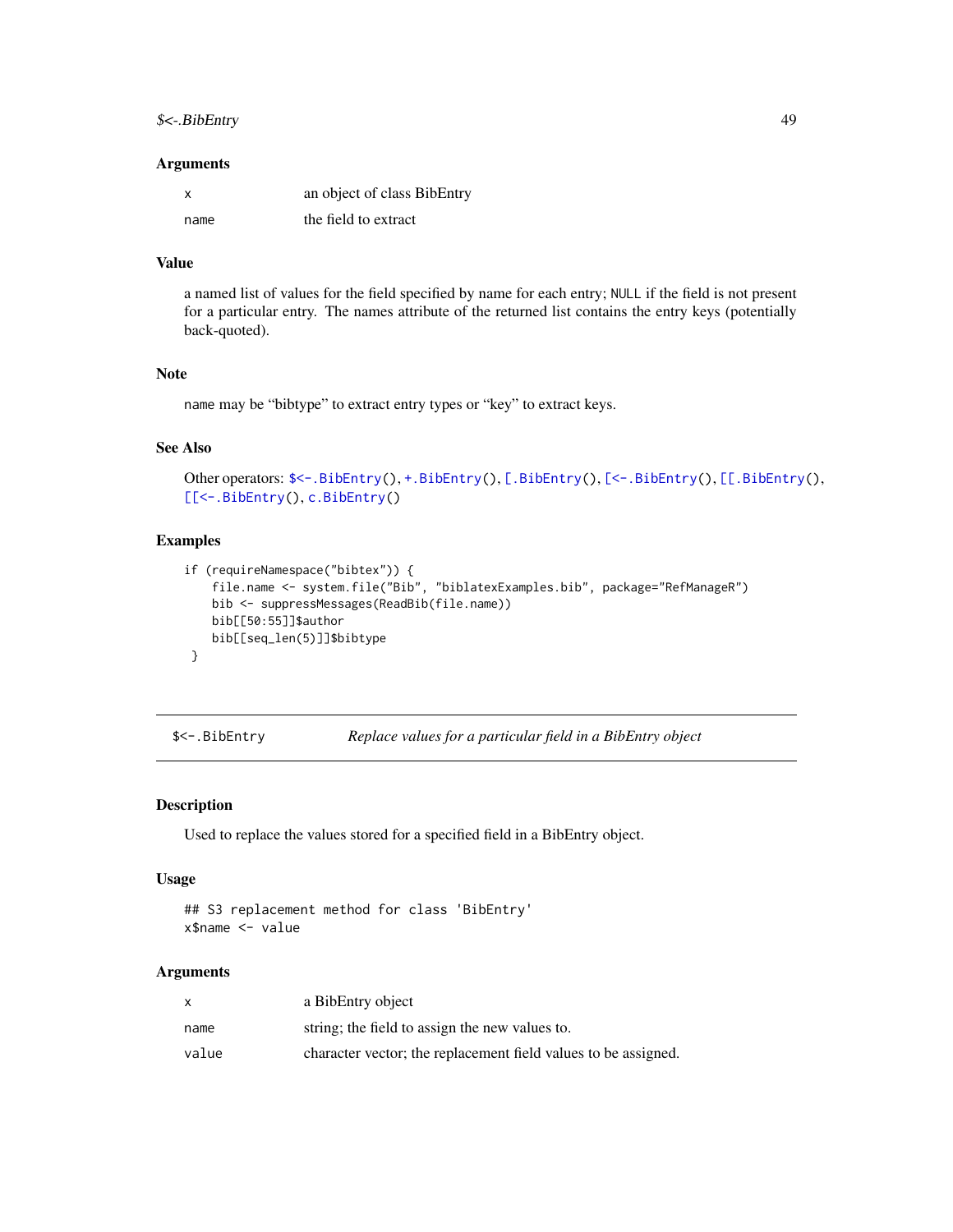### Arguments

| | |
|---|---|
| x | an object of class BibEntry |
| name | the field to extract |

### Value

a named list of values for the field specified by name for each entry; NULL if the field is not present for a particular entry. The names attribute of the returned list contains the entry keys (potentially back-quoted).

### Note

name may be "bibtype" to extract entry types or "key" to extract keys.

### See Also

Other operators: $<-.BibEntry(), +.BibEntry(), [.BibEntry(), [<-.BibEntry(), [[.BibEntry(), [[<-.BibEntry(), c.BibEntry()

### Examples

```
if (requireNamespace("bibtex")) {
    file.name <- system.file("Bib", "biblatexExamples.bib", package="RefManageR")
    bib <- suppressMessages(ReadBib(file.name))
    bib[[50:55]]$author
    bib[[seq_len(5)]]$bibtype
 }
```

---

## $<-.BibEntry — *Replace values for a particular field in a BibEntry object*

---

### Description

Used to replace the values stored for a specified field in a BibEntry object.

### Usage

```
## S3 replacement method for class 'BibEntry'
x$name <- value
```

### Arguments

| | |
|---|---|
| x | a BibEntry object |
| name | string; the field to assign the new values to. |
| value | character vector; the replacement field values to be assigned. |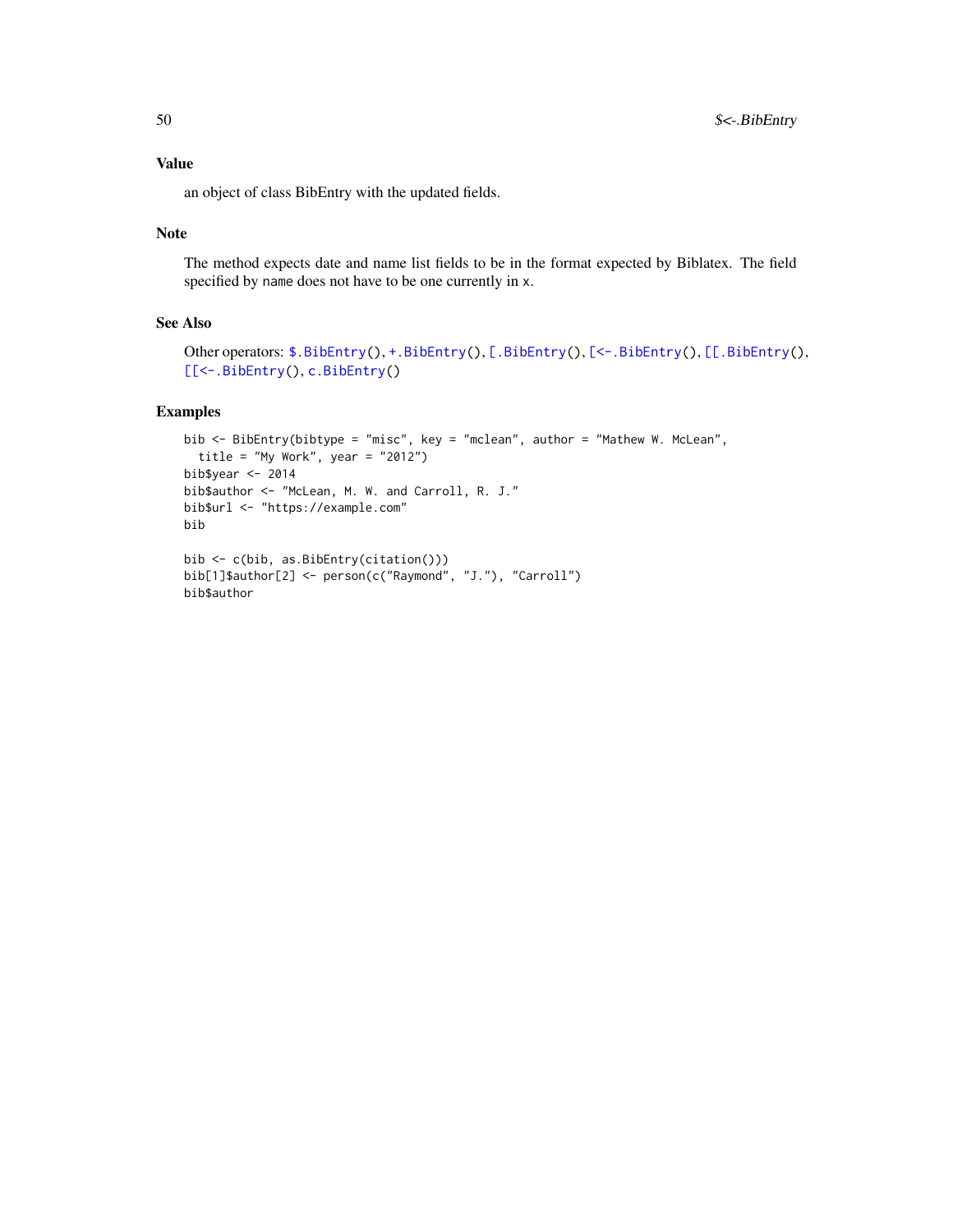## Value

an object of class BibEntry with the updated fields.

## Note

The method expects date and name list fields to be in the format expected by Biblatex. The field specified by `name` does not have to be one currently in `x`.

## See Also

Other operators: `$.BibEntry()`, `+.BibEntry()`, `[.BibEntry()`, `[<-.BibEntry()`, `[[.BibEntry()`, `[[<-.BibEntry()`, `c.BibEntry()`

## Examples

```
bib <- BibEntry(bibtype = "misc", key = "mclean", author = "Mathew W. McLean",
  title = "My Work", year = "2012")
bib$year <- 2014
bib$author <- "McLean, M. W. and Carroll, R. J."
bib$url <- "https://example.com"
bib

bib <- c(bib, as.BibEntry(citation()))
bib[1]$author[2] <- person(c("Raymond", "J."), "Carroll")
bib$author
```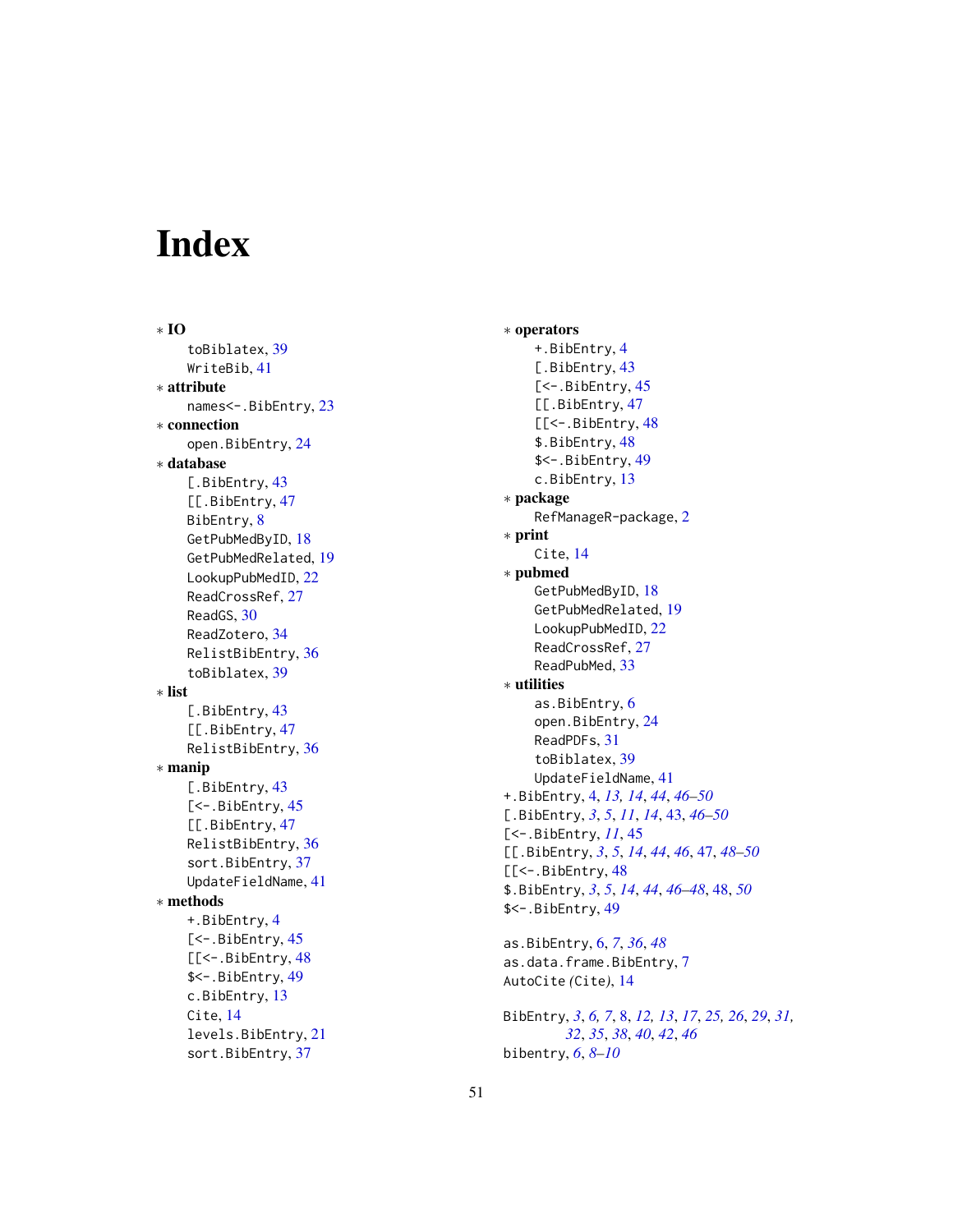# Index

∗ **IO**
- toBiblatex, 39
- WriteBib, 41

∗ **attribute**
- names<-.BibEntry, 23

∗ **connection**
- open.BibEntry, 24

∗ **database**
- [.BibEntry, 43
- [[.BibEntry, 47
- BibEntry, 8
- GetPubMedByID, 18
- GetPubMedRelated, 19
- LookupPubMedID, 22
- ReadCrossRef, 27
- ReadGS, 30
- ReadZotero, 34
- RelistBibEntry, 36
- toBiblatex, 39

∗ **list**
- [.BibEntry, 43
- [[.BibEntry, 47
- RelistBibEntry, 36

∗ **manip**
- [.BibEntry, 43
- [<-.BibEntry, 45
- [[.BibEntry, 47
- RelistBibEntry, 36
- sort.BibEntry, 37
- UpdateFieldName, 41

∗ **methods**
- +.BibEntry, 4
- [<-.BibEntry, 45
- [[<-.BibEntry, 48
- $<-.BibEntry, 49
- c.BibEntry, 13
- Cite, 14
- levels.BibEntry, 21
- sort.BibEntry, 37

∗ **operators**
- +.BibEntry, 4
- [.BibEntry, 43
- [<-.BibEntry, 45
- [[.BibEntry, 47
- [[<-.BibEntry, 48
- $.BibEntry, 48
- $<-.BibEntry, 49
- c.BibEntry, 13

∗ **package**
- RefManageR-package, 2

∗ **print**
- Cite, 14

∗ **pubmed**
- GetPubMedByID, 18
- GetPubMedRelated, 19
- LookupPubMedID, 22
- ReadCrossRef, 27
- ReadPubMed, 33

∗ **utilities**
- as.BibEntry, 6
- open.BibEntry, 24
- ReadPDFs, 31
- toBiblatex, 39
- UpdateFieldName, 41

+.BibEntry, 4, *13, 14*, *44*, *46–50*
[.BibEntry, *3*, *5*, *11*, *14*, 43, *46–50*
[<-.BibEntry, *11*, 45
[[.BibEntry, *3*, *5*, *14*, *44*, *46*, 47, *48–50*
[[<-.BibEntry, 48
$.BibEntry, *3*, *5*, *14*, *44*, *46–48*, 48, *50*
$<-.BibEntry, 49

as.BibEntry, 6, *7*, *36*, *48*
as.data.frame.BibEntry, 7
AutoCite *(*Cite*)*, 14

BibEntry, *3*, *6, 7*, 8, *12, 13*, *17*, *25, 26*, *29*, *31, 32*, *35*, *38*, *40*, *42*, *46*
bibentry, *6*, *8–10*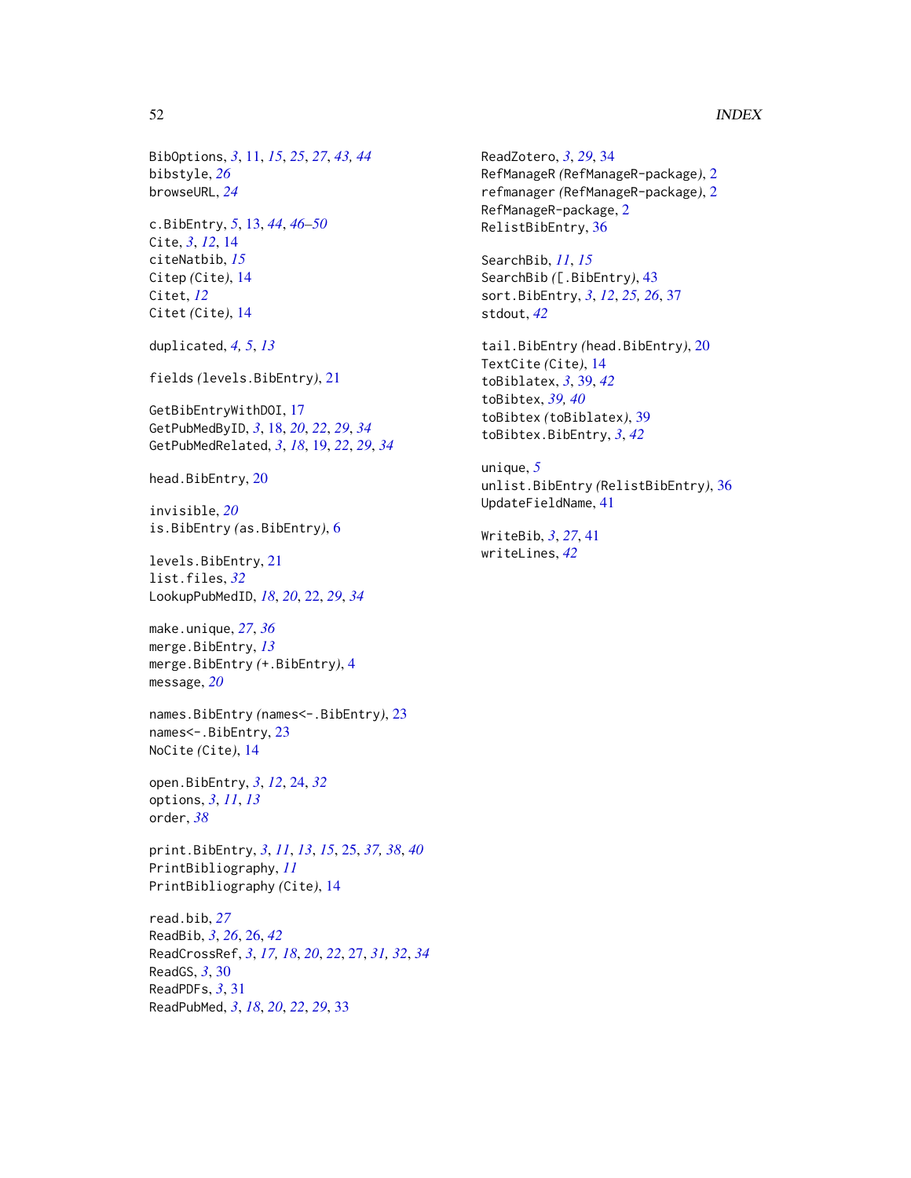BibOptions, *3*, 11, *15*, *25*, *27*, *43, 44*
bibstyle, *26*
browseURL, *24*

c.BibEntry, *5*, 13, *44*, *46–50*
Cite, *3*, *12*, 14
citeNatbib, *15*
Citep *(*Cite*)*, 14
Citet, *12*
Citet *(*Cite*)*, 14

duplicated, *4, 5*, *13*

fields *(*levels.BibEntry*)*, 21

GetBibEntryWithDOI, 17
GetPubMedByID, *3*, 18, *20*, *22*, *29*, *34*
GetPubMedRelated, *3*, *18*, 19, *22*, *29*, *34*

head.BibEntry, 20

invisible, *20*
is.BibEntry *(*as.BibEntry*)*, 6

levels.BibEntry, 21
list.files, *32*
LookupPubMedID, *18*, *20*, 22, *29*, *34*

make.unique, *27*, *36*
merge.BibEntry, *13*
merge.BibEntry *(*+.BibEntry*)*, 4
message, *20*

names.BibEntry *(*names<-.BibEntry*)*, 23
names<-.BibEntry, 23
NoCite *(*Cite*)*, 14

open.BibEntry, *3*, *12*, 24, *32*
options, *3*, *11*, *13*
order, *38*

print.BibEntry, *3*, *11*, *13*, *15*, 25, *37, 38*, *40*
PrintBibliography, *11*
PrintBibliography *(*Cite*)*, 14

read.bib, *27*
ReadBib, *3*, *26*, 26, *42*
ReadCrossRef, *3*, *17, 18*, *20*, *22*, 27, *31, 32*, *34*
ReadGS, *3*, 30
ReadPDFs, *3*, 31
ReadPubMed, *3*, *18*, *20*, *22*, *29*, 33

ReadZotero, *3*, *29*, 34
RefManageR *(*RefManageR-package*)*, 2
refmanager *(*RefManageR-package*)*, 2
RefManageR-package, 2
RelistBibEntry, 36

SearchBib, *11*, *15*
SearchBib *(*[.BibEntry*)*, 43
sort.BibEntry, *3*, *12*, *25, 26*, 37
stdout, *42*

tail.BibEntry *(*head.BibEntry*)*, 20
TextCite *(*Cite*)*, 14
toBiblatex, *3*, 39, *42*
toBibtex, *39, 40*
toBibtex *(*toBiblatex*)*, 39
toBibtex.BibEntry, *3*, *42*

unique, *5*
unlist.BibEntry *(*RelistBibEntry*)*, 36
UpdateFieldName, 41

WriteBib, *3*, *27*, 41
writeLines, *42*